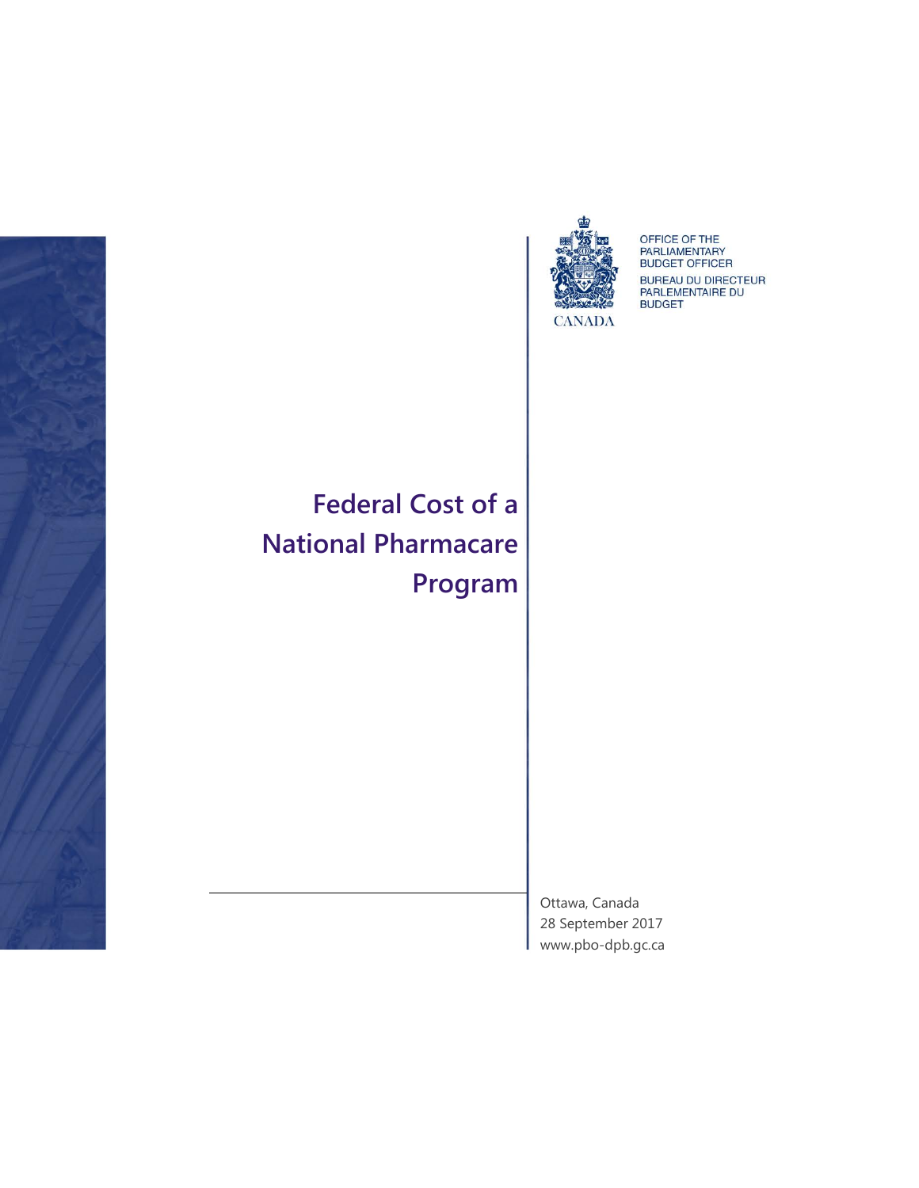OFFICE OF THE PARLIAMENTARY BUDGET OFFICER

BUREAU DU DIRECTEUR PARLEMENTAIRE DU BUDGET

CANADA

# Federal Cost of a National Pharmacare Program

Ottawa, Canada
28 September 2017
www.pbo-dpb.gc.ca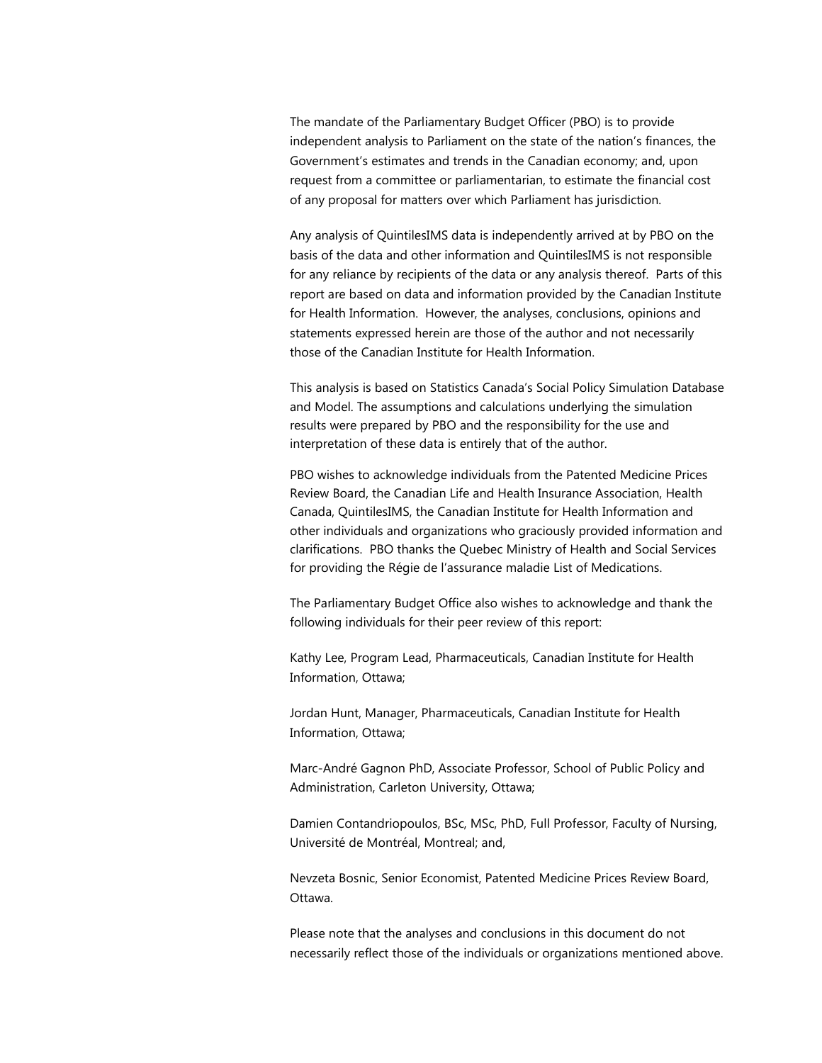The mandate of the Parliamentary Budget Officer (PBO) is to provide independent analysis to Parliament on the state of the nation's finances, the Government's estimates and trends in the Canadian economy; and, upon request from a committee or parliamentarian, to estimate the financial cost of any proposal for matters over which Parliament has jurisdiction.

Any analysis of QuintilesIMS data is independently arrived at by PBO on the basis of the data and other information and QuintilesIMS is not responsible for any reliance by recipients of the data or any analysis thereof. Parts of this report are based on data and information provided by the Canadian Institute for Health Information. However, the analyses, conclusions, opinions and statements expressed herein are those of the author and not necessarily those of the Canadian Institute for Health Information.

This analysis is based on Statistics Canada's Social Policy Simulation Database and Model. The assumptions and calculations underlying the simulation results were prepared by PBO and the responsibility for the use and interpretation of these data is entirely that of the author.

PBO wishes to acknowledge individuals from the Patented Medicine Prices Review Board, the Canadian Life and Health Insurance Association, Health Canada, QuintilesIMS, the Canadian Institute for Health Information and other individuals and organizations who graciously provided information and clarifications. PBO thanks the Quebec Ministry of Health and Social Services for providing the Régie de l'assurance maladie List of Medications.

The Parliamentary Budget Office also wishes to acknowledge and thank the following individuals for their peer review of this report:

Kathy Lee, Program Lead, Pharmaceuticals, Canadian Institute for Health Information, Ottawa;

Jordan Hunt, Manager, Pharmaceuticals, Canadian Institute for Health Information, Ottawa;

Marc-André Gagnon PhD, Associate Professor, School of Public Policy and Administration, Carleton University, Ottawa;

Damien Contandriopoulos, BSc, MSc, PhD, Full Professor, Faculty of Nursing, Université de Montréal, Montreal; and,

Nevzeta Bosnic, Senior Economist, Patented Medicine Prices Review Board, Ottawa.

Please note that the analyses and conclusions in this document do not necessarily reflect those of the individuals or organizations mentioned above.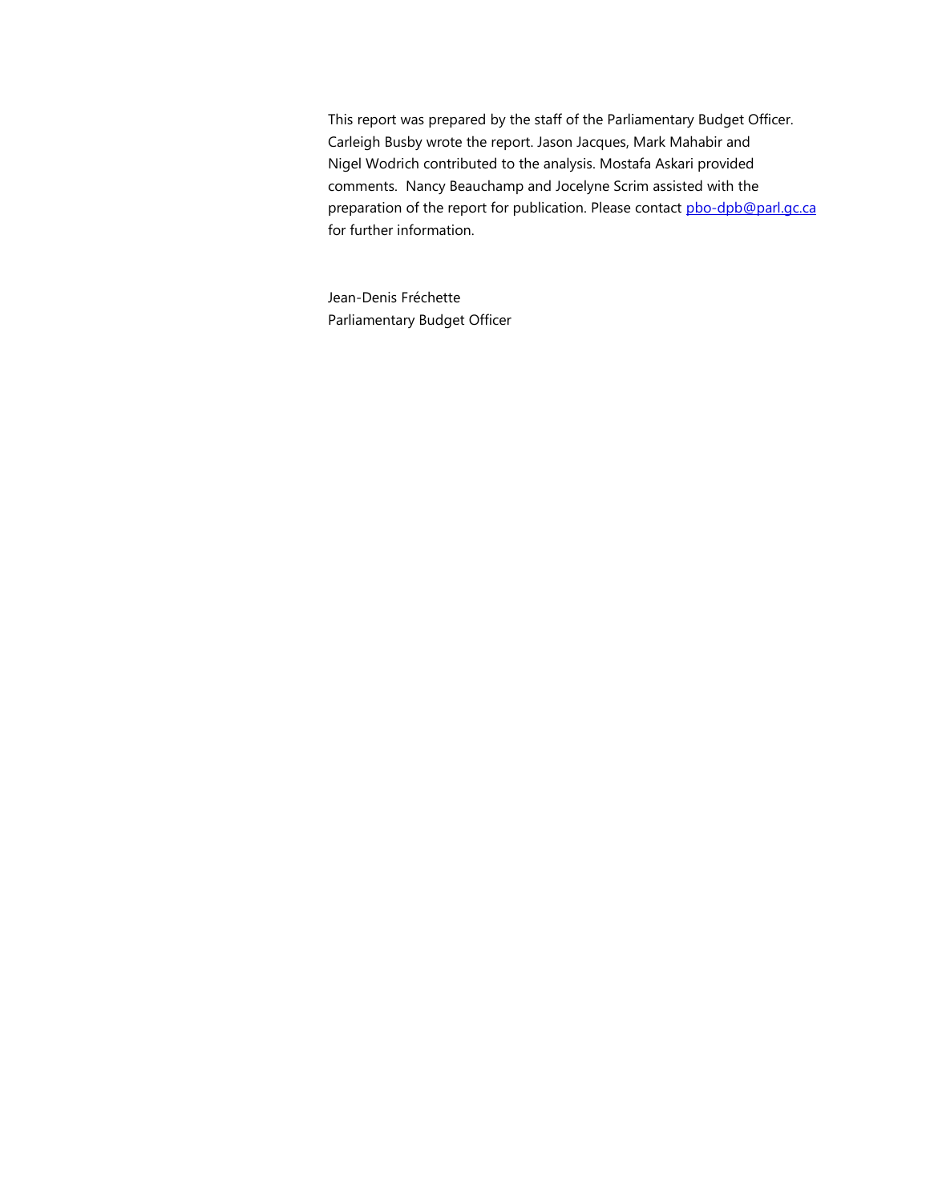This report was prepared by the staff of the Parliamentary Budget Officer. Carleigh Busby wrote the report. Jason Jacques, Mark Mahabir and Nigel Wodrich contributed to the analysis. Mostafa Askari provided comments. Nancy Beauchamp and Jocelyne Scrim assisted with the preparation of the report for publication. Please contact pbo-dpb@parl.gc.ca for further information.

Jean-Denis Fréchette  
Parliamentary Budget Officer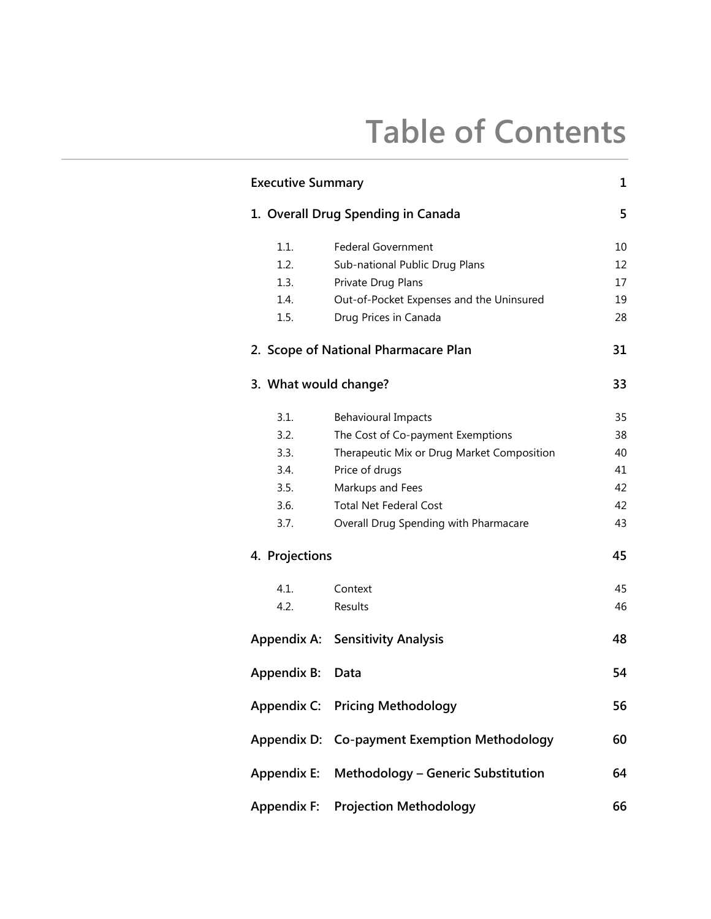# Table of Contents

| | | |
|---|---|---|
| **Executive Summary** | | **1** |
| **1. Overall Drug Spending in Canada** | | **5** |
| 1.1. | Federal Government | 10 |
| 1.2. | Sub-national Public Drug Plans | 12 |
| 1.3. | Private Drug Plans | 17 |
| 1.4. | Out-of-Pocket Expenses and the Uninsured | 19 |
| 1.5. | Drug Prices in Canada | 28 |
| **2. Scope of National Pharmacare Plan** | | **31** |
| **3. What would change?** | | **33** |
| 3.1. | Behavioural Impacts | 35 |
| 3.2. | The Cost of Co-payment Exemptions | 38 |
| 3.3. | Therapeutic Mix or Drug Market Composition | 40 |
| 3.4. | Price of drugs | 41 |
| 3.5. | Markups and Fees | 42 |
| 3.6. | Total Net Federal Cost | 42 |
| 3.7. | Overall Drug Spending with Pharmacare | 43 |
| **4. Projections** | | **45** |
| 4.1. | Context | 45 |
| 4.2. | Results | 46 |
| **Appendix A:** | **Sensitivity Analysis** | **48** |
| **Appendix B:** | **Data** | **54** |
| **Appendix C:** | **Pricing Methodology** | **56** |
| **Appendix D:** | **Co-payment Exemption Methodology** | **60** |
| **Appendix E:** | **Methodology – Generic Substitution** | **64** |
| **Appendix F:** | **Projection Methodology** | **66** |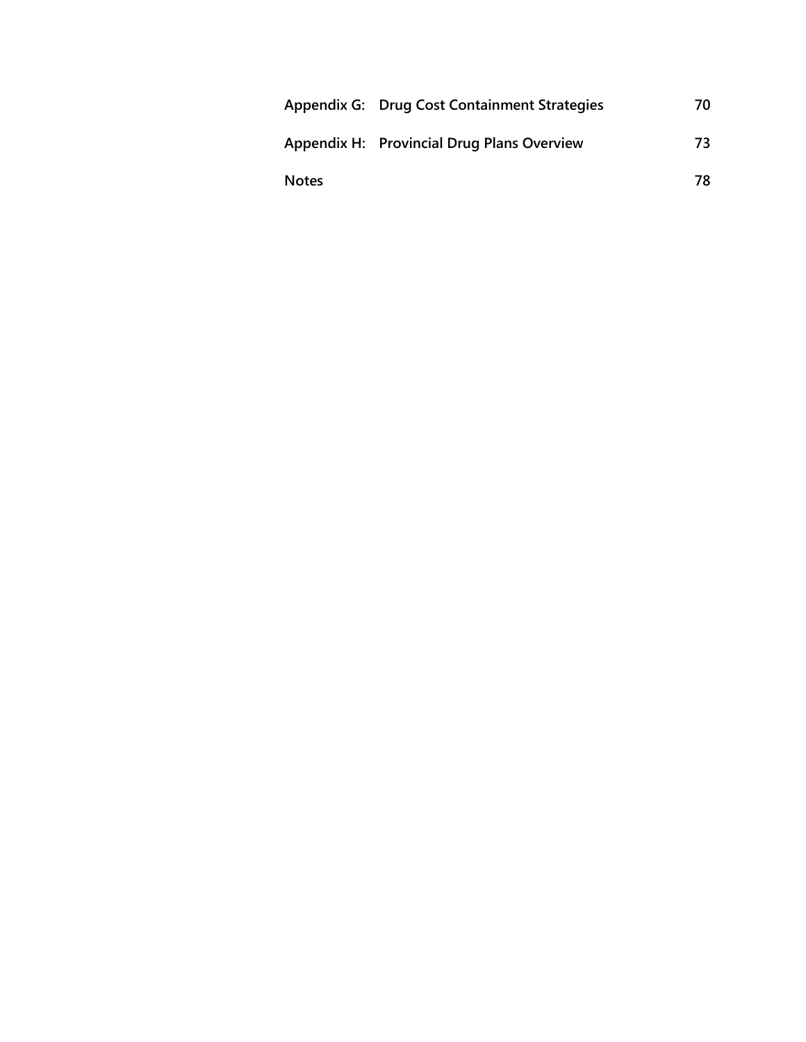| | | |
|---|---|---|
| **Appendix G:** | **Drug Cost Containment Strategies** | **70** |
| **Appendix H:** | **Provincial Drug Plans Overview** | **73** |
| **Notes** | | **78** |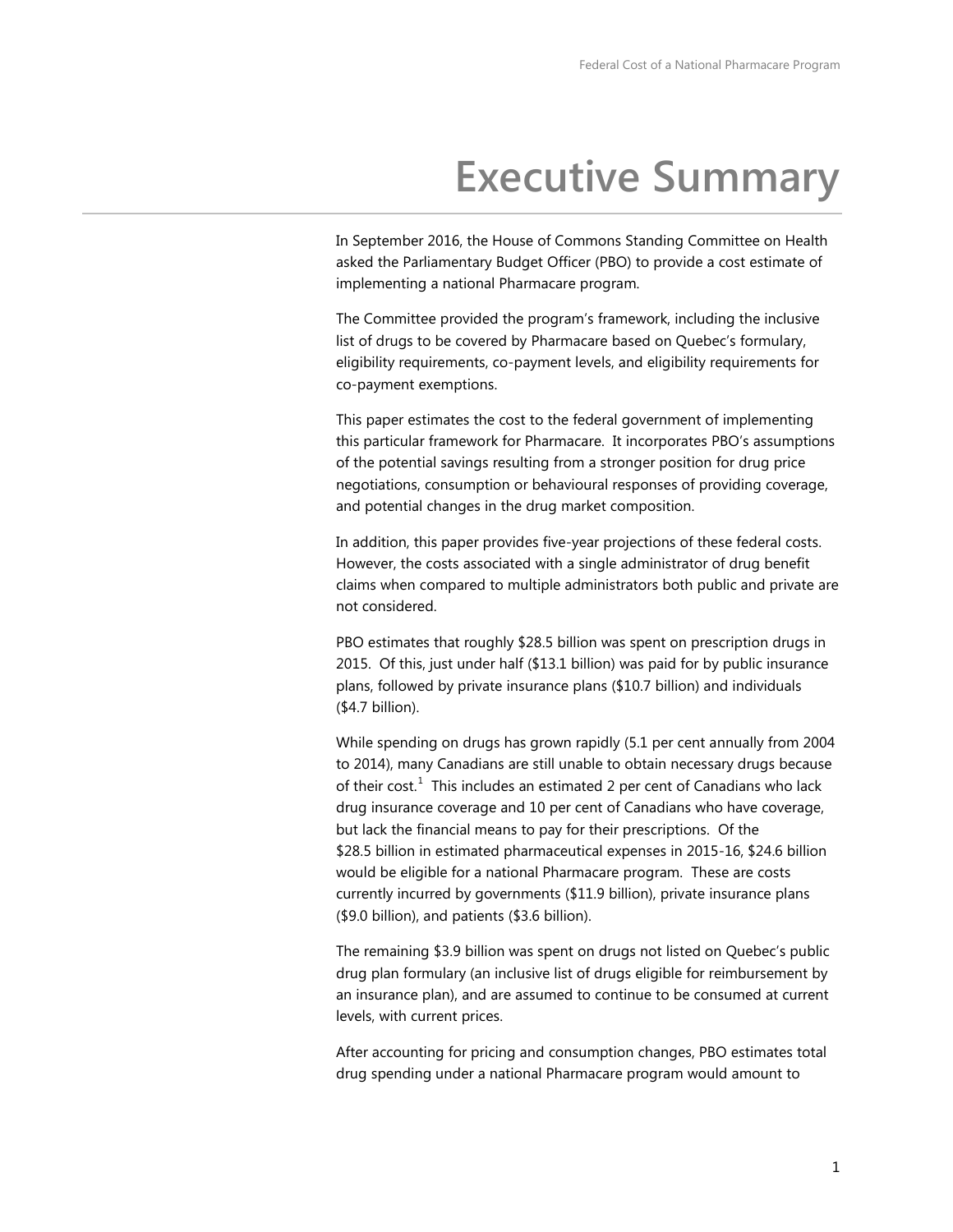# Executive Summary

In September 2016, the House of Commons Standing Committee on Health asked the Parliamentary Budget Officer (PBO) to provide a cost estimate of implementing a national Pharmacare program.

The Committee provided the program's framework, including the inclusive list of drugs to be covered by Pharmacare based on Quebec's formulary, eligibility requirements, co-payment levels, and eligibility requirements for co-payment exemptions.

This paper estimates the cost to the federal government of implementing this particular framework for Pharmacare. It incorporates PBO's assumptions of the potential savings resulting from a stronger position for drug price negotiations, consumption or behavioural responses of providing coverage, and potential changes in the drug market composition.

In addition, this paper provides five-year projections of these federal costs. However, the costs associated with a single administrator of drug benefit claims when compared to multiple administrators both public and private are not considered.

PBO estimates that roughly $28.5 billion was spent on prescription drugs in 2015. Of this, just under half ($13.1 billion) was paid for by public insurance plans, followed by private insurance plans ($10.7 billion) and individuals ($4.7 billion).

While spending on drugs has grown rapidly (5.1 per cent annually from 2004 to 2014), many Canadians are still unable to obtain necessary drugs because of their cost.[1] This includes an estimated 2 per cent of Canadians who lack drug insurance coverage and 10 per cent of Canadians who have coverage, but lack the financial means to pay for their prescriptions. Of the $28.5 billion in estimated pharmaceutical expenses in 2015-16, $24.6 billion would be eligible for a national Pharmacare program. These are costs currently incurred by governments ($11.9 billion), private insurance plans ($9.0 billion), and patients ($3.6 billion).

The remaining $3.9 billion was spent on drugs not listed on Quebec's public drug plan formulary (an inclusive list of drugs eligible for reimbursement by an insurance plan), and are assumed to continue to be consumed at current levels, with current prices.

After accounting for pricing and consumption changes, PBO estimates total drug spending under a national Pharmacare program would amount to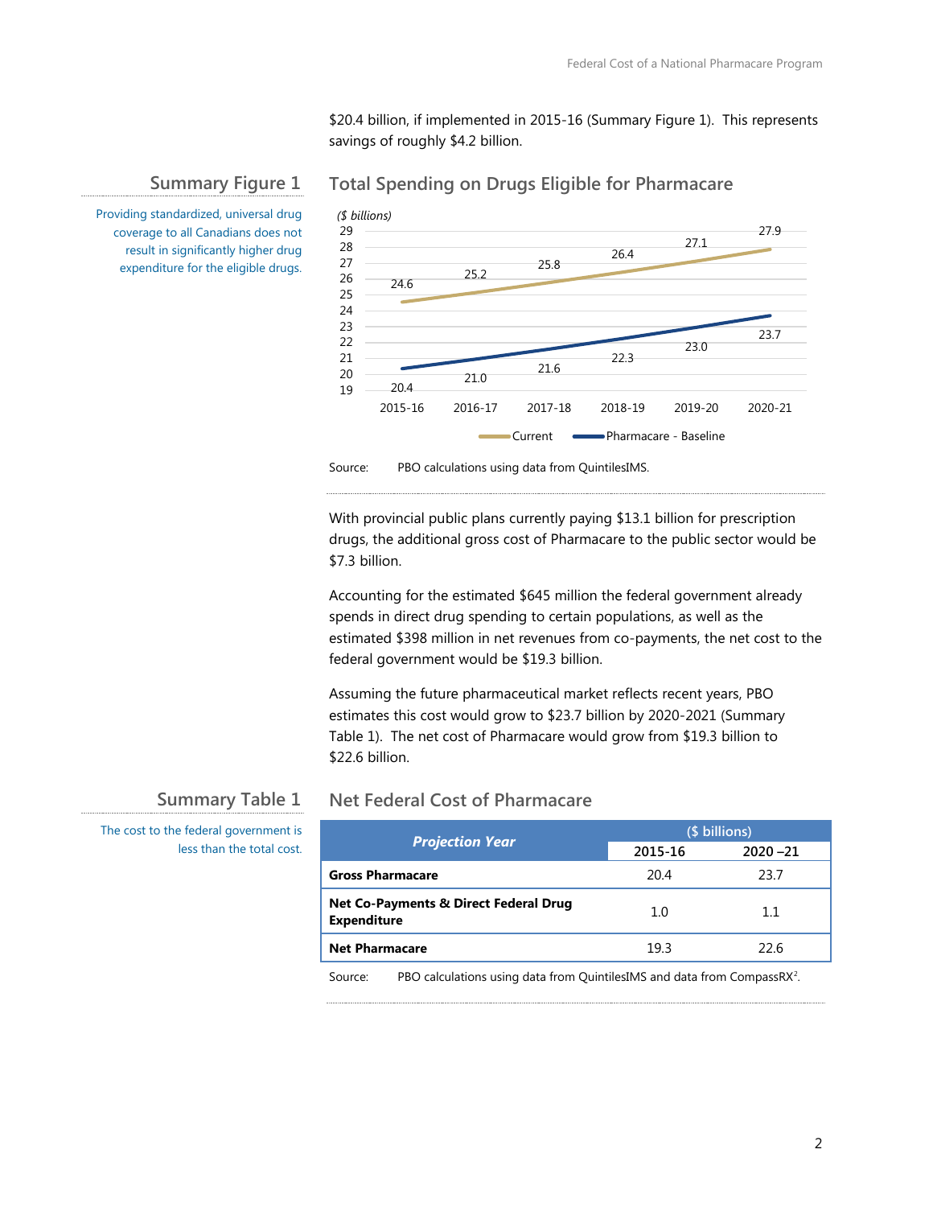$20.4 billion, if implemented in 2015-16 (Summary Figure 1). This represents savings of roughly $4.2 billion.

### Summary Figure 1

Providing standardized, universal drug coverage to all Canadians does not result in significantly higher drug expenditure for the eligible drugs.

### Total Spending on Drugs Eligible for Pharmacare

($ billions)

| | 2015-16 | 2016-17 | 2017-18 | 2018-19 | 2019-20 | 2020-21 |
|---|---|---|---|---|---|---|
| Current | 24.6 | 25.2 | 25.8 | 26.4 | 27.1 | 27.9 |
| Pharmacare - Baseline | 20.4 | 21.0 | 21.6 | 22.3 | 23.0 | 23.7 |

Source: PBO calculations using data from QuintilesIMS.

With provincial public plans currently paying $13.1 billion for prescription drugs, the additional gross cost of Pharmacare to the public sector would be $7.3 billion.

Accounting for the estimated $645 million the federal government already spends in direct drug spending to certain populations, as well as the estimated $398 million in net revenues from co-payments, the net cost to the federal government would be $19.3 billion.

Assuming the future pharmaceutical market reflects recent years, PBO estimates this cost would grow to $23.7 billion by 2020-2021 (Summary Table 1). The net cost of Pharmacare would grow from $19.3 billion to $22.6 billion.

### Summary Table 1

The cost to the federal government is less than the total cost.

### Net Federal Cost of Pharmacare

| *Projection Year* | ($ billions) | |
|---|---|---|
| | 2015-16 | 2020 –21 |
| **Gross Pharmacare** | 20.4 | 23.7 |
| **Net Co-Payments & Direct Federal Drug Expenditure** | 1.0 | 1.1 |
| **Net Pharmacare** | 19.3 | 22.6 |

Source: PBO calculations using data from QuintilesIMS and data from CompassRX[2].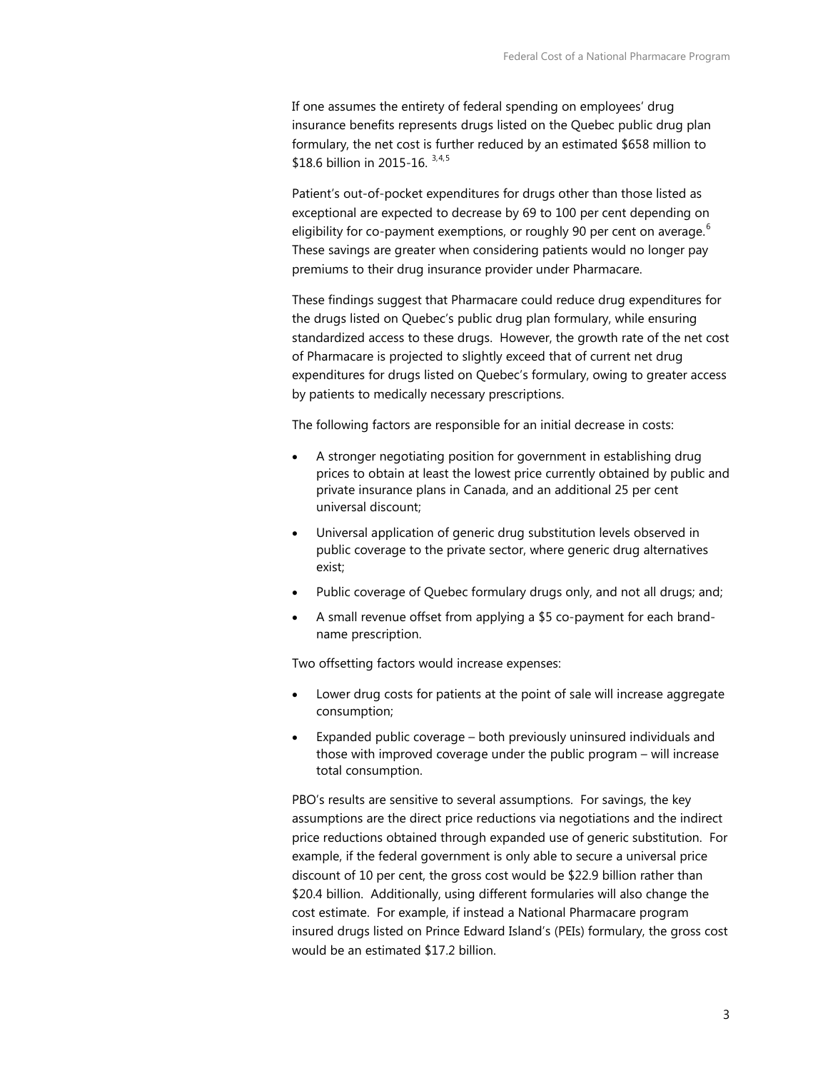If one assumes the entirety of federal spending on employees' drug insurance benefits represents drugs listed on the Quebec public drug plan formulary, the net cost is further reduced by an estimated $658 million to $18.6 billion in 2015-16. [3,4,5]

Patient's out-of-pocket expenditures for drugs other than those listed as exceptional are expected to decrease by 69 to 100 per cent depending on eligibility for co-payment exemptions, or roughly 90 per cent on average.[6] These savings are greater when considering patients would no longer pay premiums to their drug insurance provider under Pharmacare.

These findings suggest that Pharmacare could reduce drug expenditures for the drugs listed on Quebec's public drug plan formulary, while ensuring standardized access to these drugs. However, the growth rate of the net cost of Pharmacare is projected to slightly exceed that of current net drug expenditures for drugs listed on Quebec's formulary, owing to greater access by patients to medically necessary prescriptions.

The following factors are responsible for an initial decrease in costs:

- A stronger negotiating position for government in establishing drug prices to obtain at least the lowest price currently obtained by public and private insurance plans in Canada, and an additional 25 per cent universal discount;
- Universal application of generic drug substitution levels observed in public coverage to the private sector, where generic drug alternatives exist;
- Public coverage of Quebec formulary drugs only, and not all drugs; and;
- A small revenue offset from applying a $5 co-payment for each brand-name prescription.

Two offsetting factors would increase expenses:

- Lower drug costs for patients at the point of sale will increase aggregate consumption;
- Expanded public coverage – both previously uninsured individuals and those with improved coverage under the public program – will increase total consumption.

PBO's results are sensitive to several assumptions. For savings, the key assumptions are the direct price reductions via negotiations and the indirect price reductions obtained through expanded use of generic substitution. For example, if the federal government is only able to secure a universal price discount of 10 per cent, the gross cost would be $22.9 billion rather than $20.4 billion. Additionally, using different formularies will also change the cost estimate. For example, if instead a National Pharmacare program insured drugs listed on Prince Edward Island's (PEIs) formulary, the gross cost would be an estimated $17.2 billion.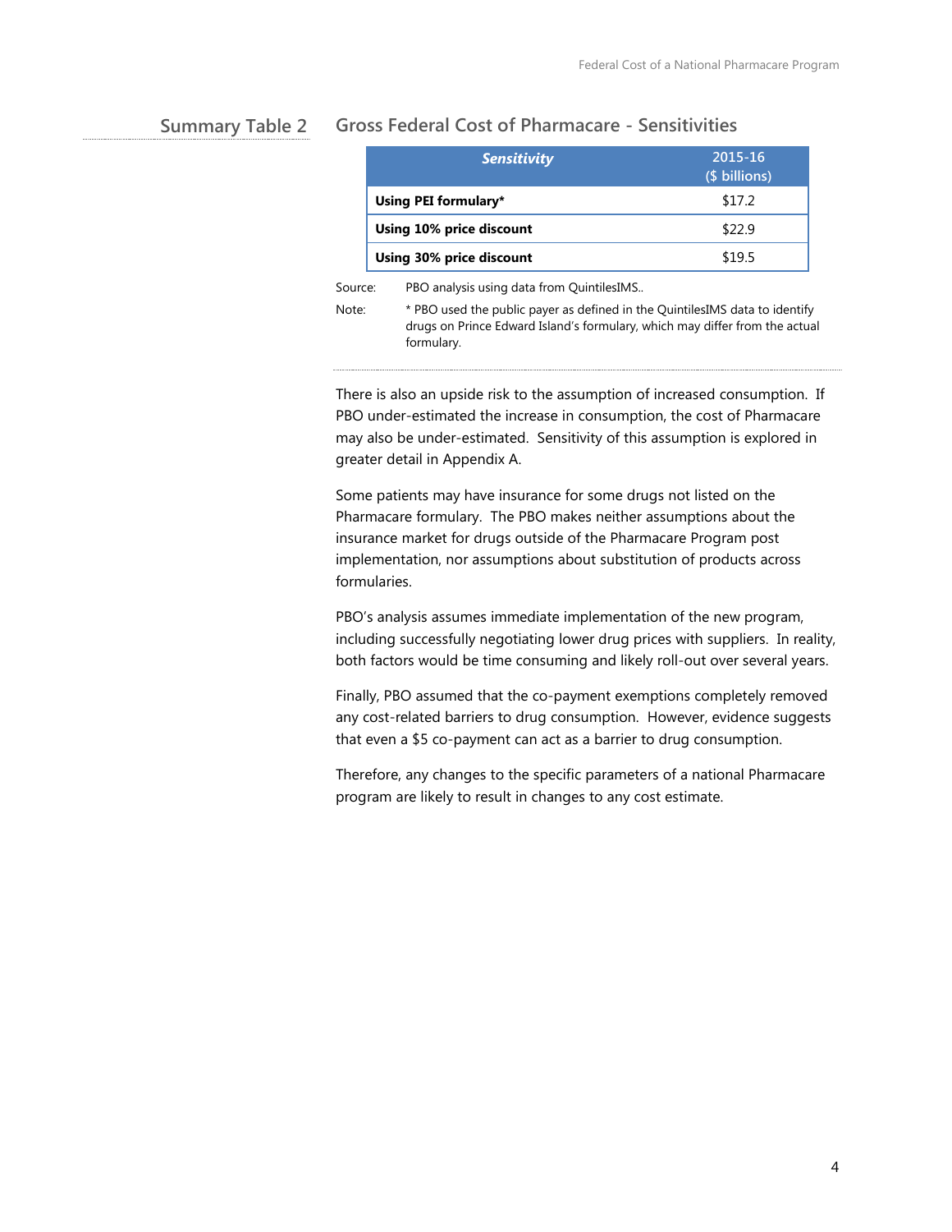Summary Table 2 **Gross Federal Cost of Pharmacare - Sensitivities**

| ***Sensitivity*** | 2015-16 ($ billions) |
|---|---|
| **Using PEI formulary*** | $17.2 |
| **Using 10% price discount** | $22.9 |
| **Using 30% price discount** | $19.5 |

Source: PBO analysis using data from QuintilesIMS..

Note: * PBO used the public payer as defined in the QuintilesIMS data to identify drugs on Prince Edward Island's formulary, which may differ from the actual formulary.

There is also an upside risk to the assumption of increased consumption. If PBO under-estimated the increase in consumption, the cost of Pharmacare may also be under-estimated. Sensitivity of this assumption is explored in greater detail in Appendix A.

Some patients may have insurance for some drugs not listed on the Pharmacare formulary. The PBO makes neither assumptions about the insurance market for drugs outside of the Pharmacare Program post implementation, nor assumptions about substitution of products across formularies.

PBO's analysis assumes immediate implementation of the new program, including successfully negotiating lower drug prices with suppliers. In reality, both factors would be time consuming and likely roll-out over several years.

Finally, PBO assumed that the co-payment exemptions completely removed any cost-related barriers to drug consumption. However, evidence suggests that even a $5 co-payment can act as a barrier to drug consumption.

Therefore, any changes to the specific parameters of a national Pharmacare program are likely to result in changes to any cost estimate.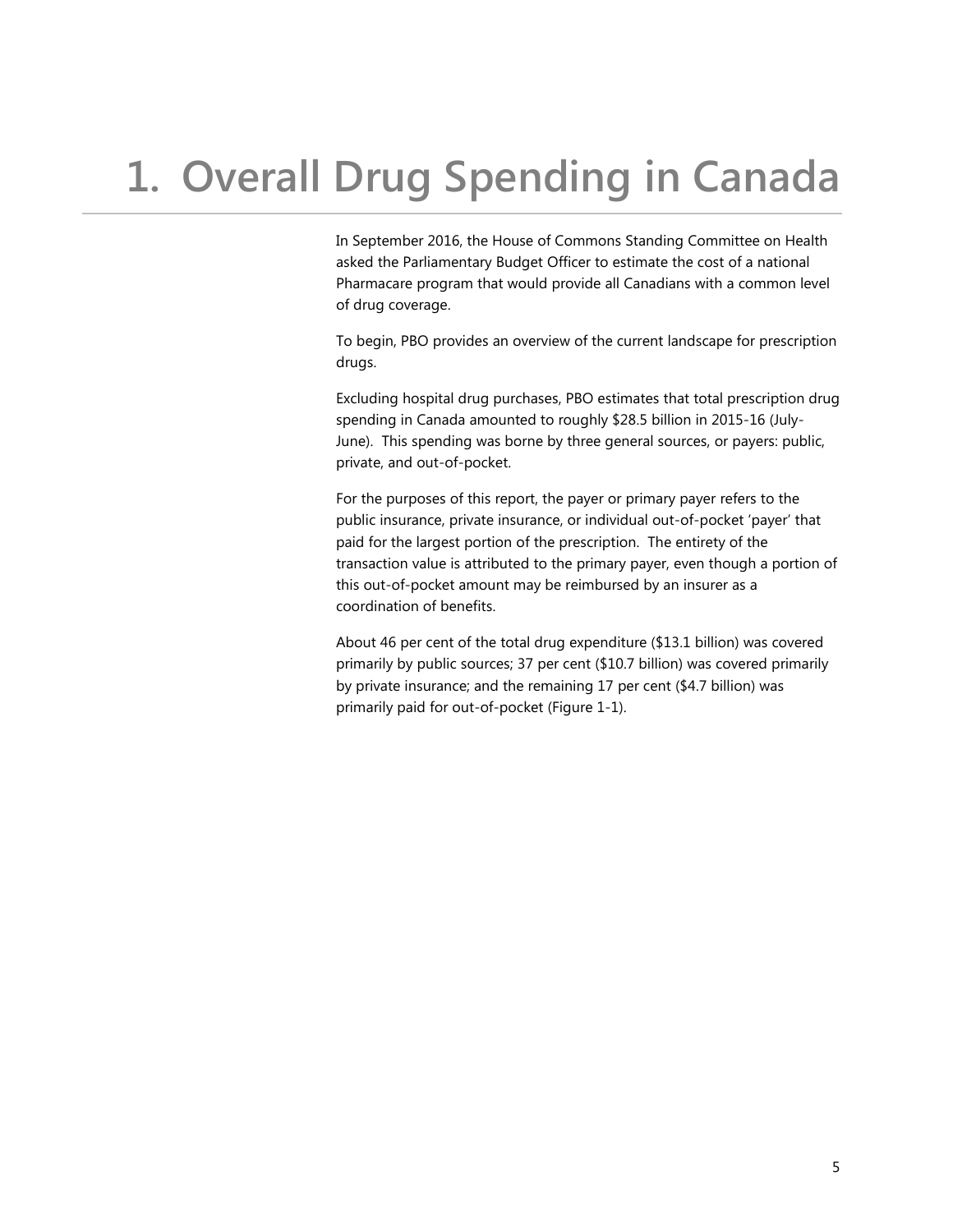# 1. Overall Drug Spending in Canada

In September 2016, the House of Commons Standing Committee on Health asked the Parliamentary Budget Officer to estimate the cost of a national Pharmacare program that would provide all Canadians with a common level of drug coverage.

To begin, PBO provides an overview of the current landscape for prescription drugs.

Excluding hospital drug purchases, PBO estimates that total prescription drug spending in Canada amounted to roughly $28.5 billion in 2015-16 (July-June). This spending was borne by three general sources, or payers: public, private, and out-of-pocket.

For the purposes of this report, the payer or primary payer refers to the public insurance, private insurance, or individual out-of-pocket 'payer' that paid for the largest portion of the prescription. The entirety of the transaction value is attributed to the primary payer, even though a portion of this out-of-pocket amount may be reimbursed by an insurer as a coordination of benefits.

About 46 per cent of the total drug expenditure ($13.1 billion) was covered primarily by public sources; 37 per cent ($10.7 billion) was covered primarily by private insurance; and the remaining 17 per cent ($4.7 billion) was primarily paid for out-of-pocket (Figure 1-1).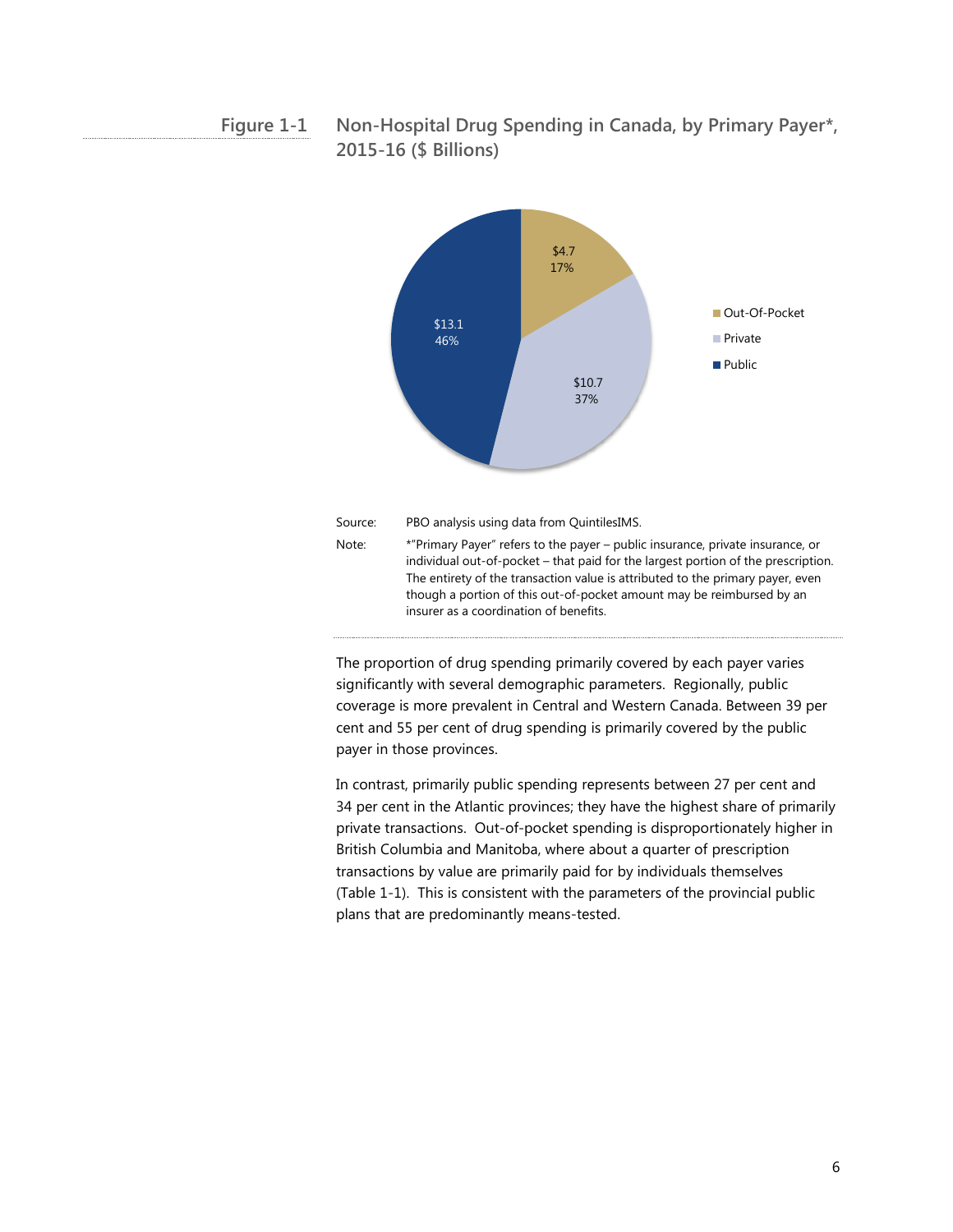**Figure 1-1 Non-Hospital Drug Spending in Canada, by Primary Payer*, 2015-16 ($ Billions)**

| Payer | $ Billions | Share |
| --- | --- | --- |
| Out-Of-Pocket | $4.7 | 17% |
| Private | $10.7 | 37% |
| Public | $13.1 | 46% |

Source: PBO analysis using data from QuintilesIMS.

Note: *"Primary Payer" refers to the payer – public insurance, private insurance, or individual out-of-pocket – that paid for the largest portion of the prescription. The entirety of the transaction value is attributed to the primary payer, even though a portion of this out-of-pocket amount may be reimbursed by an insurer as a coordination of benefits.

The proportion of drug spending primarily covered by each payer varies significantly with several demographic parameters. Regionally, public coverage is more prevalent in Central and Western Canada. Between 39 per cent and 55 per cent of drug spending is primarily covered by the public payer in those provinces.

In contrast, primarily public spending represents between 27 per cent and 34 per cent in the Atlantic provinces; they have the highest share of primarily private transactions. Out-of-pocket spending is disproportionately higher in British Columbia and Manitoba, where about a quarter of prescription transactions by value are primarily paid for by individuals themselves (Table 1-1). This is consistent with the parameters of the provincial public plans that are predominantly means-tested.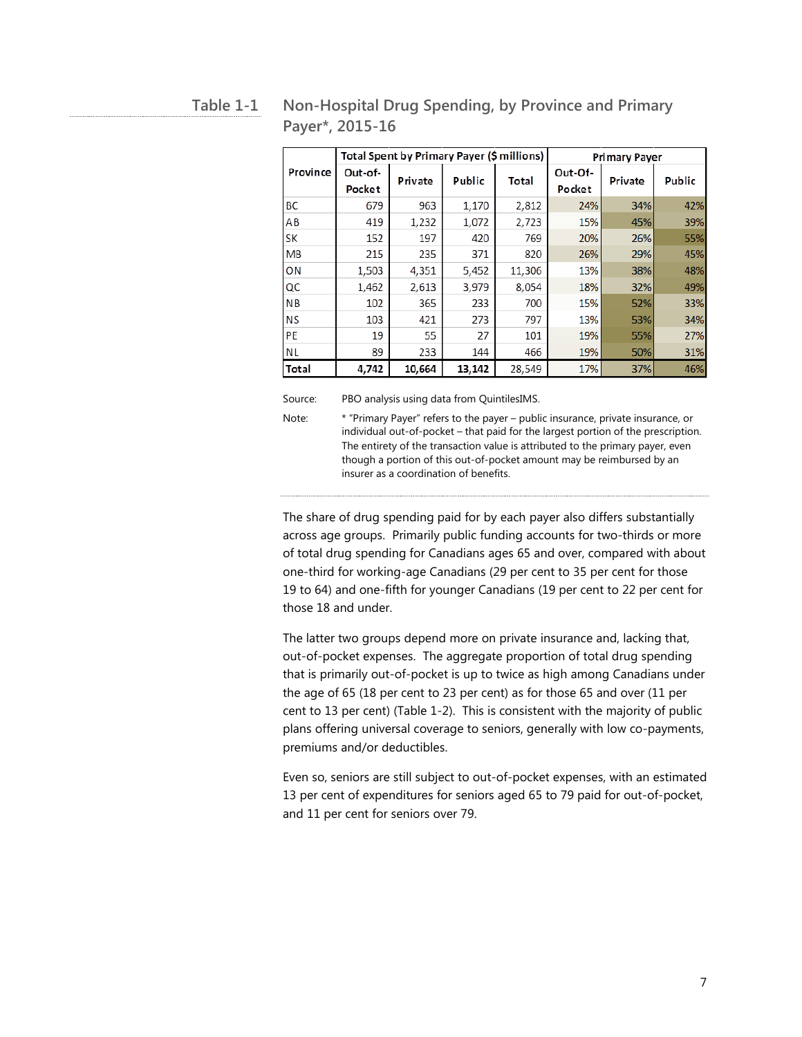Table 1-1 Non-Hospital Drug Spending, by Province and Primary Payer*, 2015-16

| Province | Total Spent by Primary Payer ($ millions) | | | | Primary Payer | | |
|---|---|---|---|---|---|---|---|
| | Out-of-Pocket | Private | Public | Total | Out-Of-Pocket | Private | Public |
| BC | 679 | 963 | 1,170 | 2,812 | 24% | 34% | 42% |
| AB | 419 | 1,232 | 1,072 | 2,723 | 15% | 45% | 39% |
| SK | 152 | 197 | 420 | 769 | 20% | 26% | 55% |
| MB | 215 | 235 | 371 | 820 | 26% | 29% | 45% |
| ON | 1,503 | 4,351 | 5,452 | 11,306 | 13% | 38% | 48% |
| QC | 1,462 | 2,613 | 3,979 | 8,054 | 18% | 32% | 49% |
| NB | 102 | 365 | 233 | 700 | 15% | 52% | 33% |
| NS | 103 | 421 | 273 | 797 | 13% | 53% | 34% |
| PE | 19 | 55 | 27 | 101 | 19% | 55% | 27% |
| NL | 89 | 233 | 144 | 466 | 19% | 50% | 31% |
| **Total** | **4,742** | **10,664** | **13,142** | 28,549 | 17% | 37% | 46% |

Source: PBO analysis using data from QuintilesIMS.

Note: * "Primary Payer" refers to the payer – public insurance, private insurance, or individual out-of-pocket – that paid for the largest portion of the prescription. The entirety of the transaction value is attributed to the primary payer, even though a portion of this out-of-pocket amount may be reimbursed by an insurer as a coordination of benefits.

The share of drug spending paid for by each payer also differs substantially across age groups. Primarily public funding accounts for two-thirds or more of total drug spending for Canadians ages 65 and over, compared with about one-third for working-age Canadians (29 per cent to 35 per cent for those 19 to 64) and one-fifth for younger Canadians (19 per cent to 22 per cent for those 18 and under.

The latter two groups depend more on private insurance and, lacking that, out-of-pocket expenses. The aggregate proportion of total drug spending that is primarily out-of-pocket is up to twice as high among Canadians under the age of 65 (18 per cent to 23 per cent) as for those 65 and over (11 per cent to 13 per cent) (Table 1-2). This is consistent with the majority of public plans offering universal coverage to seniors, generally with low co-payments, premiums and/or deductibles.

Even so, seniors are still subject to out-of-pocket expenses, with an estimated 13 per cent of expenditures for seniors aged 65 to 79 paid for out-of-pocket, and 11 per cent for seniors over 79.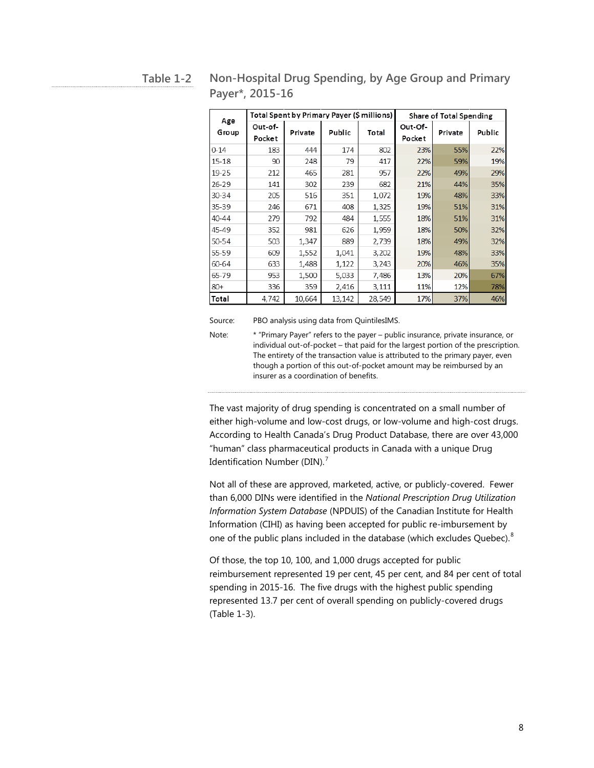## Table 1-2 Non-Hospital Drug Spending, by Age Group and Primary Payer*, 2015-16

| Age Group | Total Spent by Primary Payer ($ millions) | | | | Share of Total Spending | | |
|---|---|---|---|---|---|---|---|
| | Out-of-Pocket | Private | Public | Total | Out-Of-Pocket | Private | Public |
| 0-14 | 183 | 444 | 174 | 802 | 23% | 55% | 22% |
| 15-18 | 90 | 248 | 79 | 417 | 22% | 59% | 19% |
| 19-25 | 212 | 465 | 281 | 957 | 22% | 49% | 29% |
| 26-29 | 141 | 302 | 239 | 682 | 21% | 44% | 35% |
| 30-34 | 205 | 516 | 351 | 1,072 | 19% | 48% | 33% |
| 35-39 | 246 | 671 | 408 | 1,325 | 19% | 51% | 31% |
| 40-44 | 279 | 792 | 484 | 1,555 | 18% | 51% | 31% |
| 45-49 | 352 | 981 | 626 | 1,959 | 18% | 50% | 32% |
| 50-54 | 503 | 1,347 | 889 | 2,739 | 18% | 49% | 32% |
| 55-59 | 609 | 1,552 | 1,041 | 3,202 | 19% | 48% | 33% |
| 60-64 | 633 | 1,488 | 1,122 | 3,243 | 20% | 46% | 35% |
| 65-79 | 953 | 1,500 | 5,033 | 7,486 | 13% | 20% | 67% |
| 80+ | 336 | 359 | 2,416 | 3,111 | 11% | 12% | 78% |
| **Total** | 4,742 | 10,664 | 13,142 | 28,549 | 17% | 37% | 46% |

Source: PBO analysis using data from QuintilesIMS.

Note: * "Primary Payer" refers to the payer – public insurance, private insurance, or individual out-of-pocket – that paid for the largest portion of the prescription. The entirety of the transaction value is attributed to the primary payer, even though a portion of this out-of-pocket amount may be reimbursed by an insurer as a coordination of benefits.

The vast majority of drug spending is concentrated on a small number of either high-volume and low-cost drugs, or low-volume and high-cost drugs. According to Health Canada's Drug Product Database, there are over 43,000 "human" class pharmaceutical products in Canada with a unique Drug Identification Number (DIN).[7]

Not all of these are approved, marketed, active, or publicly-covered. Fewer than 6,000 DINs were identified in the *National Prescription Drug Utilization Information System Database* (NPDUIS) of the Canadian Institute for Health Information (CIHI) as having been accepted for public re-imbursement by one of the public plans included in the database (which excludes Quebec).[8]

Of those, the top 10, 100, and 1,000 drugs accepted for public reimbursement represented 19 per cent, 45 per cent, and 84 per cent of total spending in 2015-16. The five drugs with the highest public spending represented 13.7 per cent of overall spending on publicly-covered drugs (Table 1-3).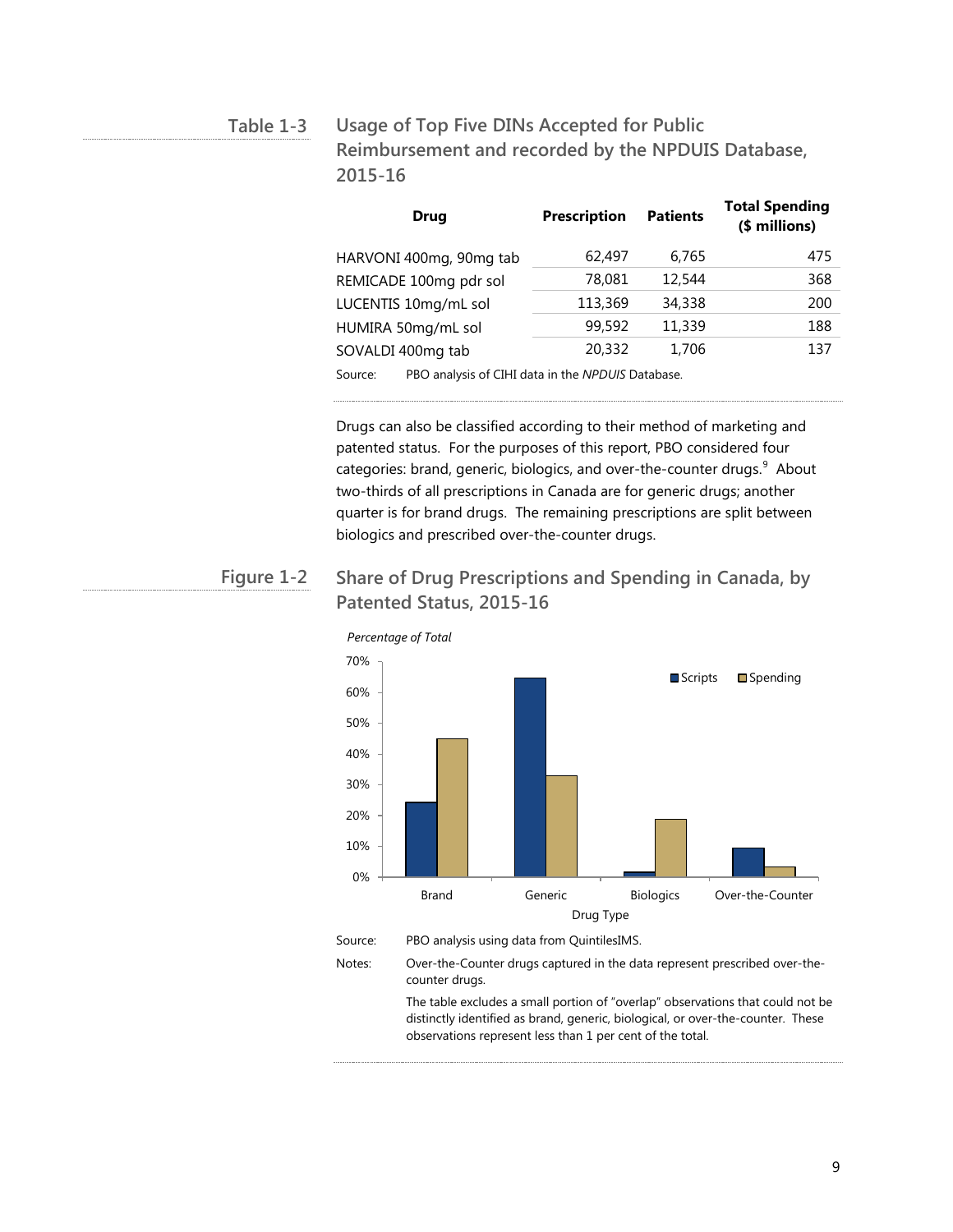Table 1-3 **Usage of Top Five DINs Accepted for Public Reimbursement and recorded by the NPDUIS Database, 2015-16**

| Drug | Prescription | Patients | Total Spending ($ millions) |
|---|---|---|---|
| HARVONI 400mg, 90mg tab | 62,497 | 6,765 | 475 |
| REMICADE 100mg pdr sol | 78,081 | 12,544 | 368 |
| LUCENTIS 10mg/mL sol | 113,369 | 34,338 | 200 |
| HUMIRA 50mg/mL sol | 99,592 | 11,339 | 188 |
| SOVALDI 400mg tab | 20,332 | 1,706 | 137 |

Source: PBO analysis of CIHI data in the *NPDUIS* Database.

Drugs can also be classified according to their method of marketing and patented status. For the purposes of this report, PBO considered four categories: brand, generic, biologics, and over-the-counter drugs.[9] About two-thirds of all prescriptions in Canada are for generic drugs; another quarter is for brand drugs. The remaining prescriptions are split between biologics and prescribed over-the-counter drugs.

Figure 1-2 **Share of Drug Prescriptions and Spending in Canada, by Patented Status, 2015-16**

Source: PBO analysis using data from QuintilesIMS.

Notes: Over-the-Counter drugs captured in the data represent prescribed over-the-counter drugs.

The table excludes a small portion of "overlap" observations that could not be distinctly identified as brand, generic, biological, or over-the-counter. These observations represent less than 1 per cent of the total.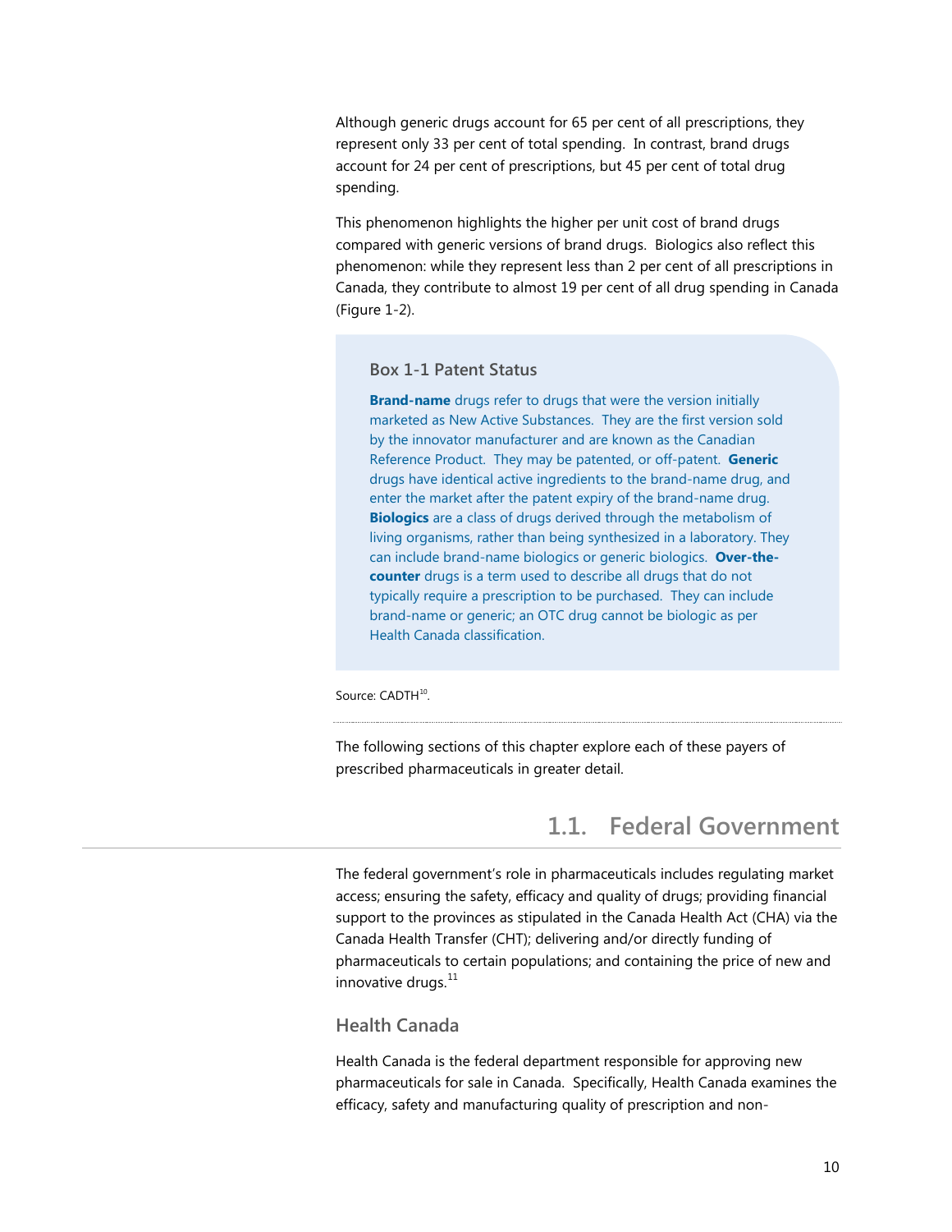Although generic drugs account for 65 per cent of all prescriptions, they represent only 33 per cent of total spending. In contrast, brand drugs account for 24 per cent of prescriptions, but 45 per cent of total drug spending.

This phenomenon highlights the higher per unit cost of brand drugs compared with generic versions of brand drugs. Biologics also reflect this phenomenon: while they represent less than 2 per cent of all prescriptions in Canada, they contribute to almost 19 per cent of all drug spending in Canada (Figure 1-2).

> **Box 1-1 Patent Status**
>
> **Brand-name** drugs refer to drugs that were the version initially marketed as New Active Substances. They are the first version sold by the innovator manufacturer and are known as the Canadian Reference Product. They may be patented, or off-patent. **Generic** drugs have identical active ingredients to the brand-name drug, and enter the market after the patent expiry of the brand-name drug. **Biologics** are a class of drugs derived through the metabolism of living organisms, rather than being synthesized in a laboratory. They can include brand-name biologics or generic biologics. **Over-the-counter** drugs is a term used to describe all drugs that do not typically require a prescription to be purchased. They can include brand-name or generic; an OTC drug cannot be biologic as per Health Canada classification.

Source: CADTH[10].

The following sections of this chapter explore each of these payers of prescribed pharmaceuticals in greater detail.

## 1.1. Federal Government

The federal government's role in pharmaceuticals includes regulating market access; ensuring the safety, efficacy and quality of drugs; providing financial support to the provinces as stipulated in the Canada Health Act (CHA) via the Canada Health Transfer (CHT); delivering and/or directly funding of pharmaceuticals to certain populations; and containing the price of new and innovative drugs.[11]

### Health Canada

Health Canada is the federal department responsible for approving new pharmaceuticals for sale in Canada. Specifically, Health Canada examines the efficacy, safety and manufacturing quality of prescription and non-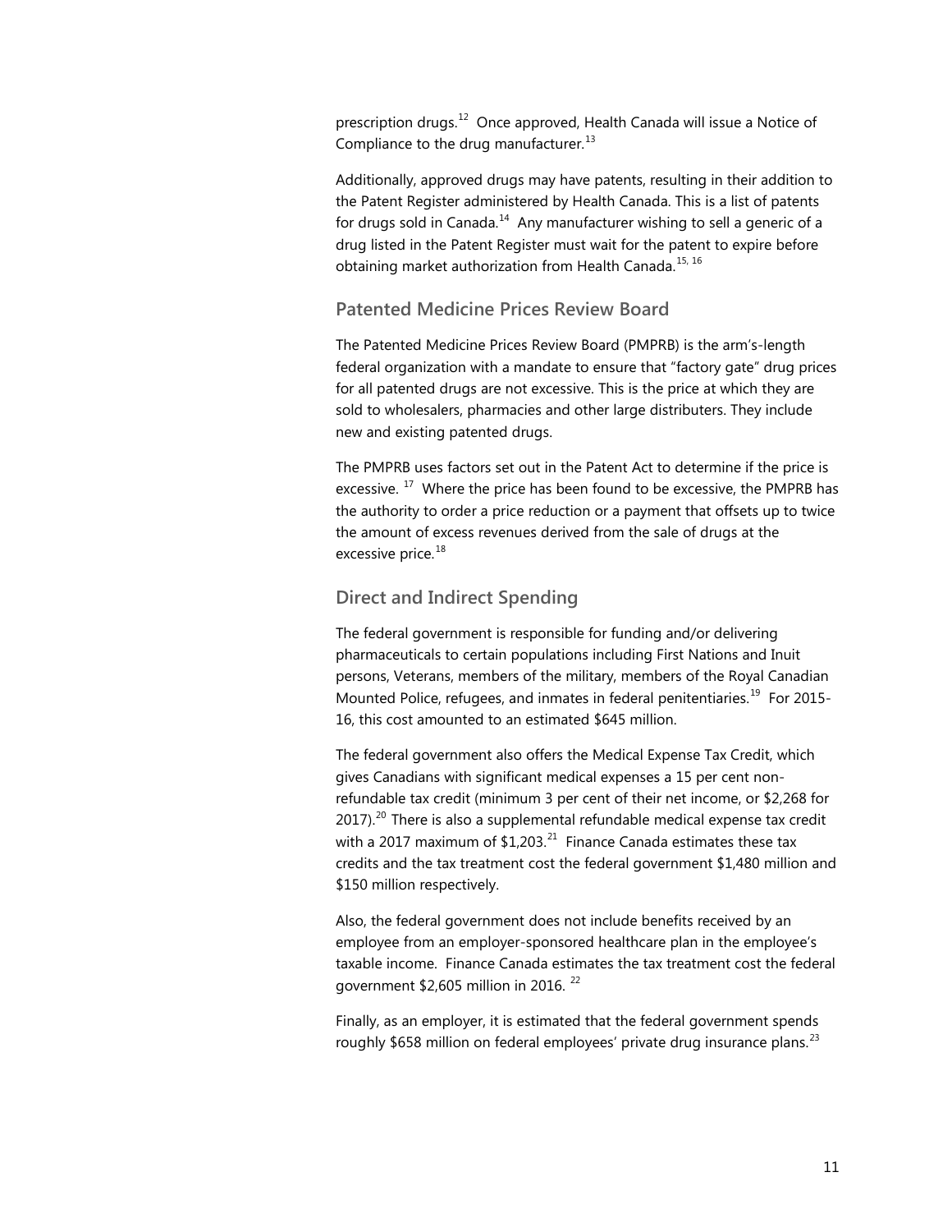prescription drugs.[12] Once approved, Health Canada will issue a Notice of Compliance to the drug manufacturer.[13]

Additionally, approved drugs may have patents, resulting in their addition to the Patent Register administered by Health Canada. This is a list of patents for drugs sold in Canada.[14] Any manufacturer wishing to sell a generic of a drug listed in the Patent Register must wait for the patent to expire before obtaining market authorization from Health Canada.[15, 16]

## Patented Medicine Prices Review Board

The Patented Medicine Prices Review Board (PMPRB) is the arm's-length federal organization with a mandate to ensure that "factory gate" drug prices for all patented drugs are not excessive. This is the price at which they are sold to wholesalers, pharmacies and other large distributers. They include new and existing patented drugs.

The PMPRB uses factors set out in the Patent Act to determine if the price is excessive. [17] Where the price has been found to be excessive, the PMPRB has the authority to order a price reduction or a payment that offsets up to twice the amount of excess revenues derived from the sale of drugs at the excessive price.[18]

## Direct and Indirect Spending

The federal government is responsible for funding and/or delivering pharmaceuticals to certain populations including First Nations and Inuit persons, Veterans, members of the military, members of the Royal Canadian Mounted Police, refugees, and inmates in federal penitentiaries.[19] For 2015-16, this cost amounted to an estimated $645 million.

The federal government also offers the Medical Expense Tax Credit, which gives Canadians with significant medical expenses a 15 per cent non-refundable tax credit (minimum 3 per cent of their net income, or $2,268 for 2017).[20] There is also a supplemental refundable medical expense tax credit with a 2017 maximum of $1,203.[21] Finance Canada estimates these tax credits and the tax treatment cost the federal government $1,480 million and $150 million respectively.

Also, the federal government does not include benefits received by an employee from an employer-sponsored healthcare plan in the employee's taxable income. Finance Canada estimates the tax treatment cost the federal government $2,605 million in 2016. [22]

Finally, as an employer, it is estimated that the federal government spends roughly $658 million on federal employees' private drug insurance plans.[23]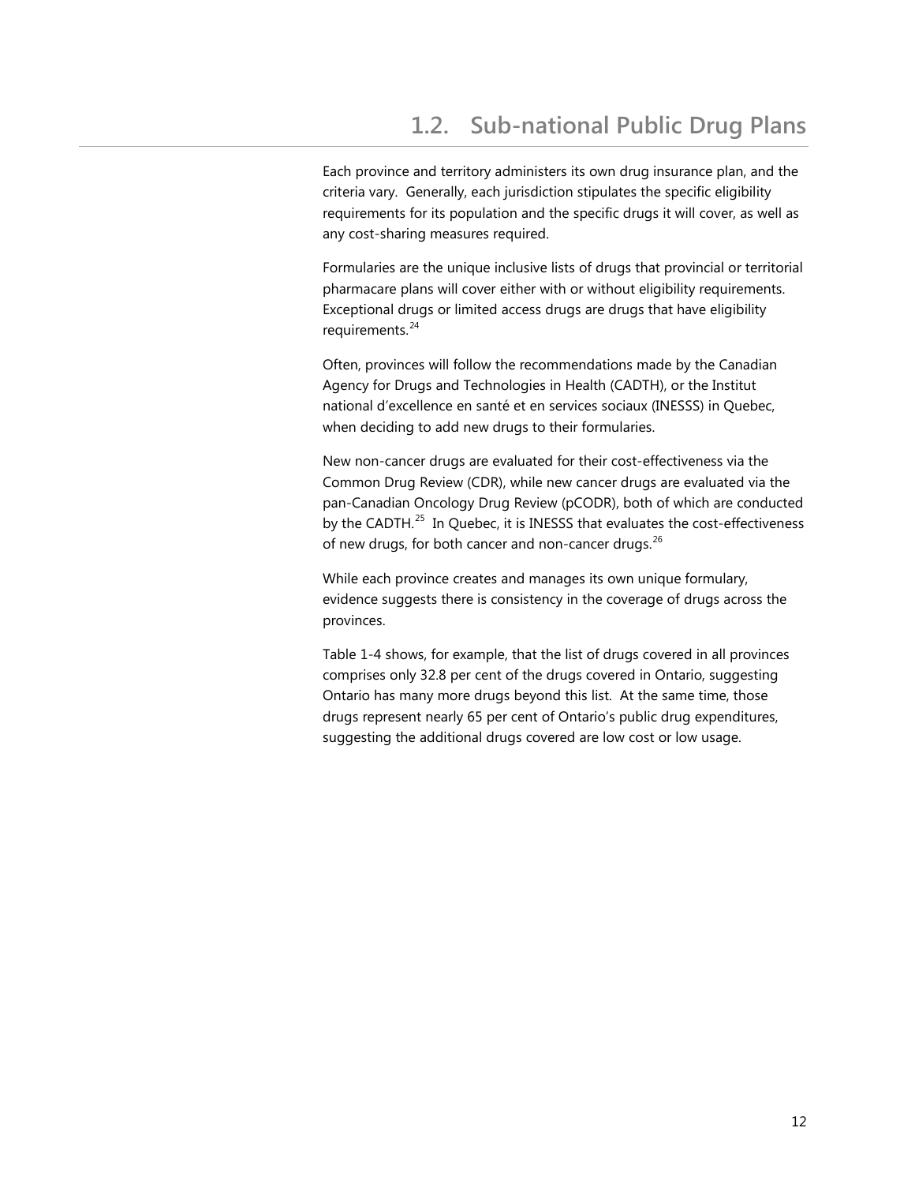## 1.2. Sub-national Public Drug Plans

Each province and territory administers its own drug insurance plan, and the criteria vary. Generally, each jurisdiction stipulates the specific eligibility requirements for its population and the specific drugs it will cover, as well as any cost-sharing measures required.

Formularies are the unique inclusive lists of drugs that provincial or territorial pharmacare plans will cover either with or without eligibility requirements. Exceptional drugs or limited access drugs are drugs that have eligibility requirements.[24]

Often, provinces will follow the recommendations made by the Canadian Agency for Drugs and Technologies in Health (CADTH), or the Institut national d'excellence en santé et en services sociaux (INESSS) in Quebec, when deciding to add new drugs to their formularies.

New non-cancer drugs are evaluated for their cost-effectiveness via the Common Drug Review (CDR), while new cancer drugs are evaluated via the pan-Canadian Oncology Drug Review (pCODR), both of which are conducted by the CADTH.[25] In Quebec, it is INESSS that evaluates the cost-effectiveness of new drugs, for both cancer and non-cancer drugs.[26]

While each province creates and manages its own unique formulary, evidence suggests there is consistency in the coverage of drugs across the provinces.

Table 1-4 shows, for example, that the list of drugs covered in all provinces comprises only 32.8 per cent of the drugs covered in Ontario, suggesting Ontario has many more drugs beyond this list. At the same time, those drugs represent nearly 65 per cent of Ontario's public drug expenditures, suggesting the additional drugs covered are low cost or low usage.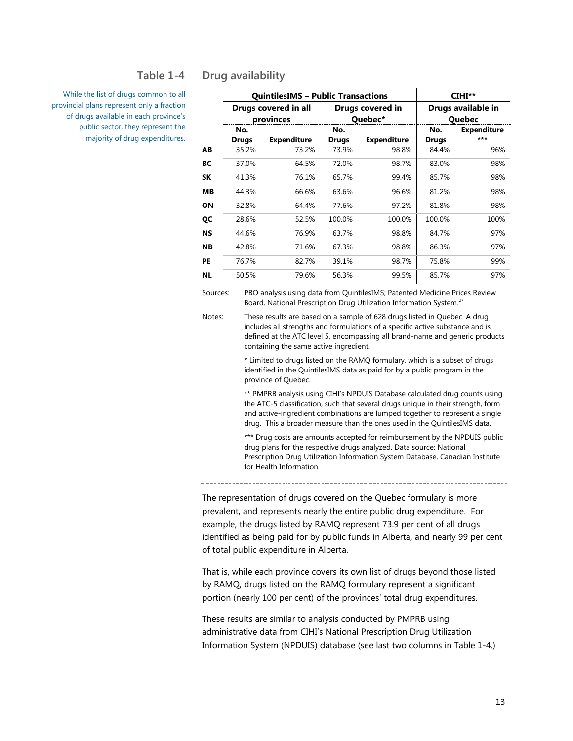## Table 1-4 Drug availability

While the list of drugs common to all provincial plans represent only a fraction of drugs available in each province's public sector, they represent the majority of drug expenditures.

| | QuintilesIMS – Public Transactions | | | | CIHI** | |
|---|---|---|---|---|---|---|
| | Drugs covered in all provinces | | Drugs covered in Quebec* | | Drugs available in Quebec | |
| | No. Drugs | Expenditure | No. Drugs | Expenditure | No. Drugs | Expenditure *** |
| **AB** | 35.2% | 73.2% | 73.9% | 98.8% | 84.4% | 96% |
| **BC** | 37.0% | 64.5% | 72.0% | 98.7% | 83.0% | 98% |
| **SK** | 41.3% | 76.1% | 65.7% | 99.4% | 85.7% | 98% |
| **MB** | 44.3% | 66.6% | 63.6% | 96.6% | 81.2% | 98% |
| **ON** | 32.8% | 64.4% | 77.6% | 97.2% | 81.8% | 98% |
| **QC** | 28.6% | 52.5% | 100.0% | 100.0% | 100.0% | 100% |
| **NS** | 44.6% | 76.9% | 63.7% | 98.8% | 84.7% | 97% |
| **NB** | 42.8% | 71.6% | 67.3% | 98.8% | 86.3% | 97% |
| **PE** | 76.7% | 82.7% | 39.1% | 98.7% | 75.8% | 99% |
| **NL** | 50.5% | 79.6% | 56.3% | 99.5% | 85.7% | 97% |

Sources: PBO analysis using data from QuintilesIMS; Patented Medicine Prices Review Board, National Prescription Drug Utilization Information System.[27]

Notes: These results are based on a sample of 628 drugs listed in Quebec. A drug includes all strengths and formulations of a specific active substance and is defined at the ATC level 5, encompassing all brand-name and generic products containing the same active ingredient.

\* Limited to drugs listed on the RAMQ formulary, which is a subset of drugs identified in the QuintilesIMS data as paid for by a public program in the province of Quebec.

** PMPRB analysis using CIHI's NPDUIS Database calculated drug counts using the ATC-5 classification, such that several drugs unique in their strength, form and active-ingredient combinations are lumped together to represent a single drug. This a broader measure than the ones used in the QuintilesIMS data.

*** Drug costs are amounts accepted for reimbursement by the NPDUIS public drug plans for the respective drugs analyzed. Data source: National Prescription Drug Utilization Information System Database, Canadian Institute for Health Information.

The representation of drugs covered on the Quebec formulary is more prevalent, and represents nearly the entire public drug expenditure. For example, the drugs listed by RAMQ represent 73.9 per cent of all drugs identified as being paid for by public funds in Alberta, and nearly 99 per cent of total public expenditure in Alberta.

That is, while each province covers its own list of drugs beyond those listed by RAMQ, drugs listed on the RAMQ formulary represent a significant portion (nearly 100 per cent) of the provinces' total drug expenditures.

These results are similar to analysis conducted by PMPRB using administrative data from CIHI's National Prescription Drug Utilization Information System (NPDUIS) database (see last two columns in Table 1-4.)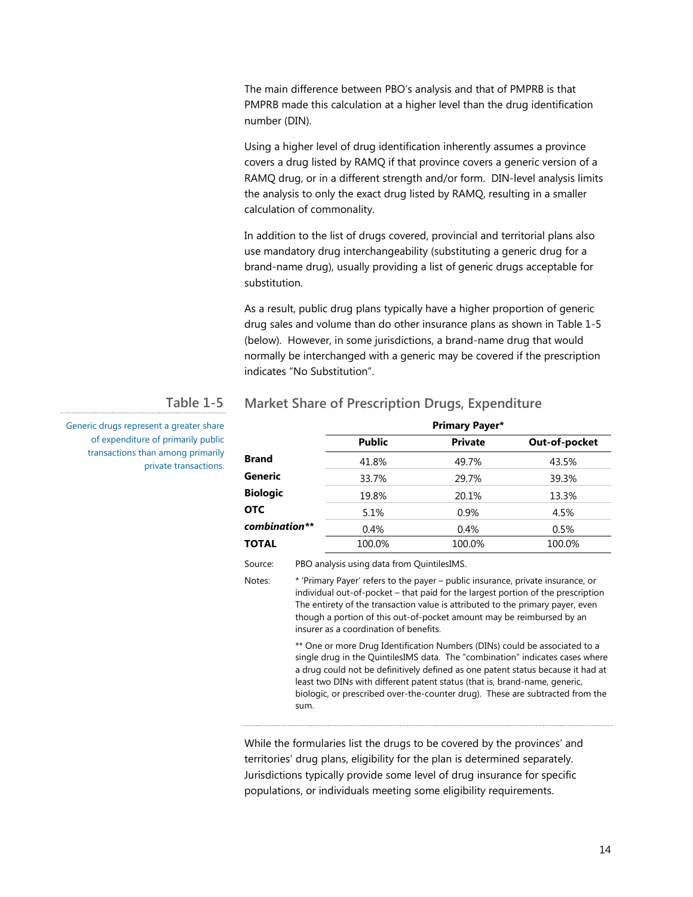The main difference between PBO's analysis and that of PMPRB is that PMPRB made this calculation at a higher level than the drug identification number (DIN).

Using a higher level of drug identification inherently assumes a province covers a drug listed by RAMQ if that province covers a generic version of a RAMQ drug, or in a different strength and/or form. DIN-level analysis limits the analysis to only the exact drug listed by RAMQ, resulting in a smaller calculation of commonality.

In addition to the list of drugs covered, provincial and territorial plans also use mandatory drug interchangeability (substituting a generic drug for a brand-name drug), usually providing a list of generic drugs acceptable for substitution.

As a result, public drug plans typically have a higher proportion of generic drug sales and volume than do other insurance plans as shown in Table 1-5 (below). However, in some jurisdictions, a brand-name drug that would normally be interchanged with a generic may be covered if the prescription indicates "No Substitution".

### Table 1-5 Market Share of Prescription Drugs, Expenditure

Generic drugs represent a greater share of expenditure of primarily public transactions than among primarily private transactions.

| | Primary Payer* | | |
|---|---|---|---|
| | **Public** | **Private** | **Out-of-pocket** |
| **Brand** | 41.8% | 49.7% | 43.5% |
| **Generic** | 33.7% | 29.7% | 39.3% |
| **Biologic** | 19.8% | 20.1% | 13.3% |
| **OTC** | 5.1% | 0.9% | 4.5% |
| ***combination**** | 0.4% | 0.4% | 0.5% |
| **TOTAL** | 100.0% | 100.0% | 100.0% |

Source: PBO analysis using data from QuintilesIMS.

Notes: * 'Primary Payer' refers to the payer – public insurance, private insurance, or individual out-of-pocket – that paid for the largest portion of the prescription The entirety of the transaction value is attributed to the primary payer, even though a portion of this out-of-pocket amount may be reimbursed by an insurer as a coordination of benefits.

** One or more Drug Identification Numbers (DINs) could be associated to a single drug in the QuintilesIMS data. The "combination" indicates cases where a drug could not be definitively defined as one patent status because it had at least two DINs with different patent status (that is, brand-name, generic, biologic, or prescribed over-the-counter drug). These are subtracted from the sum.

While the formularies list the drugs to be covered by the provinces' and territories' drug plans, eligibility for the plan is determined separately. Jurisdictions typically provide some level of drug insurance for specific populations, or individuals meeting some eligibility requirements.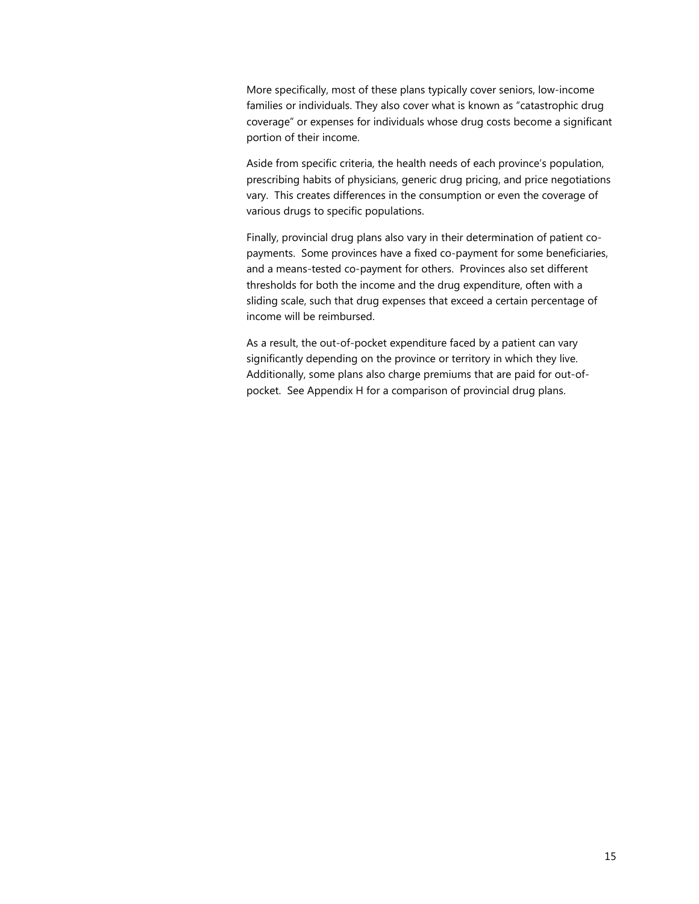More specifically, most of these plans typically cover seniors, low-income families or individuals. They also cover what is known as "catastrophic drug coverage" or expenses for individuals whose drug costs become a significant portion of their income.

Aside from specific criteria, the health needs of each province's population, prescribing habits of physicians, generic drug pricing, and price negotiations vary. This creates differences in the consumption or even the coverage of various drugs to specific populations.

Finally, provincial drug plans also vary in their determination of patient co-payments. Some provinces have a fixed co-payment for some beneficiaries, and a means-tested co-payment for others. Provinces also set different thresholds for both the income and the drug expenditure, often with a sliding scale, such that drug expenses that exceed a certain percentage of income will be reimbursed.

As a result, the out-of-pocket expenditure faced by a patient can vary significantly depending on the province or territory in which they live. Additionally, some plans also charge premiums that are paid for out-of-pocket. See Appendix H for a comparison of provincial drug plans.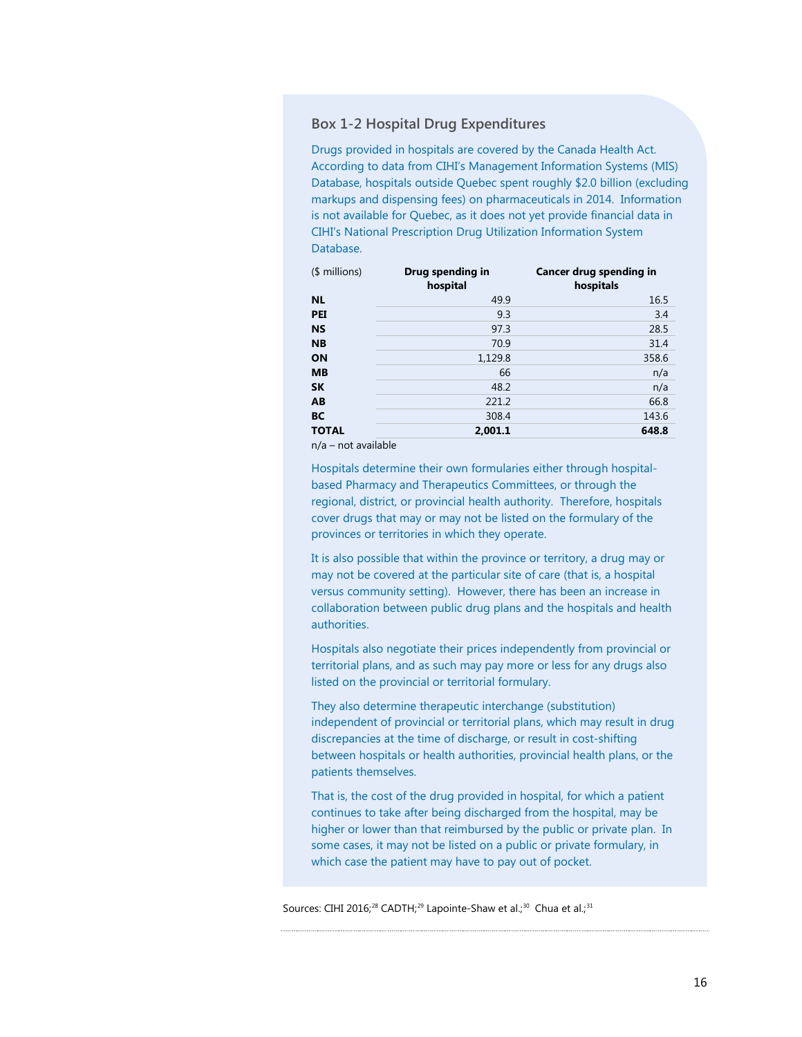### Box 1-2 Hospital Drug Expenditures

Drugs provided in hospitals are covered by the Canada Health Act. According to data from CIHI's Management Information Systems (MIS) Database, hospitals outside Quebec spent roughly $2.0 billion (excluding markups and dispensing fees) on pharmaceuticals in 2014. Information is not available for Quebec, as it does not yet provide financial data in CIHI's National Prescription Drug Utilization Information System Database.

| ($ millions) | Drug spending in hospital | Cancer drug spending in hospitals |
|---|---|---|
| **NL** | 49.9 | 16.5 |
| **PEI** | 9.3 | 3.4 |
| **NS** | 97.3 | 28.5 |
| **NB** | 70.9 | 31.4 |
| **ON** | 1,129.8 | 358.6 |
| **MB** | 66 | n/a |
| **SK** | 48.2 | n/a |
| **AB** | 221.2 | 66.8 |
| **BC** | 308.4 | 143.6 |
| **TOTAL** | **2,001.1** | **648.8** |

n/a – not available

Hospitals determine their own formularies either through hospital-based Pharmacy and Therapeutics Committees, or through the regional, district, or provincial health authority. Therefore, hospitals cover drugs that may or may not be listed on the formulary of the provinces or territories in which they operate.

It is also possible that within the province or territory, a drug may or may not be covered at the particular site of care (that is, a hospital versus community setting). However, there has been an increase in collaboration between public drug plans and the hospitals and health authorities.

Hospitals also negotiate their prices independently from provincial or territorial plans, and as such may pay more or less for any drugs also listed on the provincial or territorial formulary.

They also determine therapeutic interchange (substitution) independent of provincial or territorial plans, which may result in drug discrepancies at the time of discharge, or result in cost-shifting between hospitals or health authorities, provincial health plans, or the patients themselves.

That is, the cost of the drug provided in hospital, for which a patient continues to take after being discharged from the hospital, may be higher or lower than that reimbursed by the public or private plan. In some cases, it may not be listed on a public or private formulary, in which case the patient may have to pay out of pocket.

Sources: CIHI 2016;[28] CADTH;[29] Lapointe-Shaw et al.;[30] Chua et al.;[31]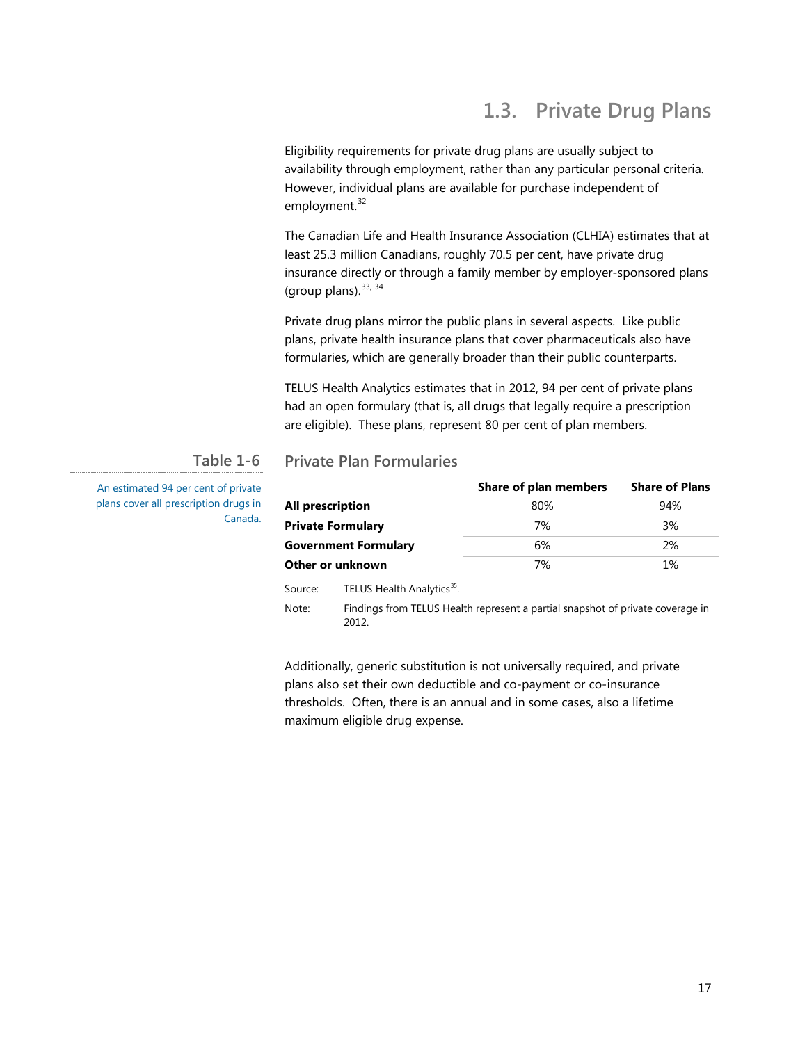## 1.3. Private Drug Plans

Eligibility requirements for private drug plans are usually subject to availability through employment, rather than any particular personal criteria. However, individual plans are available for purchase independent of employment.[32]

The Canadian Life and Health Insurance Association (CLHIA) estimates that at least 25.3 million Canadians, roughly 70.5 per cent, have private drug insurance directly or through a family member by employer-sponsored plans (group plans).[33, 34]

Private drug plans mirror the public plans in several aspects. Like public plans, private health insurance plans that cover pharmaceuticals also have formularies, which are generally broader than their public counterparts.

TELUS Health Analytics estimates that in 2012, 94 per cent of private plans had an open formulary (that is, all drugs that legally require a prescription are eligible). These plans, represent 80 per cent of plan members.

**Table 1-6** Private Plan Formularies

An estimated 94 per cent of private plans cover all prescription drugs in Canada.

| | Share of plan members | Share of Plans |
|---|---|---|
| **All prescription** | 80% | 94% |
| **Private Formulary** | 7% | 3% |
| **Government Formulary** | 6% | 2% |
| **Other or unknown** | 7% | 1% |

Source: TELUS Health Analytics[35].

Note: Findings from TELUS Health represent a partial snapshot of private coverage in 2012.

Additionally, generic substitution is not universally required, and private plans also set their own deductible and co-payment or co-insurance thresholds. Often, there is an annual and in some cases, also a lifetime maximum eligible drug expense.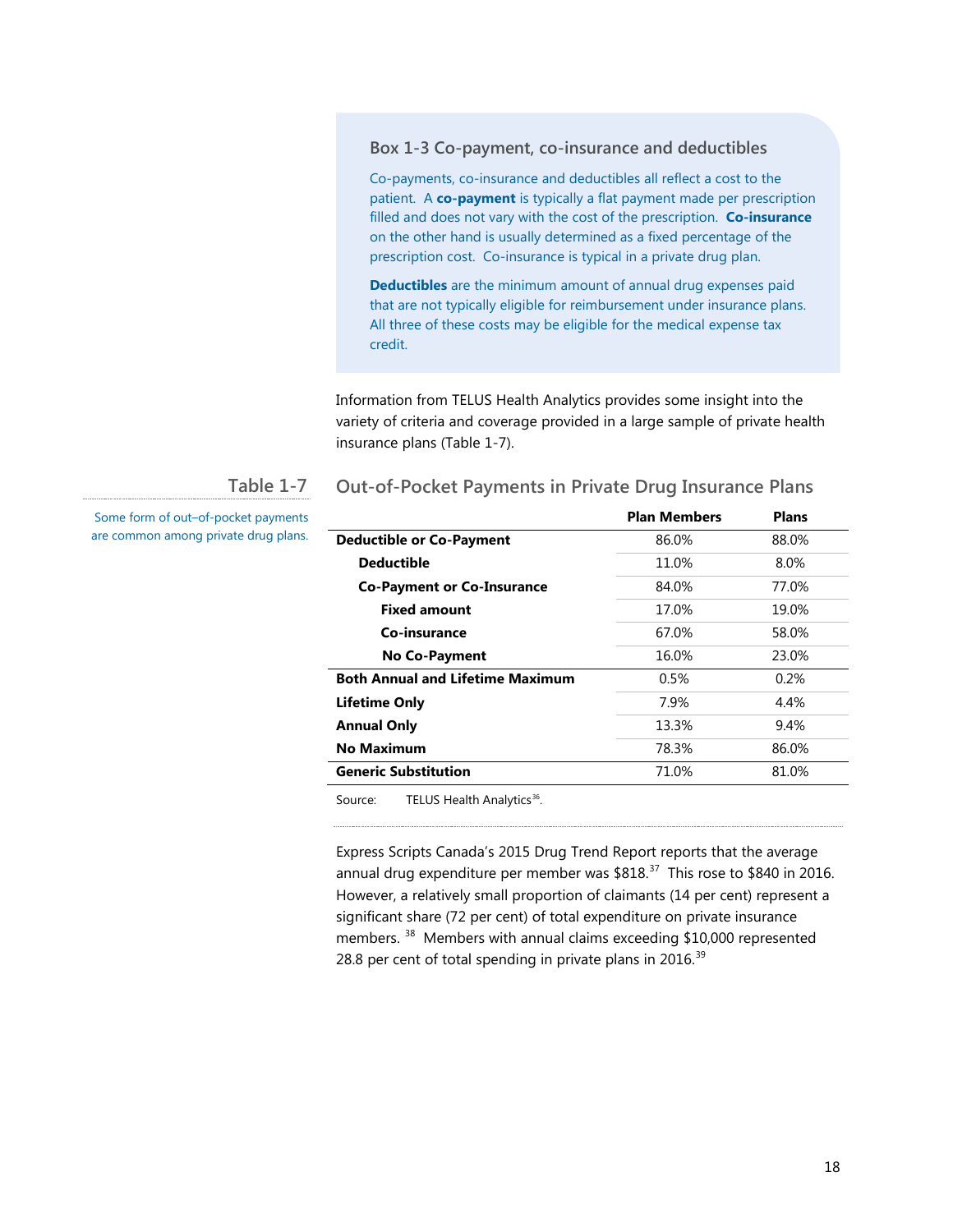### Box 1-3 Co-payment, co-insurance and deductibles

Co-payments, co-insurance and deductibles all reflect a cost to the patient. A **co-payment** is typically a flat payment made per prescription filled and does not vary with the cost of the prescription. **Co-insurance** on the other hand is usually determined as a fixed percentage of the prescription cost. Co-insurance is typical in a private drug plan.

**Deductibles** are the minimum amount of annual drug expenses paid that are not typically eligible for reimbursement under insurance plans. All three of these costs may be eligible for the medical expense tax credit.

Information from TELUS Health Analytics provides some insight into the variety of criteria and coverage provided in a large sample of private health insurance plans (Table 1-7).

### Table 1-7 Out-of-Pocket Payments in Private Drug Insurance Plans

Some form of out–of-pocket payments are common among private drug plans.

| | Plan Members | Plans |
|---|---|---|
| **Deductible or Co-Payment** | 86.0% | 88.0% |
| **Deductible** | 11.0% | 8.0% |
| **Co-Payment or Co-Insurance** | 84.0% | 77.0% |
| **Fixed amount** | 17.0% | 19.0% |
| **Co-insurance** | 67.0% | 58.0% |
| **No Co-Payment** | 16.0% | 23.0% |
| **Both Annual and Lifetime Maximum** | 0.5% | 0.2% |
| **Lifetime Only** | 7.9% | 4.4% |
| **Annual Only** | 13.3% | 9.4% |
| **No Maximum** | 78.3% | 86.0% |
| **Generic Substitution** | 71.0% | 81.0% |

Source: TELUS Health Analytics[36].

Express Scripts Canada's 2015 Drug Trend Report reports that the average annual drug expenditure per member was $818.[37] This rose to $840 in 2016. However, a relatively small proportion of claimants (14 per cent) represent a significant share (72 per cent) of total expenditure on private insurance members.[38] Members with annual claims exceeding $10,000 represented 28.8 per cent of total spending in private plans in 2016.[39]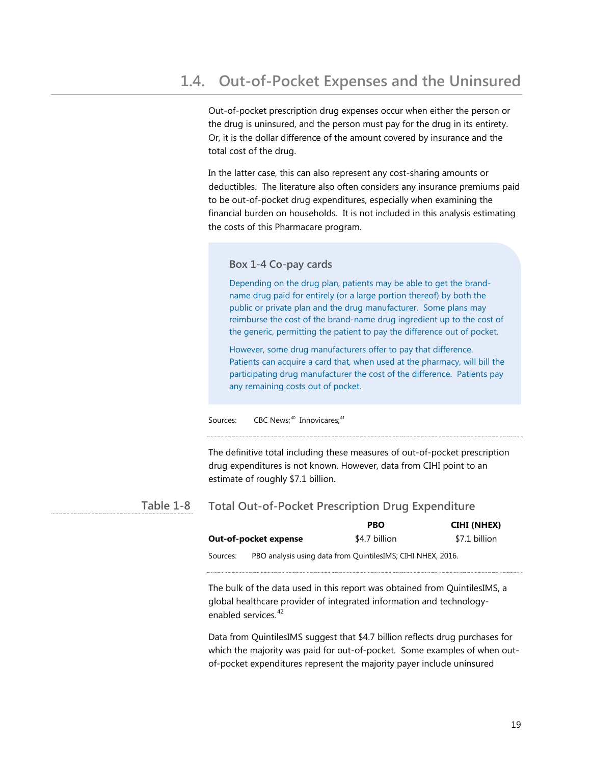## 1.4. Out-of-Pocket Expenses and the Uninsured

Out-of-pocket prescription drug expenses occur when either the person or the drug is uninsured, and the person must pay for the drug in its entirety. Or, it is the dollar difference of the amount covered by insurance and the total cost of the drug.

In the latter case, this can also represent any cost-sharing amounts or deductibles. The literature also often considers any insurance premiums paid to be out-of-pocket drug expenditures, especially when examining the financial burden on households. It is not included in this analysis estimating the costs of this Pharmacare program.

### Box 1-4 Co-pay cards

Depending on the drug plan, patients may be able to get the brand-name drug paid for entirely (or a large portion thereof) by both the public or private plan and the drug manufacturer. Some plans may reimburse the cost of the brand-name drug ingredient up to the cost of the generic, permitting the patient to pay the difference out of pocket.

However, some drug manufacturers offer to pay that difference. Patients can acquire a card that, when used at the pharmacy, will bill the participating drug manufacturer the cost of the difference. Patients pay any remaining costs out of pocket.

Sources: CBC News;[40] Innovicares;[41]

The definitive total including these measures of out-of-pocket prescription drug expenditures is not known. However, data from CIHI point to an estimate of roughly $7.1 billion.

**Table 1-8 Total Out-of-Pocket Prescription Drug Expenditure**

| | PBO | CIHI (NHEX) |
|---|---|---|
| **Out-of-pocket expense** | $4.7 billion | $7.1 billion |

Sources: PBO analysis using data from QuintilesIMS; CIHI NHEX, 2016.

The bulk of the data used in this report was obtained from QuintilesIMS, a global healthcare provider of integrated information and technology-enabled services.[42]

Data from QuintilesIMS suggest that $4.7 billion reflects drug purchases for which the majority was paid for out-of-pocket. Some examples of when out-of-pocket expenditures represent the majority payer include uninsured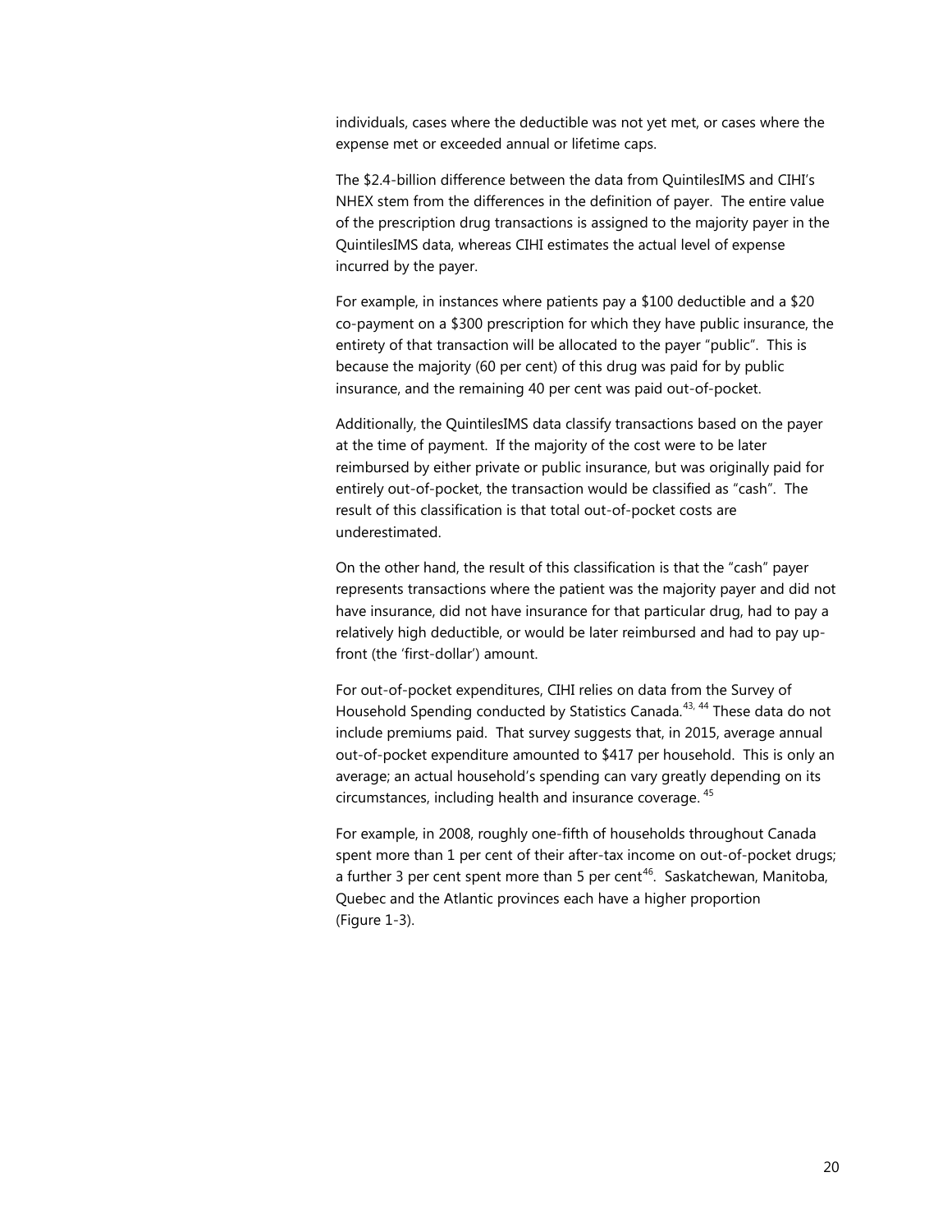individuals, cases where the deductible was not yet met, or cases where the expense met or exceeded annual or lifetime caps.

The $2.4-billion difference between the data from QuintilesIMS and CIHI's NHEX stem from the differences in the definition of payer. The entire value of the prescription drug transactions is assigned to the majority payer in the QuintilesIMS data, whereas CIHI estimates the actual level of expense incurred by the payer.

For example, in instances where patients pay a $100 deductible and a $20 co-payment on a $300 prescription for which they have public insurance, the entirety of that transaction will be allocated to the payer "public". This is because the majority (60 per cent) of this drug was paid for by public insurance, and the remaining 40 per cent was paid out-of-pocket.

Additionally, the QuintilesIMS data classify transactions based on the payer at the time of payment. If the majority of the cost were to be later reimbursed by either private or public insurance, but was originally paid for entirely out-of-pocket, the transaction would be classified as "cash". The result of this classification is that total out-of-pocket costs are underestimated.

On the other hand, the result of this classification is that the "cash" payer represents transactions where the patient was the majority payer and did not have insurance, did not have insurance for that particular drug, had to pay a relatively high deductible, or would be later reimbursed and had to pay up-front (the 'first-dollar') amount.

For out-of-pocket expenditures, CIHI relies on data from the Survey of Household Spending conducted by Statistics Canada.[43, 44] These data do not include premiums paid. That survey suggests that, in 2015, average annual out-of-pocket expenditure amounted to $417 per household. This is only an average; an actual household's spending can vary greatly depending on its circumstances, including health and insurance coverage.[45]

For example, in 2008, roughly one-fifth of households throughout Canada spent more than 1 per cent of their after-tax income on out-of-pocket drugs; a further 3 per cent spent more than 5 per cent[46]. Saskatchewan, Manitoba, Quebec and the Atlantic provinces each have a higher proportion (Figure 1-3).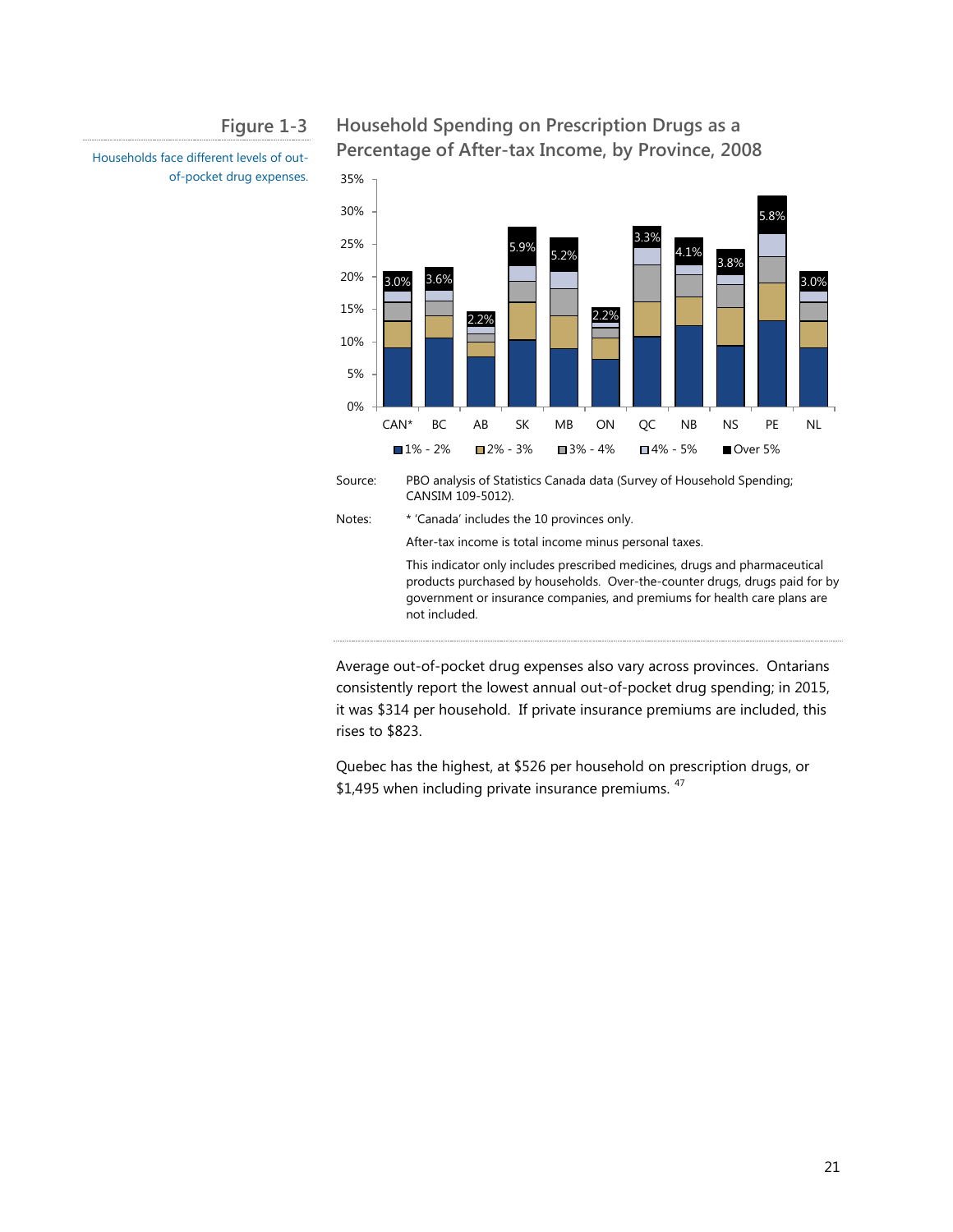Figure 1-3

Households face different levels of out-of-pocket drug expenses.

**Household Spending on Prescription Drugs as a Percentage of After-tax Income, by Province, 2008**

Source: PBO analysis of Statistics Canada data (Survey of Household Spending; CANSIM 109-5012).

Notes: * 'Canada' includes the 10 provinces only.

After-tax income is total income minus personal taxes.

This indicator only includes prescribed medicines, drugs and pharmaceutical products purchased by households. Over-the-counter drugs, drugs paid for by government or insurance companies, and premiums for health care plans are not included.

Average out-of-pocket drug expenses also vary across provinces. Ontarians consistently report the lowest annual out-of-pocket drug spending; in 2015, it was $314 per household. If private insurance premiums are included, this rises to $823.

Quebec has the highest, at $526 per household on prescription drugs, or $1,495 when including private insurance premiums. [47]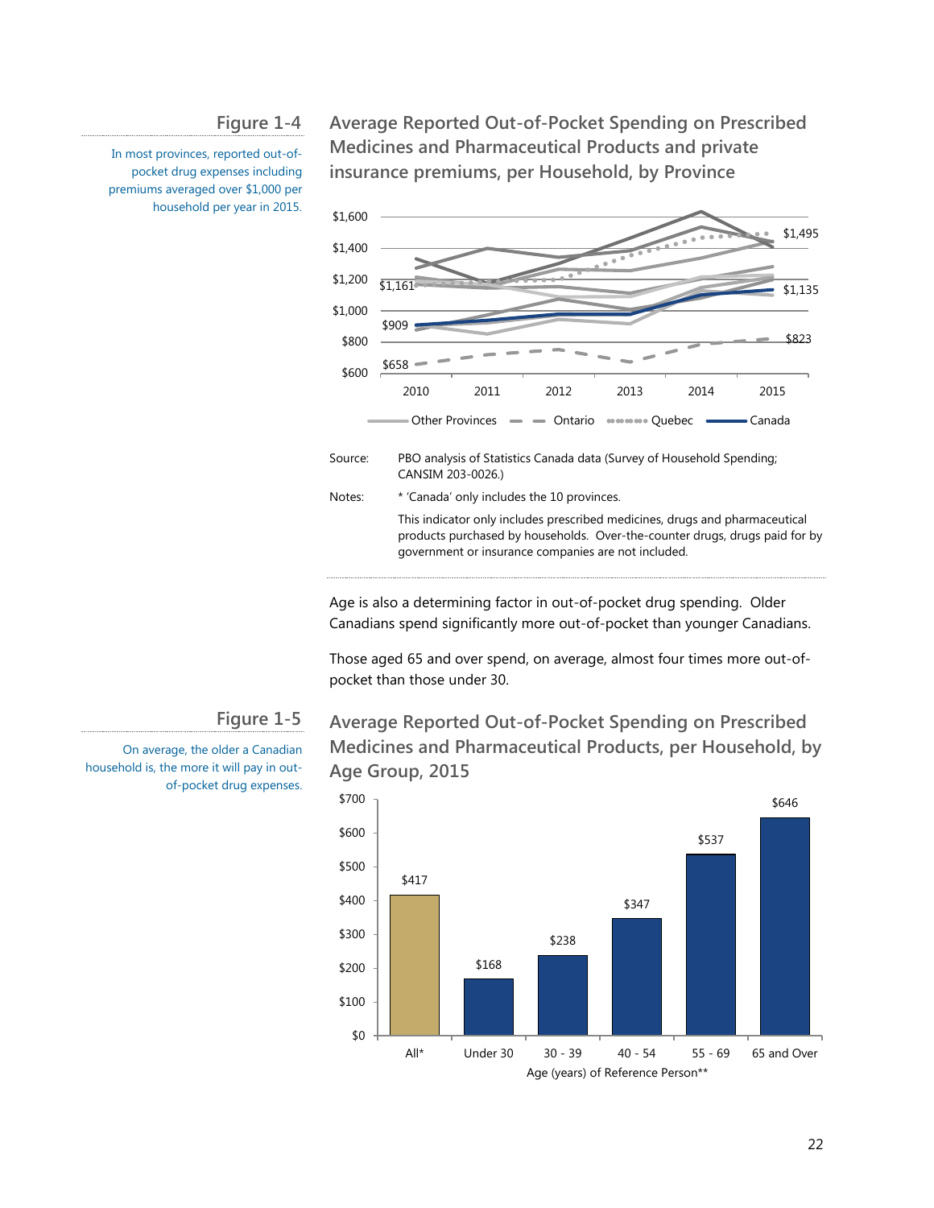## Figure 1-4

In most provinces, reported out-of-pocket drug expenses including premiums averaged over $1,000 per household per year in 2015.

### Average Reported Out-of-Pocket Spending on Prescribed Medicines and Pharmaceutical Products and private insurance premiums, per Household, by Province

Source: PBO analysis of Statistics Canada data (Survey of Household Spending; CANSIM 203-0026.)

Notes: * 'Canada' only includes the 10 provinces.

This indicator only includes prescribed medicines, drugs and pharmaceutical products purchased by households. Over-the-counter drugs, drugs paid for by government or insurance companies are not included.

Age is also a determining factor in out-of-pocket drug spending. Older Canadians spend significantly more out-of-pocket than younger Canadians.

Those aged 65 and over spend, on average, almost four times more out-of-pocket than those under 30.

## Figure 1-5

On average, the older a Canadian household is, the more it will pay in out-of-pocket drug expenses.

### Average Reported Out-of-Pocket Spending on Prescribed Medicines and Pharmaceutical Products, per Household, by Age Group, 2015

| Age (years) of Reference Person** | Spending |
|---|---|
| All* | $417 |
| Under 30 | $168 |
| 30 - 39 | $238 |
| 40 - 54 | $347 |
| 55 - 69 | $537 |
| 65 and Over | $646 |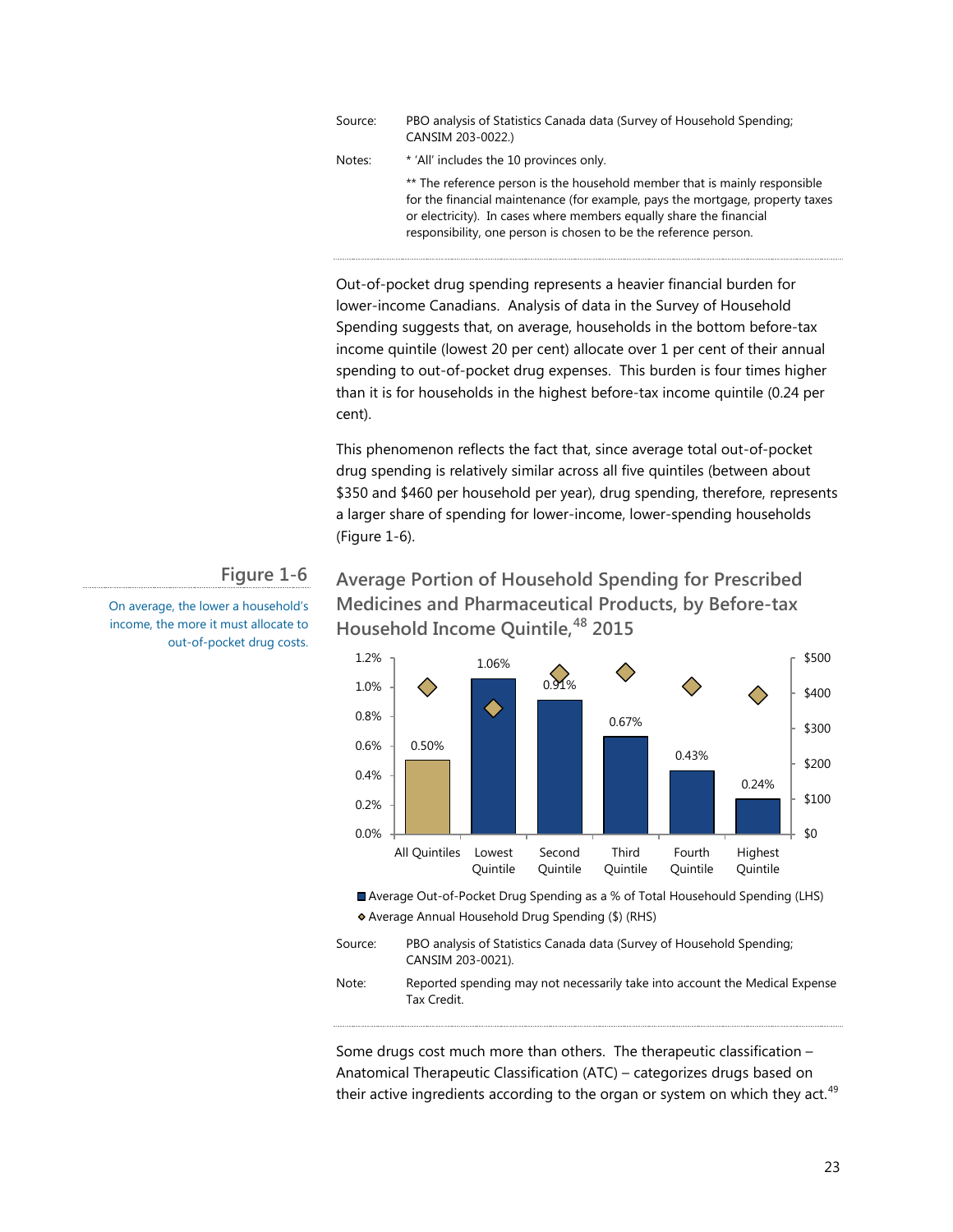Source: PBO analysis of Statistics Canada data (Survey of Household Spending; CANSIM 203-0022.)

Notes: * 'All' includes the 10 provinces only.

** The reference person is the household member that is mainly responsible for the financial maintenance (for example, pays the mortgage, property taxes or electricity). In cases where members equally share the financial responsibility, one person is chosen to be the reference person.

Out-of-pocket drug spending represents a heavier financial burden for lower-income Canadians. Analysis of data in the Survey of Household Spending suggests that, on average, households in the bottom before-tax income quintile (lowest 20 per cent) allocate over 1 per cent of their annual spending to out-of-pocket drug expenses. This burden is four times higher than it is for households in the highest before-tax income quintile (0.24 per cent).

This phenomenon reflects the fact that, since average total out-of-pocket drug spending is relatively similar across all five quintiles (between about $350 and $460 per household per year), drug spending, therefore, represents a larger share of spending for lower-income, lower-spending households (Figure 1-6).

## Figure 1-6

On average, the lower a household's income, the more it must allocate to out-of-pocket drug costs.

### Average Portion of Household Spending for Prescribed Medicines and Pharmaceutical Products, by Before-tax Household Income Quintile,[48] 2015

| | All Quintiles | Lowest Quintile | Second Quintile | Third Quintile | Fourth Quintile | Highest Quintile |
|---|---|---|---|---|---|---|
| Average Out-of-Pocket Drug Spending as a % of Total Househould Spending (LHS) | 0.50% | 1.06% | 0.91% | 0.67% | 0.43% | 0.24% |

Average Annual Household Drug Spending ($) (RHS)

Source: PBO analysis of Statistics Canada data (Survey of Household Spending; CANSIM 203-0021).

Note: Reported spending may not necessarily take into account the Medical Expense Tax Credit.

Some drugs cost much more than others. The therapeutic classification – Anatomical Therapeutic Classification (ATC) – categorizes drugs based on their active ingredients according to the organ or system on which they act.[49]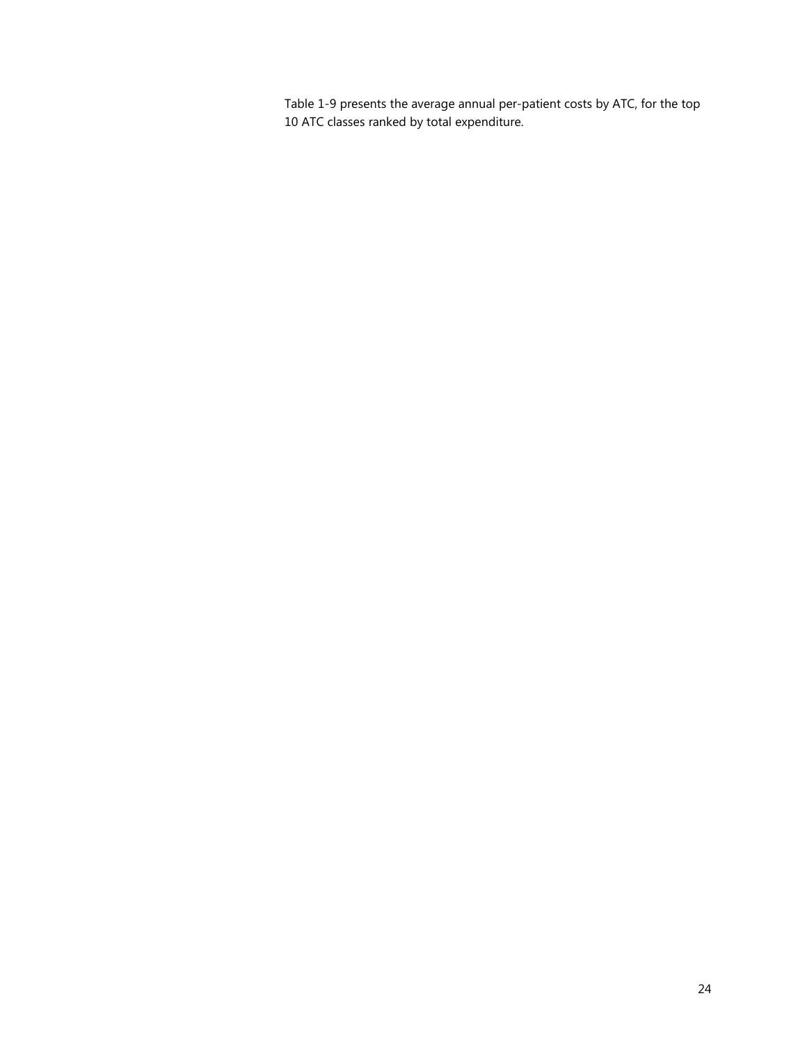Table 1-9 presents the average annual per-patient costs by ATC, for the top 10 ATC classes ranked by total expenditure.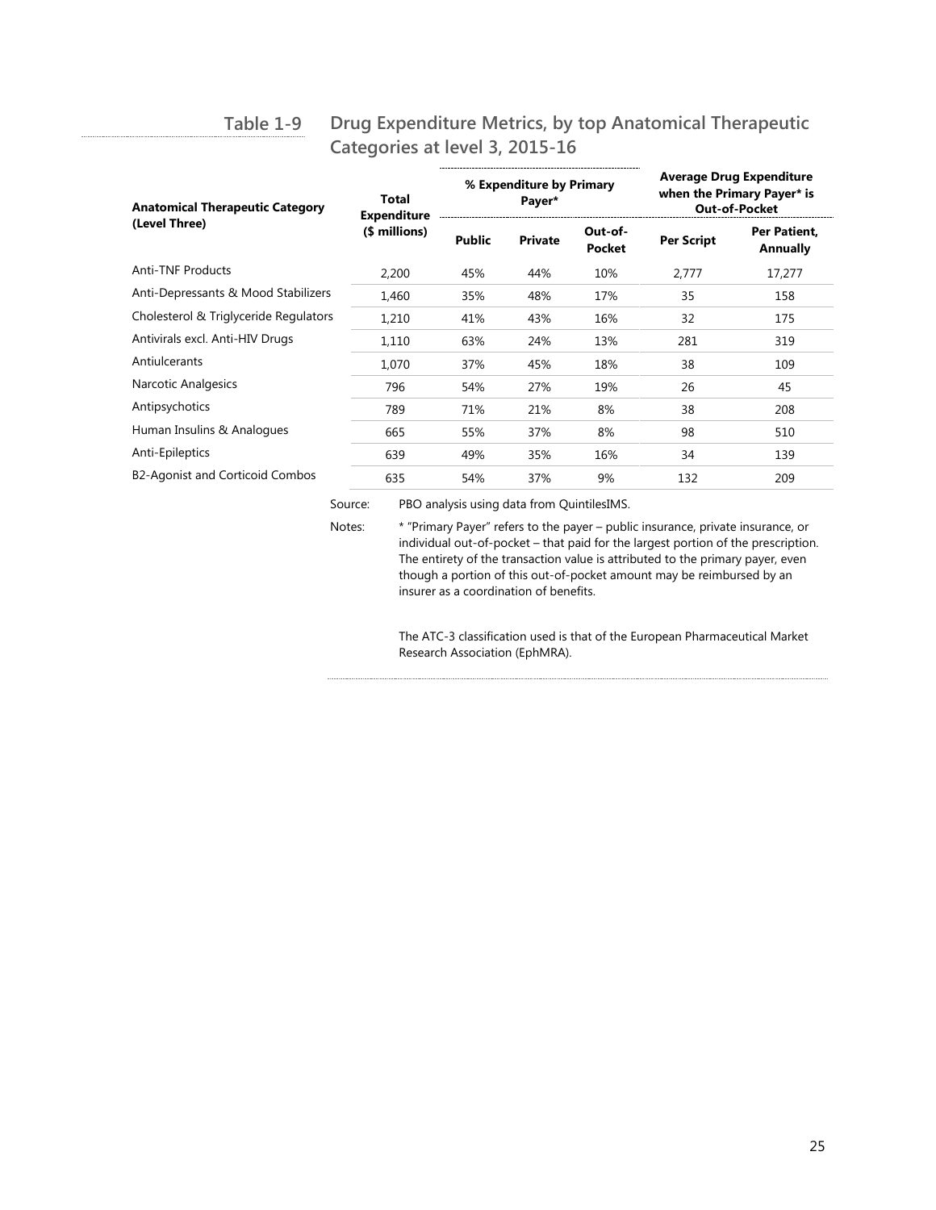### Table 1-9 Drug Expenditure Metrics, by top Anatomical Therapeutic Categories at level 3, 2015-16

| Anatomical Therapeutic Category (Level Three) | Total Expenditure ($ millions) | % Expenditure by Primary Payer* | | | Average Drug Expenditure when the Primary Payer* is Out-of-Pocket | |
|---|---|---|---|---|---|---|
| | | Public | Private | Out-of-Pocket | Per Script | Per Patient, Annually |
| Anti-TNF Products | 2,200 | 45% | 44% | 10% | 2,777 | 17,277 |
| Anti-Depressants & Mood Stabilizers | 1,460 | 35% | 48% | 17% | 35 | 158 |
| Cholesterol & Triglyceride Regulators | 1,210 | 41% | 43% | 16% | 32 | 175 |
| Antivirals excl. Anti-HIV Drugs | 1,110 | 63% | 24% | 13% | 281 | 319 |
| Antiulcerants | 1,070 | 37% | 45% | 18% | 38 | 109 |
| Narcotic Analgesics | 796 | 54% | 27% | 19% | 26 | 45 |
| Antipsychotics | 789 | 71% | 21% | 8% | 38 | 208 |
| Human Insulins & Analogues | 665 | 55% | 37% | 8% | 98 | 510 |
| Anti-Epileptics | 639 | 49% | 35% | 16% | 34 | 139 |
| B2-Agonist and Corticoid Combos | 635 | 54% | 37% | 9% | 132 | 209 |

Source: PBO analysis using data from QuintilesIMS.

Notes: * "Primary Payer" refers to the payer – public insurance, private insurance, or individual out-of-pocket – that paid for the largest portion of the prescription. The entirety of the transaction value is attributed to the primary payer, even though a portion of this out-of-pocket amount may be reimbursed by an insurer as a coordination of benefits.

The ATC-3 classification used is that of the European Pharmaceutical Market Research Association (EphMRA).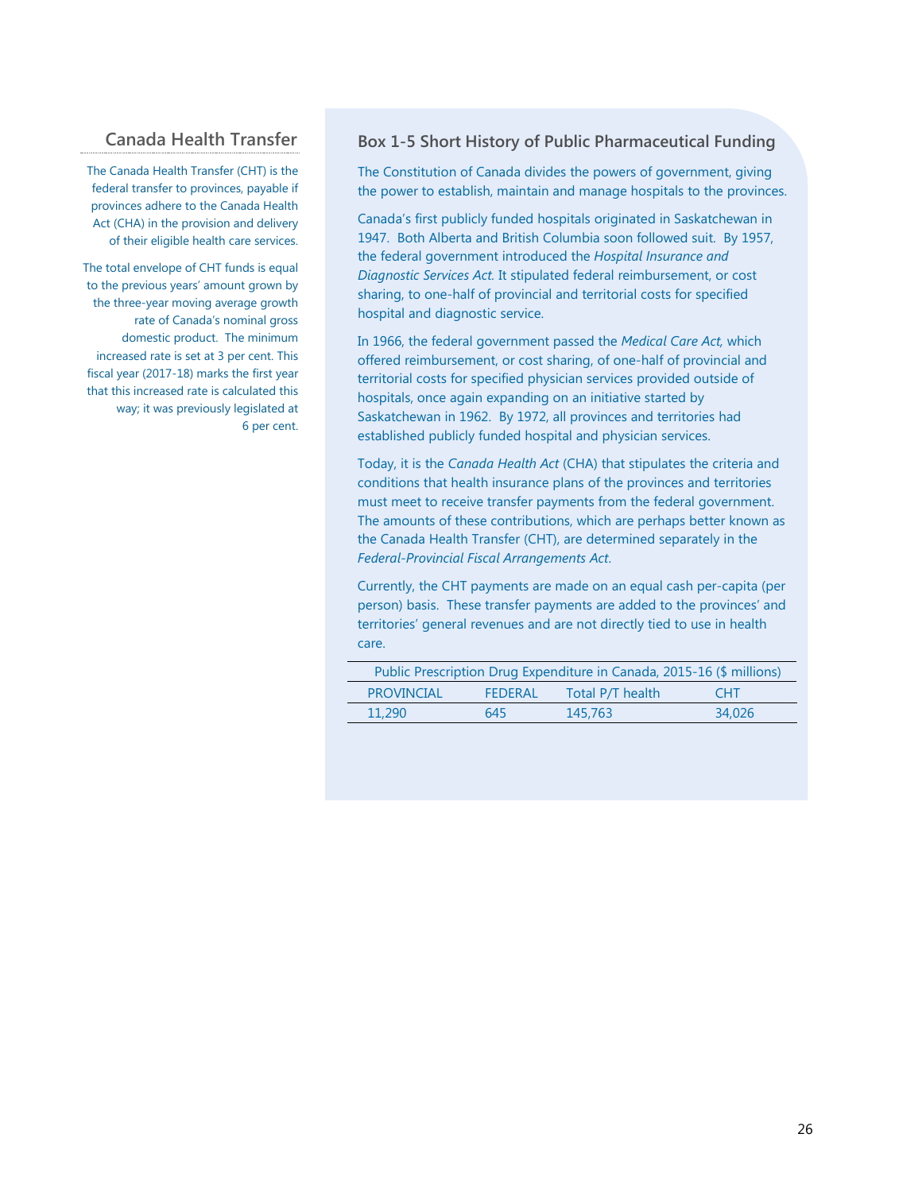## Canada Health Transfer

The Canada Health Transfer (CHT) is the federal transfer to provinces, payable if provinces adhere to the Canada Health Act (CHA) in the provision and delivery of their eligible health care services.

The total envelope of CHT funds is equal to the previous years' amount grown by the three-year moving average growth rate of Canada's nominal gross domestic product. The minimum increased rate is set at 3 per cent. This fiscal year (2017-18) marks the first year that this increased rate is calculated this way; it was previously legislated at 6 per cent.

## Box 1-5 Short History of Public Pharmaceutical Funding

The Constitution of Canada divides the powers of government, giving the power to establish, maintain and manage hospitals to the provinces.

Canada's first publicly funded hospitals originated in Saskatchewan in 1947. Both Alberta and British Columbia soon followed suit. By 1957, the federal government introduced the *Hospital Insurance and Diagnostic Services Act*. It stipulated federal reimbursement, or cost sharing, to one-half of provincial and territorial costs for specified hospital and diagnostic service.

In 1966, the federal government passed the *Medical Care Act,* which offered reimbursement, or cost sharing, of one-half of provincial and territorial costs for specified physician services provided outside of hospitals, once again expanding on an initiative started by Saskatchewan in 1962. By 1972, all provinces and territories had established publicly funded hospital and physician services.

Today, it is the *Canada Health Act* (CHA) that stipulates the criteria and conditions that health insurance plans of the provinces and territories must meet to receive transfer payments from the federal government. The amounts of these contributions, which are perhaps better known as the Canada Health Transfer (CHT), are determined separately in the *Federal-Provincial Fiscal Arrangements Act*.

Currently, the CHT payments are made on an equal cash per-capita (per person) basis. These transfer payments are added to the provinces' and territories' general revenues and are not directly tied to use in health care.

Public Prescription Drug Expenditure in Canada, 2015-16 ($ millions)

| PROVINCIAL | FEDERAL | Total P/T health | CHT |
|---|---|---|---|
| 11,290 | 645 | 145,763 | 34,026 |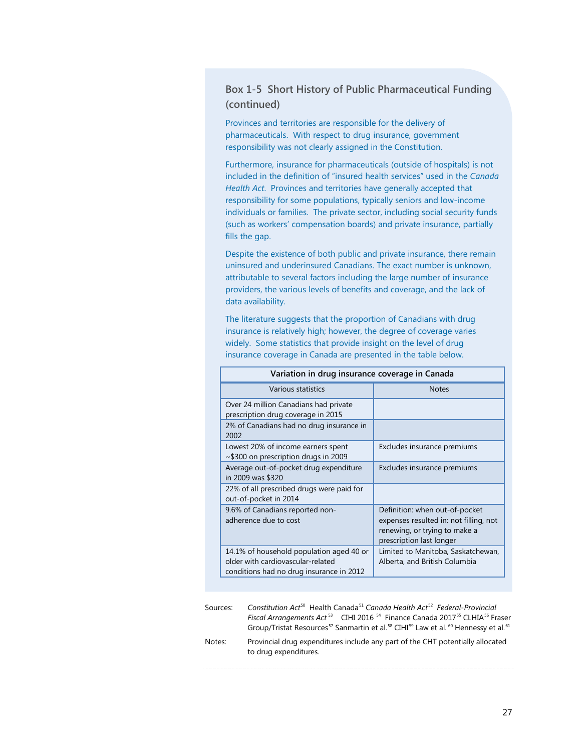### Box 1-5 Short History of Public Pharmaceutical Funding (continued)

Provinces and territories are responsible for the delivery of pharmaceuticals. With respect to drug insurance, government responsibility was not clearly assigned in the Constitution.

Furthermore, insurance for pharmaceuticals (outside of hospitals) is not included in the definition of "insured health services" used in the *Canada Health Act*. Provinces and territories have generally accepted that responsibility for some populations, typically seniors and low-income individuals or families. The private sector, including social security funds (such as workers' compensation boards) and private insurance, partially fills the gap.

Despite the existence of both public and private insurance, there remain uninsured and underinsured Canadians. The exact number is unknown, attributable to several factors including the large number of insurance providers, the various levels of benefits and coverage, and the lack of data availability.

The literature suggests that the proportion of Canadians with drug insurance is relatively high; however, the degree of coverage varies widely. Some statistics that provide insight on the level of drug insurance coverage in Canada are presented in the table below.

**Variation in drug insurance coverage in Canada**

| Various statistics | Notes |
|---|---|
| Over 24 million Canadians had private prescription drug coverage in 2015 | |
| 2% of Canadians had no drug insurance in 2002 | |
| Lowest 20% of income earners spent ~$300 on prescription drugs in 2009 | Excludes insurance premiums |
| Average out-of-pocket drug expenditure in 2009 was $320 | Excludes insurance premiums |
| 22% of all prescribed drugs were paid for out-of-pocket in 2014 | |
| 9.6% of Canadians reported non-adherence due to cost | Definition: when out-of-pocket expenses resulted in: not filling, not renewing, or trying to make a prescription last longer |
| 14.1% of household population aged 40 or older with cardiovascular-related conditions had no drug insurance in 2012 | Limited to Manitoba, Saskatchewan, Alberta, and British Columbia |

Sources: *Constitution Act*[50] Health Canada[51] *Canada Health Act*[52] *Federal-Provincial Fiscal Arrangements Act*[53] CIHI 2016[54] Finance Canada 2017[55] CLHIA[56] Fraser Group/Tristat Resources[57] Sanmartin et al.[58] CIHI[59] Law et al.[60] Hennessy et al.[61]

Notes: Provincial drug expenditures include any part of the CHT potentially allocated to drug expenditures.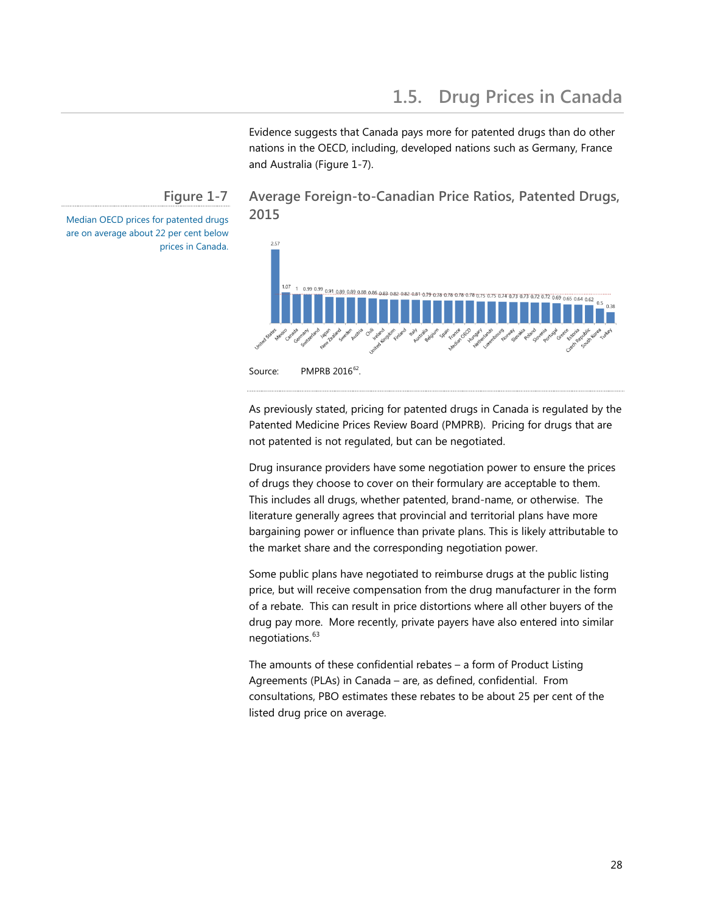## 1.5. Drug Prices in Canada

Evidence suggests that Canada pays more for patented drugs than do other nations in the OECD, including, developed nations such as Germany, France and Australia (Figure 1-7).

**Figure 1-7**

Median OECD prices for patented drugs are on average about 22 per cent below prices in Canada.

**Average Foreign-to-Canadian Price Ratios, Patented Drugs, 2015**

| Country | Ratio |
|---|---|
| United States | 2.57 |
| Mexico | 1.07 |
| Canada | 1 |
| Germany | 0.99 |
| Switzerland | 0.99 |
| Japan | 0.91 |
| New Zealand | 0.89 |
| Sweden | 0.89 |
| Austria | 0.88 |
| Chili | 0.86 |
| Ireland | 0.83 |
| United Kingdom | 0.82 |
| Finland | 0.82 |
| Italy | 0.81 |
| Australia | 0.79 |
| Belgium | 0.78 |
| Spain | 0.78 |
| France | 0.78 |
| Median OECD | 0.78 |
| Hungary | 0.75 |
| Netherlands | 0.75 |
| Luxembourg | 0.74 |
| Norway | 0.73 |
| Slovakia | 0.73 |
| Poland | 0.72 |
| Slovenia | 0.72 |
| Portugal | 0.69 |
| Greece | 0.65 |
| Estonia | 0.64 |
| Czech Republic | 0.62 |
| South Korea | 0.5 |
| Turkey | 0.38 |

Source: PMPRB 2016[62].

As previously stated, pricing for patented drugs in Canada is regulated by the Patented Medicine Prices Review Board (PMPRB). Pricing for drugs that are not patented is not regulated, but can be negotiated.

Drug insurance providers have some negotiation power to ensure the prices of drugs they choose to cover on their formulary are acceptable to them. This includes all drugs, whether patented, brand-name, or otherwise. The literature generally agrees that provincial and territorial plans have more bargaining power or influence than private plans. This is likely attributable to the market share and the corresponding negotiation power.

Some public plans have negotiated to reimburse drugs at the public listing price, but will receive compensation from the drug manufacturer in the form of a rebate. This can result in price distortions where all other buyers of the drug pay more. More recently, private payers have also entered into similar negotiations.[63]

The amounts of these confidential rebates – a form of Product Listing Agreements (PLAs) in Canada – are, as defined, confidential. From consultations, PBO estimates these rebates to be about 25 per cent of the listed drug price on average.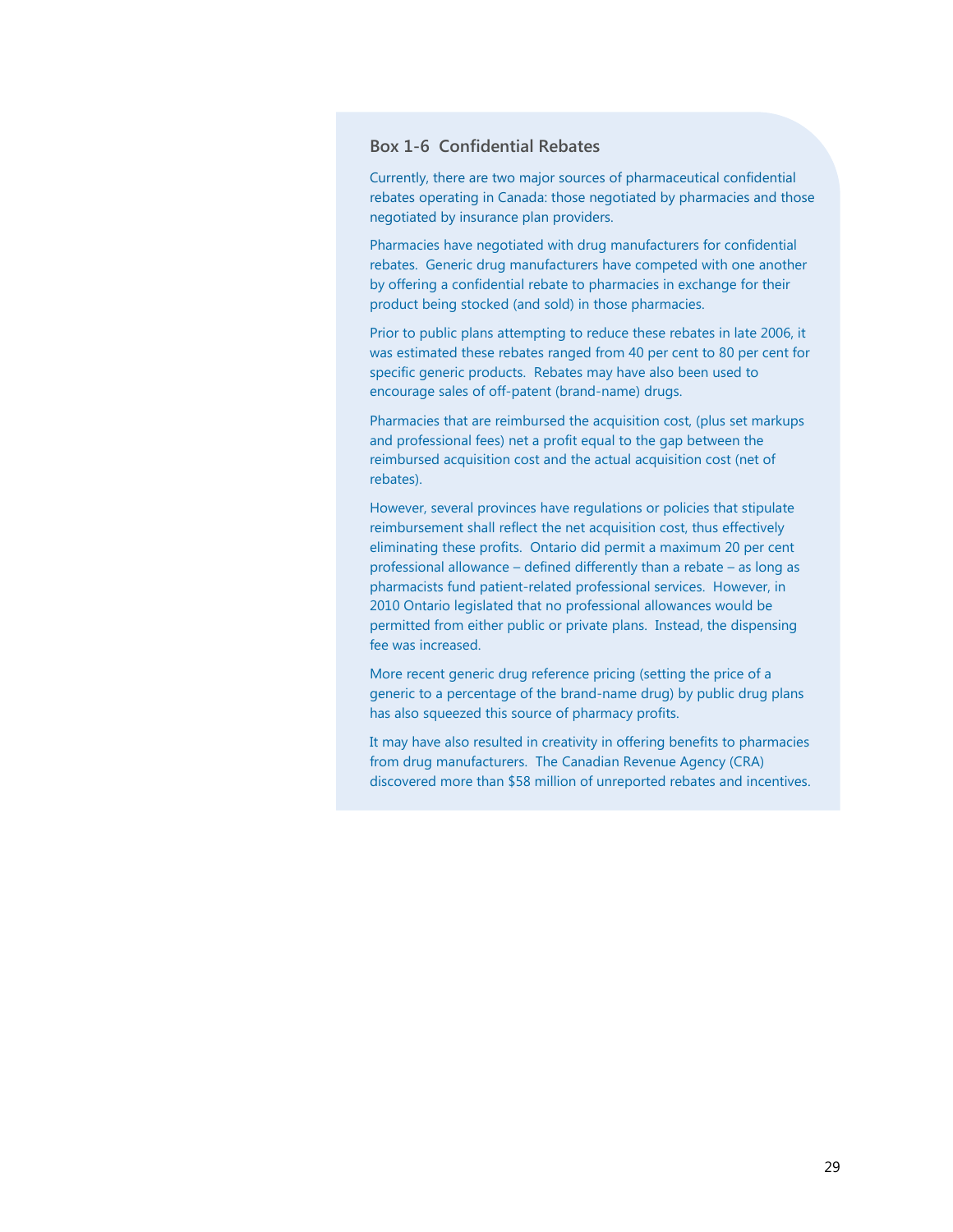### Box 1-6 Confidential Rebates

Currently, there are two major sources of pharmaceutical confidential rebates operating in Canada: those negotiated by pharmacies and those negotiated by insurance plan providers.

Pharmacies have negotiated with drug manufacturers for confidential rebates. Generic drug manufacturers have competed with one another by offering a confidential rebate to pharmacies in exchange for their product being stocked (and sold) in those pharmacies.

Prior to public plans attempting to reduce these rebates in late 2006, it was estimated these rebates ranged from 40 per cent to 80 per cent for specific generic products. Rebates may have also been used to encourage sales of off-patent (brand-name) drugs.

Pharmacies that are reimbursed the acquisition cost, (plus set markups and professional fees) net a profit equal to the gap between the reimbursed acquisition cost and the actual acquisition cost (net of rebates).

However, several provinces have regulations or policies that stipulate reimbursement shall reflect the net acquisition cost, thus effectively eliminating these profits. Ontario did permit a maximum 20 per cent professional allowance – defined differently than a rebate – as long as pharmacists fund patient-related professional services. However, in 2010 Ontario legislated that no professional allowances would be permitted from either public or private plans. Instead, the dispensing fee was increased.

More recent generic drug reference pricing (setting the price of a generic to a percentage of the brand-name drug) by public drug plans has also squeezed this source of pharmacy profits.

It may have also resulted in creativity in offering benefits to pharmacies from drug manufacturers. The Canadian Revenue Agency (CRA) discovered more than $58 million of unreported rebates and incentives.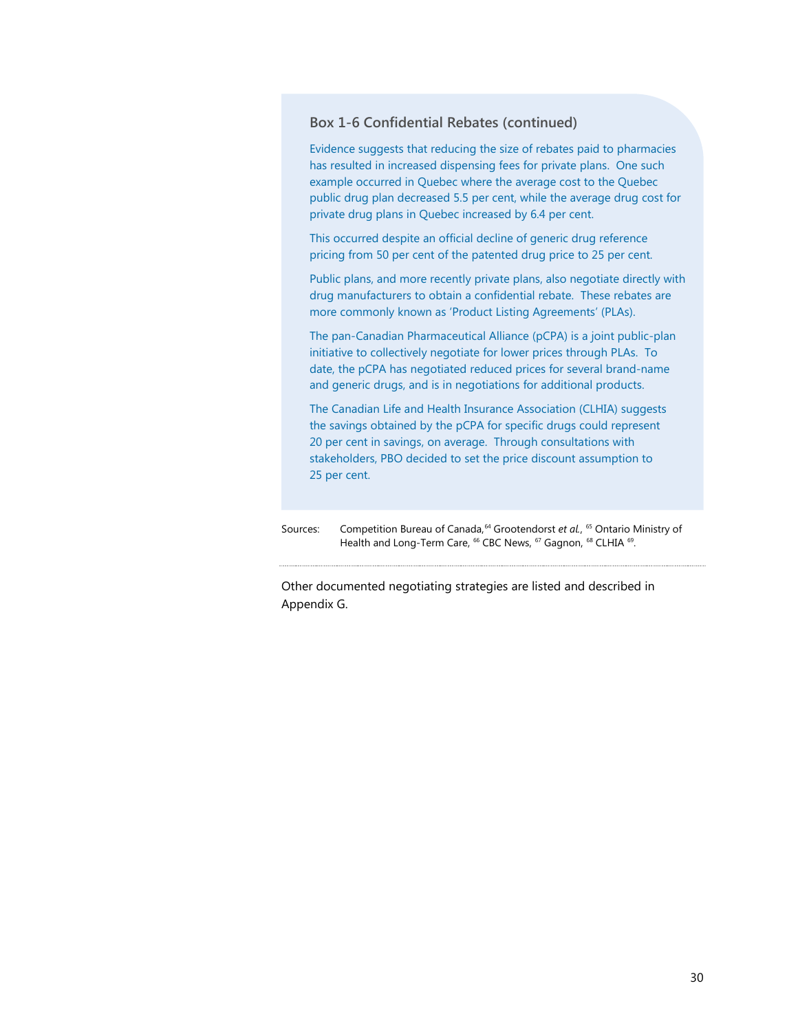### Box 1-6 Confidential Rebates (continued)

Evidence suggests that reducing the size of rebates paid to pharmacies has resulted in increased dispensing fees for private plans. One such example occurred in Quebec where the average cost to the Quebec public drug plan decreased 5.5 per cent, while the average drug cost for private drug plans in Quebec increased by 6.4 per cent.

This occurred despite an official decline of generic drug reference pricing from 50 per cent of the patented drug price to 25 per cent.

Public plans, and more recently private plans, also negotiate directly with drug manufacturers to obtain a confidential rebate. These rebates are more commonly known as 'Product Listing Agreements' (PLAs).

The pan-Canadian Pharmaceutical Alliance (pCPA) is a joint public-plan initiative to collectively negotiate for lower prices through PLAs. To date, the pCPA has negotiated reduced prices for several brand-name and generic drugs, and is in negotiations for additional products.

The Canadian Life and Health Insurance Association (CLHIA) suggests the savings obtained by the pCPA for specific drugs could represent 20 per cent in savings, on average. Through consultations with stakeholders, PBO decided to set the price discount assumption to 25 per cent.

Sources: Competition Bureau of Canada,[64] Grootendorst *et al.*, [65] Ontario Ministry of Health and Long-Term Care, [66] CBC News, [67] Gagnon, [68] CLHIA [69].

Other documented negotiating strategies are listed and described in Appendix G.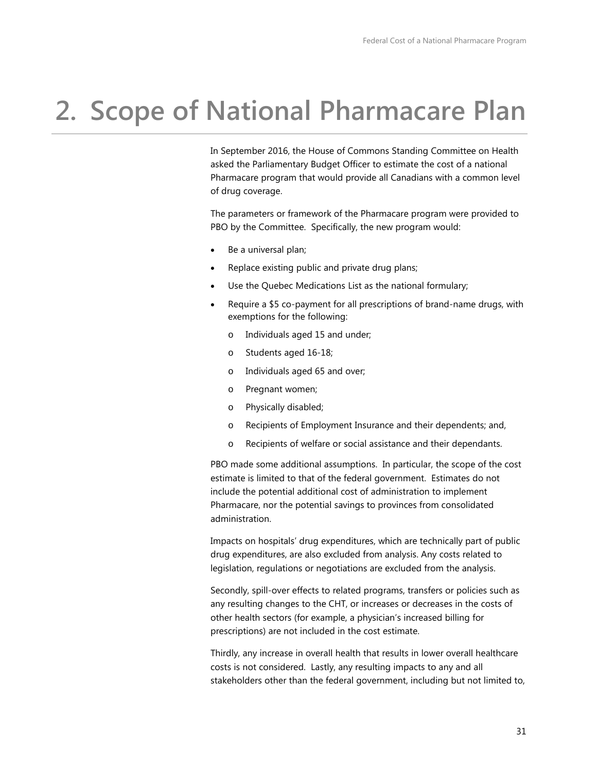# 2. Scope of National Pharmacare Plan

In September 2016, the House of Commons Standing Committee on Health asked the Parliamentary Budget Officer to estimate the cost of a national Pharmacare program that would provide all Canadians with a common level of drug coverage.

The parameters or framework of the Pharmacare program were provided to PBO by the Committee. Specifically, the new program would:

- Be a universal plan;
- Replace existing public and private drug plans;
- Use the Quebec Medications List as the national formulary;
- Require a $5 co-payment for all prescriptions of brand-name drugs, with exemptions for the following:
  - Individuals aged 15 and under;
  - Students aged 16-18;
  - Individuals aged 65 and over;
  - Pregnant women;
  - Physically disabled;
  - Recipients of Employment Insurance and their dependents; and,
  - Recipients of welfare or social assistance and their dependants.

PBO made some additional assumptions. In particular, the scope of the cost estimate is limited to that of the federal government. Estimates do not include the potential additional cost of administration to implement Pharmacare, nor the potential savings to provinces from consolidated administration.

Impacts on hospitals' drug expenditures, which are technically part of public drug expenditures, are also excluded from analysis. Any costs related to legislation, regulations or negotiations are excluded from the analysis.

Secondly, spill-over effects to related programs, transfers or policies such as any resulting changes to the CHT, or increases or decreases in the costs of other health sectors (for example, a physician's increased billing for prescriptions) are not included in the cost estimate.

Thirdly, any increase in overall health that results in lower overall healthcare costs is not considered. Lastly, any resulting impacts to any and all stakeholders other than the federal government, including but not limited to,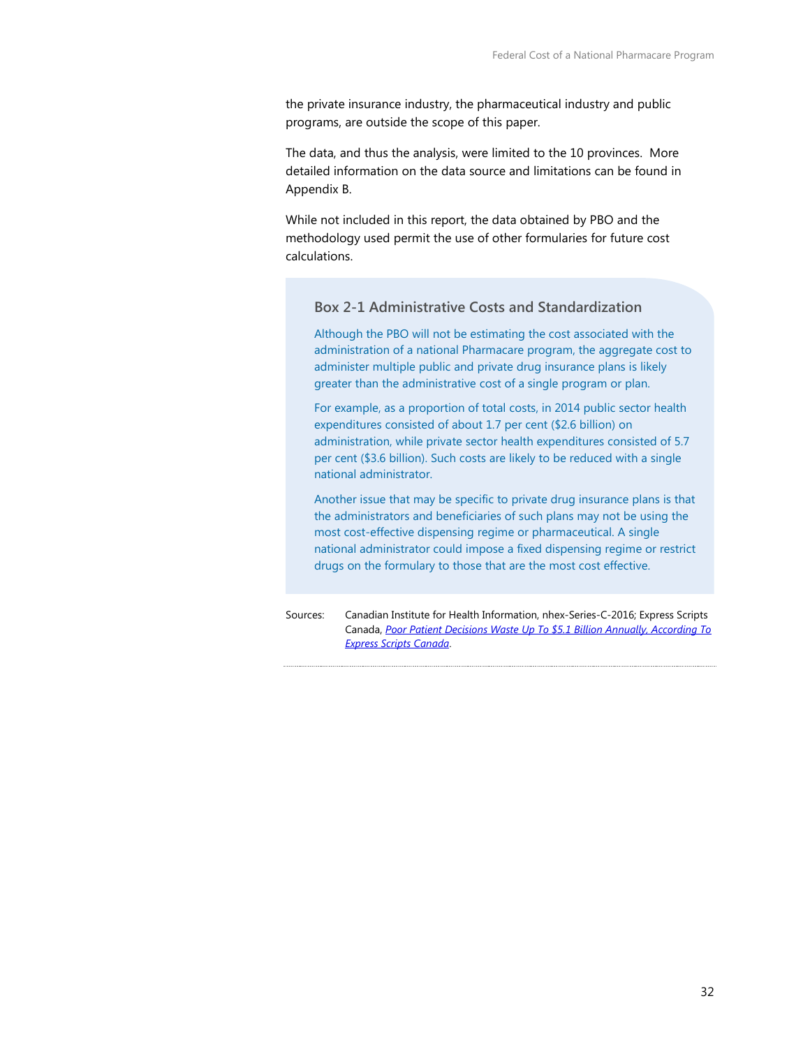the private insurance industry, the pharmaceutical industry and public programs, are outside the scope of this paper.

The data, and thus the analysis, were limited to the 10 provinces. More detailed information on the data source and limitations can be found in Appendix B.

While not included in this report, the data obtained by PBO and the methodology used permit the use of other formularies for future cost calculations.

### Box 2-1 Administrative Costs and Standardization

Although the PBO will not be estimating the cost associated with the administration of a national Pharmacare program, the aggregate cost to administer multiple public and private drug insurance plans is likely greater than the administrative cost of a single program or plan.

For example, as a proportion of total costs, in 2014 public sector health expenditures consisted of about 1.7 per cent ($2.6 billion) on administration, while private sector health expenditures consisted of 5.7 per cent ($3.6 billion). Such costs are likely to be reduced with a single national administrator.

Another issue that may be specific to private drug insurance plans is that the administrators and beneficiaries of such plans may not be using the most cost-effective dispensing regime or pharmaceutical. A single national administrator could impose a fixed dispensing regime or restrict drugs on the formulary to those that are the most cost effective.

Sources: Canadian Institute for Health Information, nhex-Series-C-2016; Express Scripts Canada, *Poor Patient Decisions Waste Up To $5.1 Billion Annually, According To Express Scripts Canada*.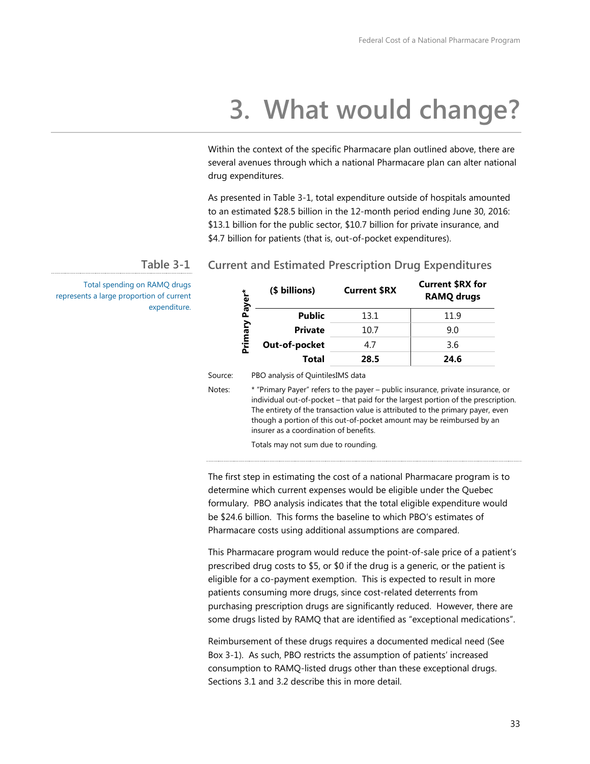# 3. What would change?

Within the context of the specific Pharmacare plan outlined above, there are several avenues through which a national Pharmacare plan can alter national drug expenditures.

As presented in Table 3-1, total expenditure outside of hospitals amounted to an estimated $28.5 billion in the 12-month period ending June 30, 2016: $13.1 billion for the public sector, $10.7 billion for private insurance, and $4.7 billion for patients (that is, out-of-pocket expenditures).

**Table 3-1** Current and Estimated Prescription Drug Expenditures

Total spending on RAMQ drugs represents a large proportion of current expenditure.

| Primary Payer* ($ billions) | Current $RX | Current $RX for RAMQ drugs |
|---|---|---|
| **Public** | 13.1 | 11.9 |
| **Private** | 10.7 | 9.0 |
| **Out-of-pocket** | 4.7 | 3.6 |
| **Total** | **28.5** | **24.6** |

Source: PBO analysis of QuintilesIMS data

Notes: * "Primary Payer" refers to the payer – public insurance, private insurance, or individual out-of-pocket – that paid for the largest portion of the prescription. The entirety of the transaction value is attributed to the primary payer, even though a portion of this out-of-pocket amount may be reimbursed by an insurer as a coordination of benefits.

Totals may not sum due to rounding.

The first step in estimating the cost of a national Pharmacare program is to determine which current expenses would be eligible under the Quebec formulary. PBO analysis indicates that the total eligible expenditure would be $24.6 billion. This forms the baseline to which PBO's estimates of Pharmacare costs using additional assumptions are compared.

This Pharmacare program would reduce the point-of-sale price of a patient's prescribed drug costs to $5, or $0 if the drug is a generic, or the patient is eligible for a co-payment exemption. This is expected to result in more patients consuming more drugs, since cost-related deterrents from purchasing prescription drugs are significantly reduced. However, there are some drugs listed by RAMQ that are identified as "exceptional medications".

Reimbursement of these drugs requires a documented medical need (See Box 3-1). As such, PBO restricts the assumption of patients' increased consumption to RAMQ-listed drugs other than these exceptional drugs. Sections 3.1 and 3.2 describe this in more detail.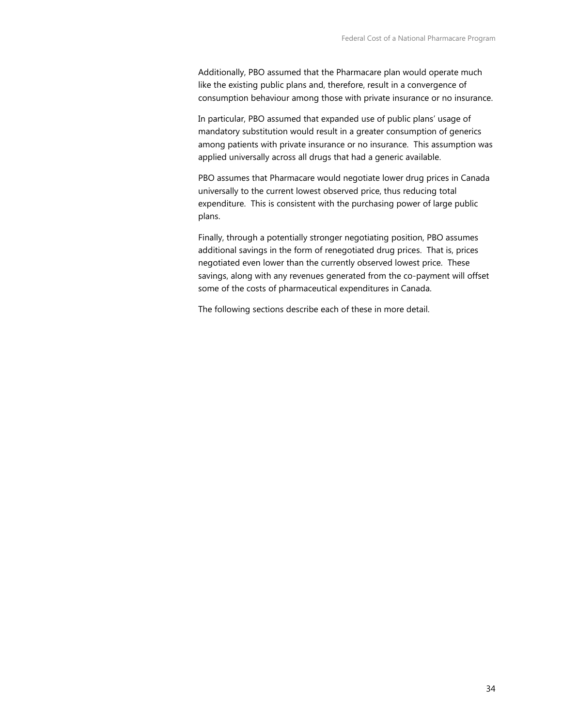Additionally, PBO assumed that the Pharmacare plan would operate much like the existing public plans and, therefore, result in a convergence of consumption behaviour among those with private insurance or no insurance.

In particular, PBO assumed that expanded use of public plans' usage of mandatory substitution would result in a greater consumption of generics among patients with private insurance or no insurance. This assumption was applied universally across all drugs that had a generic available.

PBO assumes that Pharmacare would negotiate lower drug prices in Canada universally to the current lowest observed price, thus reducing total expenditure. This is consistent with the purchasing power of large public plans.

Finally, through a potentially stronger negotiating position, PBO assumes additional savings in the form of renegotiated drug prices. That is, prices negotiated even lower than the currently observed lowest price. These savings, along with any revenues generated from the co-payment will offset some of the costs of pharmaceutical expenditures in Canada.

The following sections describe each of these in more detail.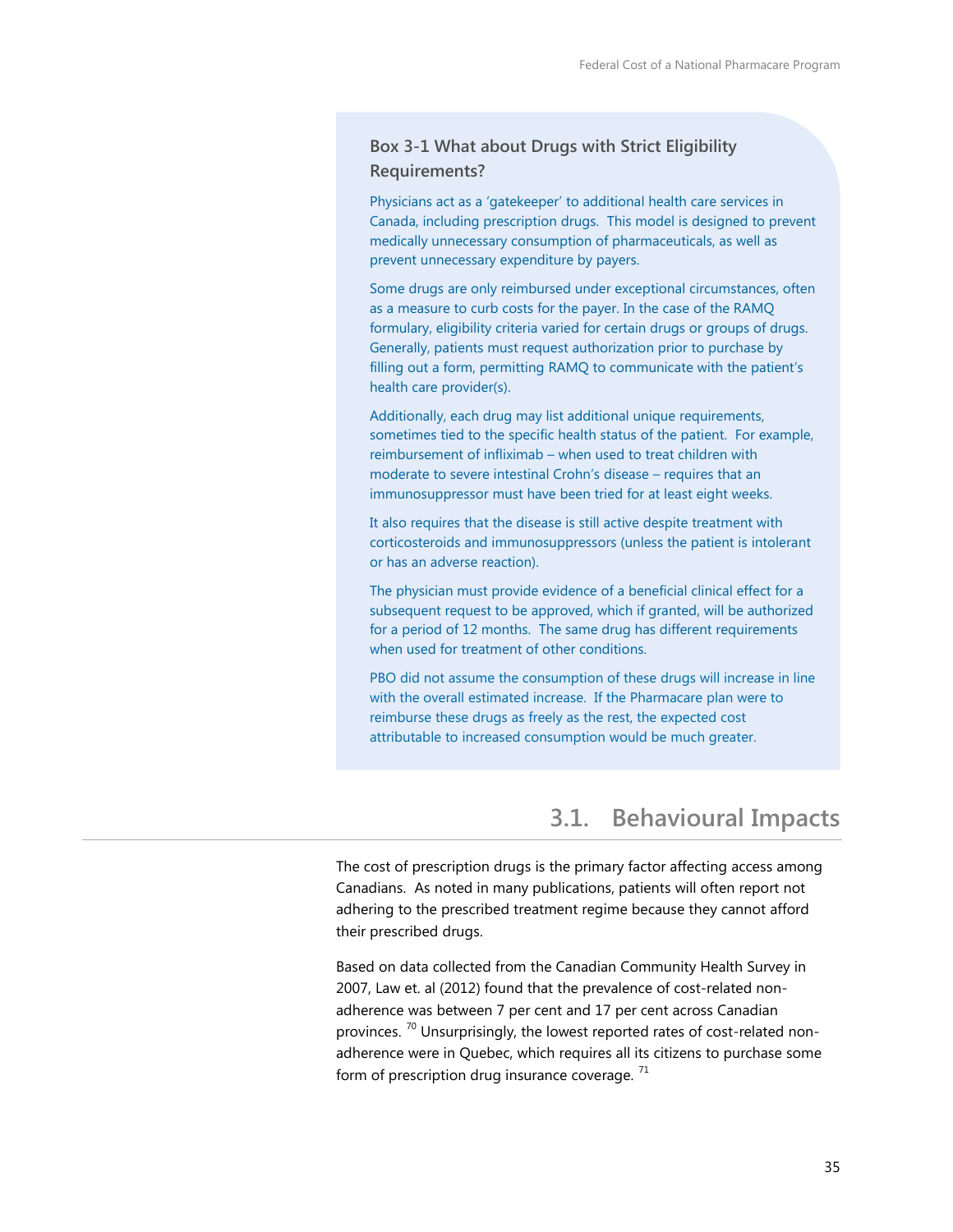### Box 3-1 What about Drugs with Strict Eligibility Requirements?

Physicians act as a 'gatekeeper' to additional health care services in Canada, including prescription drugs. This model is designed to prevent medically unnecessary consumption of pharmaceuticals, as well as prevent unnecessary expenditure by payers.

Some drugs are only reimbursed under exceptional circumstances, often as a measure to curb costs for the payer. In the case of the RAMQ formulary, eligibility criteria varied for certain drugs or groups of drugs. Generally, patients must request authorization prior to purchase by filling out a form, permitting RAMQ to communicate with the patient's health care provider(s).

Additionally, each drug may list additional unique requirements, sometimes tied to the specific health status of the patient. For example, reimbursement of infliximab – when used to treat children with moderate to severe intestinal Crohn's disease – requires that an immunosuppressor must have been tried for at least eight weeks.

It also requires that the disease is still active despite treatment with corticosteroids and immunosuppressors (unless the patient is intolerant or has an adverse reaction).

The physician must provide evidence of a beneficial clinical effect for a subsequent request to be approved, which if granted, will be authorized for a period of 12 months. The same drug has different requirements when used for treatment of other conditions.

PBO did not assume the consumption of these drugs will increase in line with the overall estimated increase. If the Pharmacare plan were to reimburse these drugs as freely as the rest, the expected cost attributable to increased consumption would be much greater.

## 3.1. Behavioural Impacts

The cost of prescription drugs is the primary factor affecting access among Canadians. As noted in many publications, patients will often report not adhering to the prescribed treatment regime because they cannot afford their prescribed drugs.

Based on data collected from the Canadian Community Health Survey in 2007, Law et. al (2012) found that the prevalence of cost-related non-adherence was between 7 per cent and 17 per cent across Canadian provinces. [70] Unsurprisingly, the lowest reported rates of cost-related non-adherence were in Quebec, which requires all its citizens to purchase some form of prescription drug insurance coverage. [71]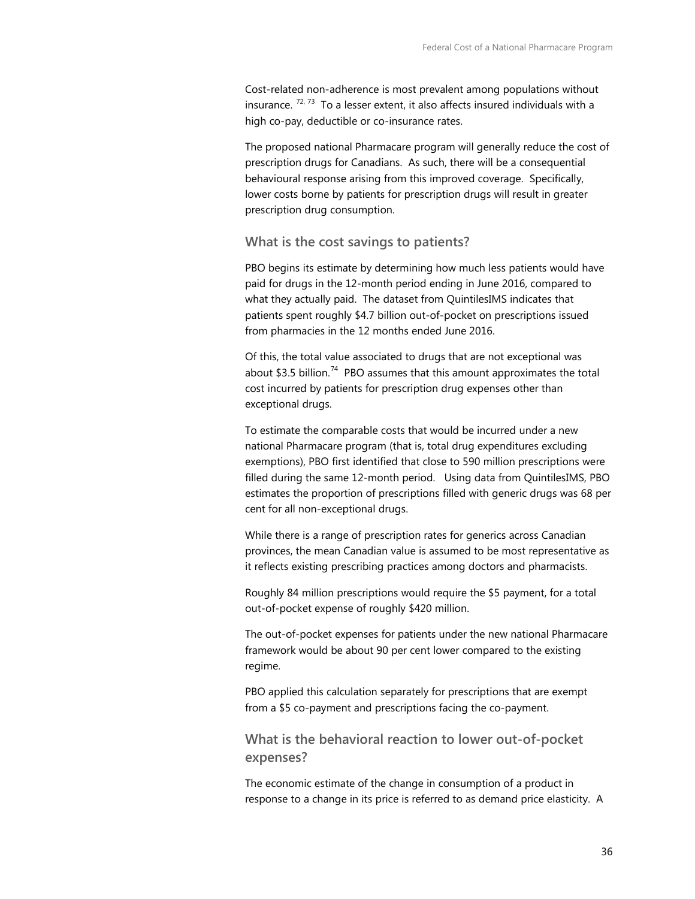Cost-related non-adherence is most prevalent among populations without insurance. [72, 73] To a lesser extent, it also affects insured individuals with a high co-pay, deductible or co-insurance rates.

The proposed national Pharmacare program will generally reduce the cost of prescription drugs for Canadians. As such, there will be a consequential behavioural response arising from this improved coverage. Specifically, lower costs borne by patients for prescription drugs will result in greater prescription drug consumption.

### What is the cost savings to patients?

PBO begins its estimate by determining how much less patients would have paid for drugs in the 12-month period ending in June 2016, compared to what they actually paid. The dataset from QuintilesIMS indicates that patients spent roughly $4.7 billion out-of-pocket on prescriptions issued from pharmacies in the 12 months ended June 2016.

Of this, the total value associated to drugs that are not exceptional was about $3.5 billion.[74] PBO assumes that this amount approximates the total cost incurred by patients for prescription drug expenses other than exceptional drugs.

To estimate the comparable costs that would be incurred under a new national Pharmacare program (that is, total drug expenditures excluding exemptions), PBO first identified that close to 590 million prescriptions were filled during the same 12-month period. Using data from QuintilesIMS, PBO estimates the proportion of prescriptions filled with generic drugs was 68 per cent for all non-exceptional drugs.

While there is a range of prescription rates for generics across Canadian provinces, the mean Canadian value is assumed to be most representative as it reflects existing prescribing practices among doctors and pharmacists.

Roughly 84 million prescriptions would require the $5 payment, for a total out-of-pocket expense of roughly $420 million.

The out-of-pocket expenses for patients under the new national Pharmacare framework would be about 90 per cent lower compared to the existing regime.

PBO applied this calculation separately for prescriptions that are exempt from a $5 co-payment and prescriptions facing the co-payment.

### What is the behavioral reaction to lower out-of-pocket expenses?

The economic estimate of the change in consumption of a product in response to a change in its price is referred to as demand price elasticity. A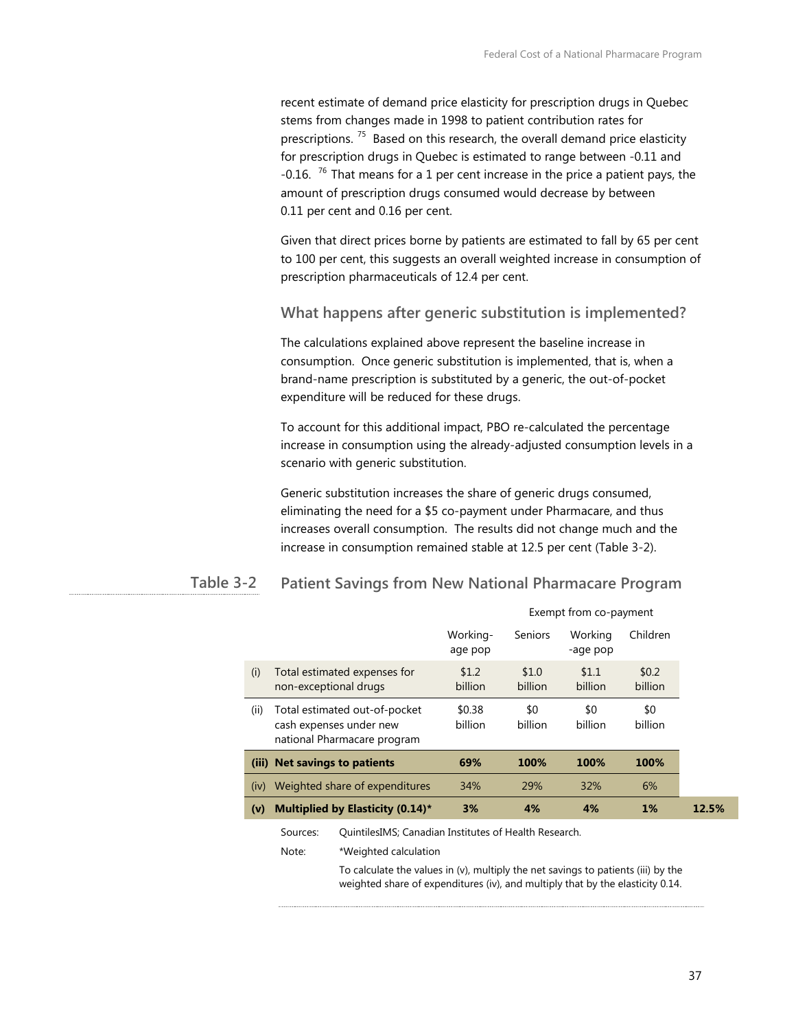recent estimate of demand price elasticity for prescription drugs in Quebec stems from changes made in 1998 to patient contribution rates for prescriptions. [75] Based on this research, the overall demand price elasticity for prescription drugs in Quebec is estimated to range between -0.11 and -0.16. [76] That means for a 1 per cent increase in the price a patient pays, the amount of prescription drugs consumed would decrease by between 0.11 per cent and 0.16 per cent.

Given that direct prices borne by patients are estimated to fall by 65 per cent to 100 per cent, this suggests an overall weighted increase in consumption of prescription pharmaceuticals of 12.4 per cent.

### What happens after generic substitution is implemented?

The calculations explained above represent the baseline increase in consumption. Once generic substitution is implemented, that is, when a brand-name prescription is substituted by a generic, the out-of-pocket expenditure will be reduced for these drugs.

To account for this additional impact, PBO re-calculated the percentage increase in consumption using the already-adjusted consumption levels in a scenario with generic substitution.

Generic substitution increases the share of generic drugs consumed, eliminating the need for a $5 co-payment under Pharmacare, and thus increases overall consumption. The results did not change much and the increase in consumption remained stable at 12.5 per cent (Table 3-2).

## Table 3-2 Patient Savings from New National Pharmacare Program

| | | | Exempt from co-payment | | | |
|---|---|---|---|---|---|---|
| | | Working-age pop | Seniors | Working -age pop | Children | |
| (i) | Total estimated expenses for non-exceptional drugs | $1.2 billion | $1.0 billion | $1.1 billion | $0.2 billion | |
| (ii) | Total estimated out-of-pocket cash expenses under new national Pharmacare program | $0.38 billion | $0 billion | $0 billion | $0 billion | |
| **(iii)** | **Net savings to patients** | **69%** | **100%** | **100%** | **100%** | |
| (iv) | Weighted share of expenditures | 34% | 29% | 32% | 6% | |
| **(v)** | **Multiplied by Elasticity (0.14)*** | **3%** | **4%** | **4%** | **1%** | **12.5%** |

Sources: QuintilesIMS; Canadian Institutes of Health Research.

Note: *Weighted calculation

To calculate the values in (v), multiply the net savings to patients (iii) by the weighted share of expenditures (iv), and multiply that by the elasticity 0.14.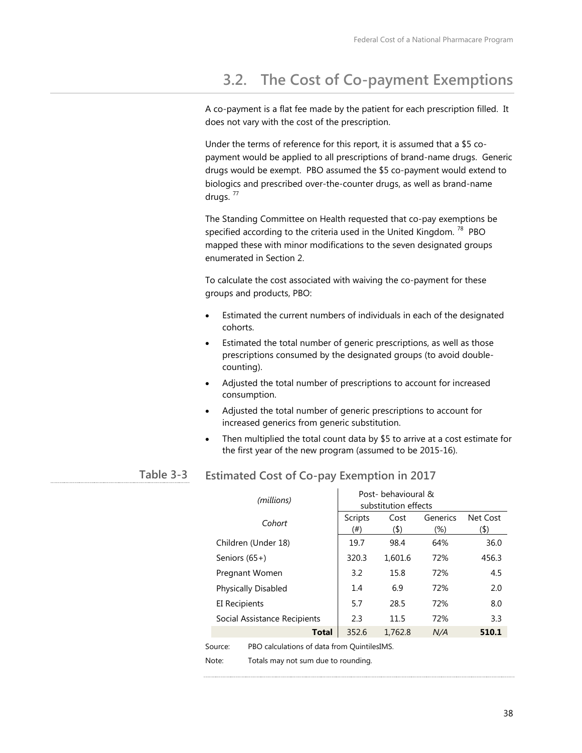## 3.2. The Cost of Co-payment Exemptions

A co-payment is a flat fee made by the patient for each prescription filled. It does not vary with the cost of the prescription.

Under the terms of reference for this report, it is assumed that a $5 co-payment would be applied to all prescriptions of brand-name drugs. Generic drugs would be exempt. PBO assumed the $5 co-payment would extend to biologics and prescribed over-the-counter drugs, as well as brand-name drugs. [77]

The Standing Committee on Health requested that co-pay exemptions be specified according to the criteria used in the United Kingdom. [78] PBO mapped these with minor modifications to the seven designated groups enumerated in Section 2.

To calculate the cost associated with waiving the co-payment for these groups and products, PBO:

- Estimated the current numbers of individuals in each of the designated cohorts.
- Estimated the total number of generic prescriptions, as well as those prescriptions consumed by the designated groups (to avoid double-counting).
- Adjusted the total number of prescriptions to account for increased consumption.
- Adjusted the total number of generic prescriptions to account for increased generics from generic substitution.
- Then multiplied the total count data by $5 to arrive at a cost estimate for the first year of the new program (assumed to be 2015-16).

**Table 3-3 Estimated Cost of Co-pay Exemption in 2017**

| *(millions)* | Post- behavioural & substitution effects | | | |
|---|---|---|---|---|
| *Cohort* | Scripts (#) | Cost ($) | Generics (%) | Net Cost ($) |
| Children (Under 18) | 19.7 | 98.4 | 64% | 36.0 |
| Seniors (65+) | 320.3 | 1,601.6 | 72% | 456.3 |
| Pregnant Women | 3.2 | 15.8 | 72% | 4.5 |
| Physically Disabled | 1.4 | 6.9 | 72% | 2.0 |
| EI Recipients | 5.7 | 28.5 | 72% | 8.0 |
| Social Assistance Recipients | 2.3 | 11.5 | 72% | 3.3 |
| **Total** | 352.6 | 1,762.8 | *N/A* | **510.1** |

Source: PBO calculations of data from QuintilesIMS.

Note: Totals may not sum due to rounding.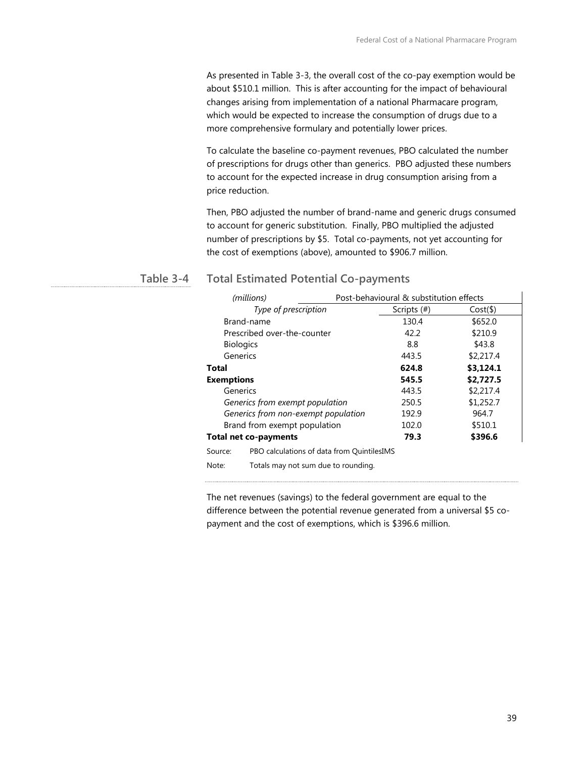As presented in Table 3-3, the overall cost of the co-pay exemption would be about $510.1 million. This is after accounting for the impact of behavioural changes arising from implementation of a national Pharmacare program, which would be expected to increase the consumption of drugs due to a more comprehensive formulary and potentially lower prices.

To calculate the baseline co-payment revenues, PBO calculated the number of prescriptions for drugs other than generics. PBO adjusted these numbers to account for the expected increase in drug consumption arising from a price reduction.

Then, PBO adjusted the number of brand-name and generic drugs consumed to account for generic substitution. Finally, PBO multiplied the adjusted number of prescriptions by $5. Total co-payments, not yet accounting for the cost of exemptions (above), amounted to $906.7 million.

### Table 3-4 Total Estimated Potential Co-payments

| *(millions)* | Post-behavioural & substitution effects | |
|---|---|---|
| *Type of prescription* | Scripts (#) | Cost($) |
| Brand-name | 130.4 | $652.0 |
| Prescribed over-the-counter | 42.2 | $210.9 |
| Biologics | 8.8 | $43.8 |
| Generics | 443.5 | $2,217.4 |
| **Total** | **624.8** | **$3,124.1** |
| **Exemptions** | **545.5** | **$2,727.5** |
| Generics | 443.5 | $2,217.4 |
| *Generics from exempt population* | 250.5 | $1,252.7 |
| *Generics from non-exempt population* | 192.9 | 964.7 |
| Brand from exempt population | 102.0 | $510.1 |
| **Total net co-payments** | **79.3** | **$396.6** |

Source: PBO calculations of data from QuintilesIMS

Note: Totals may not sum due to rounding.

The net revenues (savings) to the federal government are equal to the difference between the potential revenue generated from a universal $5 co-payment and the cost of exemptions, which is $396.6 million.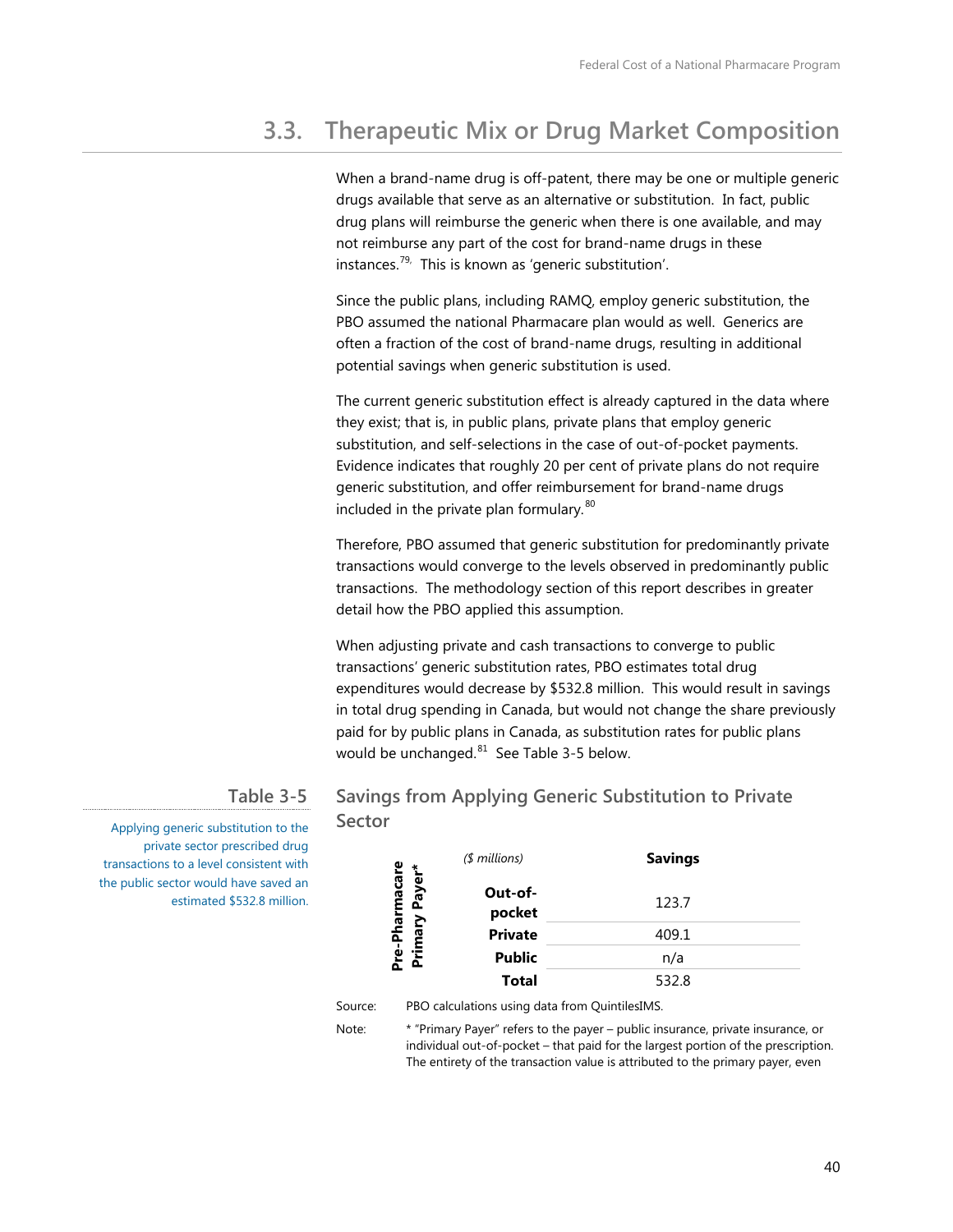## 3.3. Therapeutic Mix or Drug Market Composition

When a brand-name drug is off-patent, there may be one or multiple generic drugs available that serve as an alternative or substitution. In fact, public drug plans will reimburse the generic when there is one available, and may not reimburse any part of the cost for brand-name drugs in these instances.[79,] This is known as 'generic substitution'.

Since the public plans, including RAMQ, employ generic substitution, the PBO assumed the national Pharmacare plan would as well. Generics are often a fraction of the cost of brand-name drugs, resulting in additional potential savings when generic substitution is used.

The current generic substitution effect is already captured in the data where they exist; that is, in public plans, private plans that employ generic substitution, and self-selections in the case of out-of-pocket payments. Evidence indicates that roughly 20 per cent of private plans do not require generic substitution, and offer reimbursement for brand-name drugs included in the private plan formulary.[80]

Therefore, PBO assumed that generic substitution for predominantly private transactions would converge to the levels observed in predominantly public transactions. The methodology section of this report describes in greater detail how the PBO applied this assumption.

When adjusting private and cash transactions to converge to public transactions' generic substitution rates, PBO estimates total drug expenditures would decrease by $532.8 million. This would result in savings in total drug spending in Canada, but would not change the share previously paid for by public plans in Canada, as substitution rates for public plans would be unchanged.[81] See Table 3-5 below.

### Table 3-5 Savings from Applying Generic Substitution to Private Sector

Applying generic substitution to the private sector prescribed drug transactions to a level consistent with the public sector would have saved an estimated $532.8 million.

| Pre-Pharmacare Primary Payer* | *($ millions)* | **Savings** |
|---|---|---|
| | **Out-of-pocket** | 123.7 |
| | **Private** | 409.1 |
| | **Public** | n/a |
| | **Total** | 532.8 |

Source: PBO calculations using data from QuintilesIMS.

Note: * "Primary Payer" refers to the payer – public insurance, private insurance, or individual out-of-pocket – that paid for the largest portion of the prescription. The entirety of the transaction value is attributed to the primary payer, even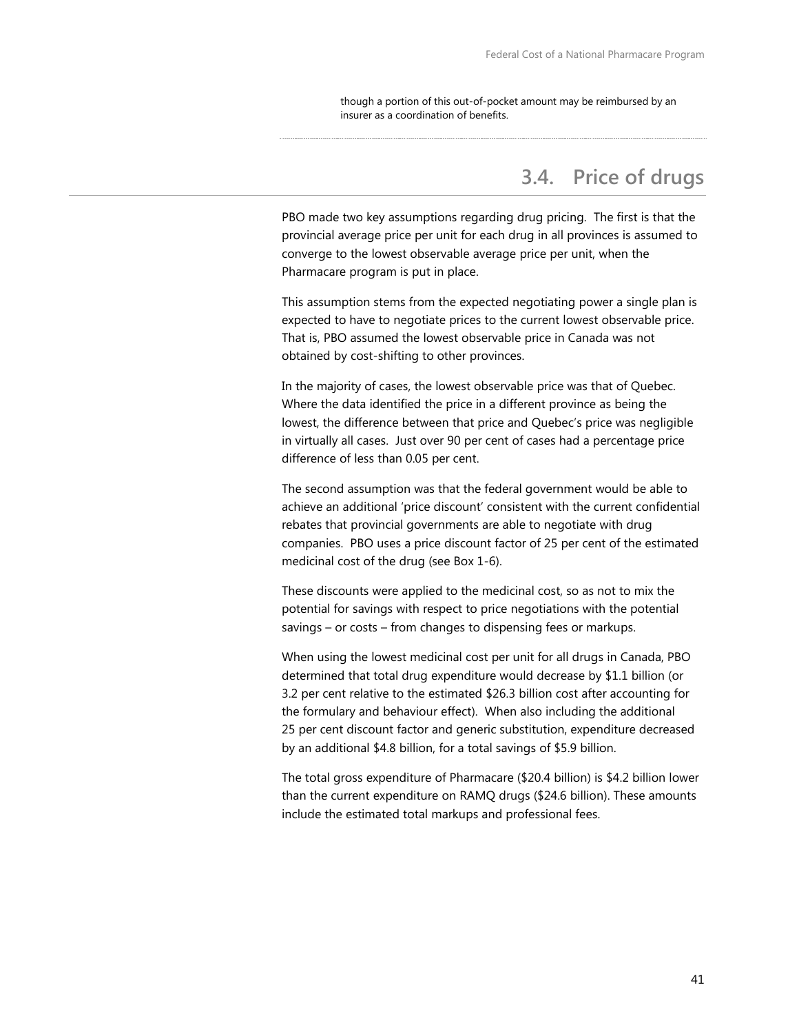though a portion of this out-of-pocket amount may be reimbursed by an insurer as a coordination of benefits.

## 3.4. Price of drugs

PBO made two key assumptions regarding drug pricing. The first is that the provincial average price per unit for each drug in all provinces is assumed to converge to the lowest observable average price per unit, when the Pharmacare program is put in place.

This assumption stems from the expected negotiating power a single plan is expected to have to negotiate prices to the current lowest observable price. That is, PBO assumed the lowest observable price in Canada was not obtained by cost-shifting to other provinces.

In the majority of cases, the lowest observable price was that of Quebec. Where the data identified the price in a different province as being the lowest, the difference between that price and Quebec's price was negligible in virtually all cases. Just over 90 per cent of cases had a percentage price difference of less than 0.05 per cent.

The second assumption was that the federal government would be able to achieve an additional 'price discount' consistent with the current confidential rebates that provincial governments are able to negotiate with drug companies. PBO uses a price discount factor of 25 per cent of the estimated medicinal cost of the drug (see Box 1-6).

These discounts were applied to the medicinal cost, so as not to mix the potential for savings with respect to price negotiations with the potential savings – or costs – from changes to dispensing fees or markups.

When using the lowest medicinal cost per unit for all drugs in Canada, PBO determined that total drug expenditure would decrease by $1.1 billion (or 3.2 per cent relative to the estimated $26.3 billion cost after accounting for the formulary and behaviour effect). When also including the additional 25 per cent discount factor and generic substitution, expenditure decreased by an additional $4.8 billion, for a total savings of $5.9 billion.

The total gross expenditure of Pharmacare ($20.4 billion) is $4.2 billion lower than the current expenditure on RAMQ drugs ($24.6 billion). These amounts include the estimated total markups and professional fees.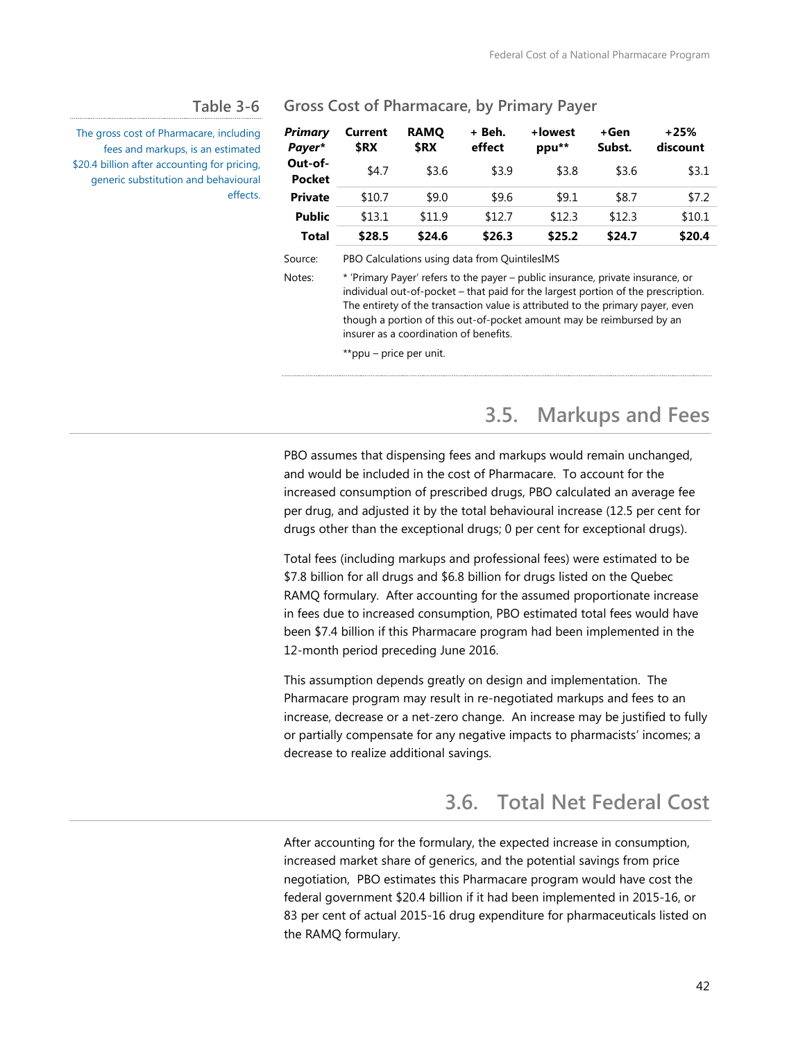## Table 3-6 Gross Cost of Pharmacare, by Primary Payer

The gross cost of Pharmacare, including fees and markups, is an estimated $20.4 billion after accounting for pricing, generic substitution and behavioural effects.

| ***Primary Payer**** | **Current $RX** | **RAMQ $RX** | **+ Beh. effect** | **+lowest ppu**** | **+Gen Subst.** | **+25% discount** |
|---|---|---|---|---|---|---|
| **Out-of-Pocket** | $4.7 | $3.6 | $3.9 | $3.8 | $3.6 | $3.1 |
| **Private** | $10.7 | $9.0 | $9.6 | $9.1 | $8.7 | $7.2 |
| **Public** | $13.1 | $11.9 | $12.7 | $12.3 | $12.3 | $10.1 |
| **Total** | **$28.5** | **$24.6** | **$26.3** | **$25.2** | **$24.7** | **$20.4** |

Source: PBO Calculations using data from QuintilesIMS

Notes: * 'Primary Payer' refers to the payer – public insurance, private insurance, or individual out-of-pocket – that paid for the largest portion of the prescription. The entirety of the transaction value is attributed to the primary payer, even though a portion of this out-of-pocket amount may be reimbursed by an insurer as a coordination of benefits.

**ppu – price per unit.

## 3.5. Markups and Fees

PBO assumes that dispensing fees and markups would remain unchanged, and would be included in the cost of Pharmacare. To account for the increased consumption of prescribed drugs, PBO calculated an average fee per drug, and adjusted it by the total behavioural increase (12.5 per cent for drugs other than the exceptional drugs; 0 per cent for exceptional drugs).

Total fees (including markups and professional fees) were estimated to be $7.8 billion for all drugs and $6.8 billion for drugs listed on the Quebec RAMQ formulary. After accounting for the assumed proportionate increase in fees due to increased consumption, PBO estimated total fees would have been $7.4 billion if this Pharmacare program had been implemented in the 12-month period preceding June 2016.

This assumption depends greatly on design and implementation. The Pharmacare program may result in re-negotiated markups and fees to an increase, decrease or a net-zero change. An increase may be justified to fully or partially compensate for any negative impacts to pharmacists' incomes; a decrease to realize additional savings.

## 3.6. Total Net Federal Cost

After accounting for the formulary, the expected increase in consumption, increased market share of generics, and the potential savings from price negotiation, PBO estimates this Pharmacare program would have cost the federal government $20.4 billion if it had been implemented in 2015-16, or 83 per cent of actual 2015-16 drug expenditure for pharmaceuticals listed on the RAMQ formulary.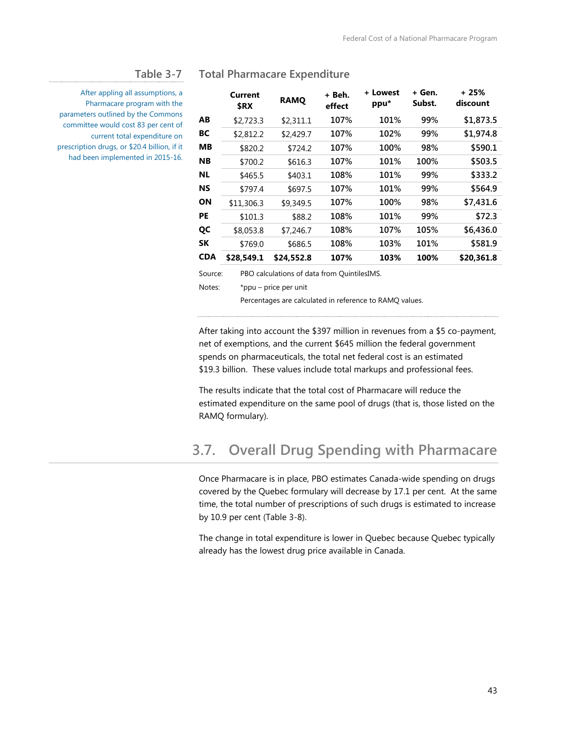### Table 3-7 Total Pharmacare Expenditure

After appling all assumptions, a Pharmacare program with the parameters outlined by the Commons committee would cost 83 per cent of current total expenditure on prescription drugs, or $20.4 billion, if it had been implemented in 2015-16.

| | Current $RX | RAMQ | + Beh. effect | + Lowest ppu* | + Gen. Subst. | + 25% discount |
|---|---|---|---|---|---|---|
| **AB** | $2,723.3 | $2,311.1 | 107% | 101% | 99% | $1,873.5 |
| **BC** | $2,812.2 | $2,429.7 | 107% | 102% | 99% | $1,974.8 |
| **MB** | $820.2 | $724.2 | 107% | 100% | 98% | $590.1 |
| **NB** | $700.2 | $616.3 | 107% | 101% | 100% | $503.5 |
| **NL** | $465.5 | $403.1 | 108% | 101% | 99% | $333.2 |
| **NS** | $797.4 | $697.5 | 107% | 101% | 99% | $564.9 |
| **ON** | $11,306.3 | $9,349.5 | 107% | 100% | 98% | $7,431.6 |
| **PE** | $101.3 | $88.2 | 108% | 101% | 99% | $72.3 |
| **QC** | $8,053.8 | $7,246.7 | 108% | 107% | 105% | $6,436.0 |
| **SK** | $769.0 | $686.5 | 108% | 103% | 101% | $581.9 |
| **CDA** | **$28,549.1** | **$24,552.8** | **107%** | **103%** | **100%** | **$20,361.8** |

Source: PBO calculations of data from QuintilesIMS.

Notes: *ppu – price per unit

Percentages are calculated in reference to RAMQ values.

After taking into account the $397 million in revenues from a $5 co-payment, net of exemptions, and the current $645 million the federal government spends on pharmaceuticals, the total net federal cost is an estimated $19.3 billion. These values include total markups and professional fees.

The results indicate that the total cost of Pharmacare will reduce the estimated expenditure on the same pool of drugs (that is, those listed on the RAMQ formulary).

## 3.7. Overall Drug Spending with Pharmacare

Once Pharmacare is in place, PBO estimates Canada-wide spending on drugs covered by the Quebec formulary will decrease by 17.1 per cent. At the same time, the total number of prescriptions of such drugs is estimated to increase by 10.9 per cent (Table 3-8).

The change in total expenditure is lower in Quebec because Quebec typically already has the lowest drug price available in Canada.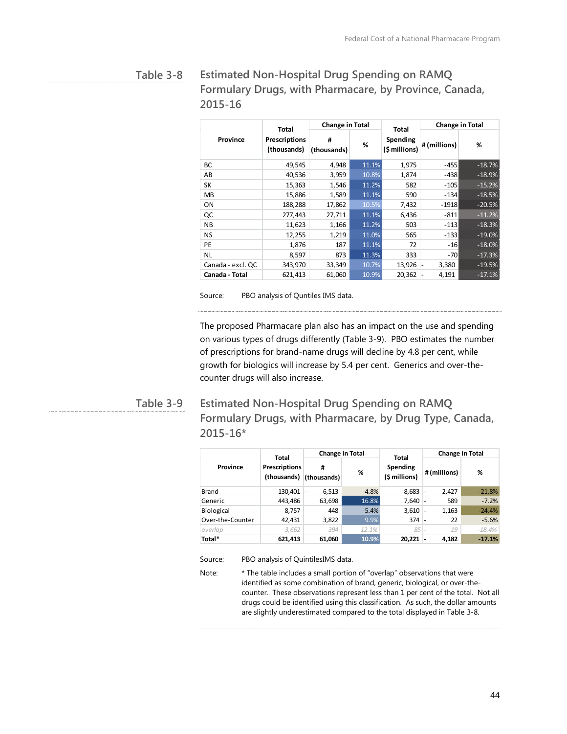## Table 3-8 Estimated Non-Hospital Drug Spending on RAMQ Formulary Drugs, with Pharmacare, by Province, Canada, 2015-16

| Province | Total Prescriptions (thousands) | Change in Total | | Total Spending ($ millions) | Change in Total | |
|---|---|---|---|---|---|---|
| | | # (thousands) | % | | # (millions) | % |
| BC | 49,545 | 4,948 | 11.1% | 1,975 | -455 | -18.7% |
| AB | 40,536 | 3,959 | 10.8% | 1,874 | -438 | -18.9% |
| SK | 15,363 | 1,546 | 11.2% | 582 | -105 | -15.2% |
| MB | 15,886 | 1,589 | 11.1% | 590 | -134 | -18.5% |
| ON | 188,288 | 17,862 | 10.5% | 7,432 | -1918 | -20.5% |
| QC | 277,443 | 27,711 | 11.1% | 6,436 | -811 | -11.2% |
| NB | 11,623 | 1,166 | 11.2% | 503 | -113 | -18.3% |
| NS | 12,255 | 1,219 | 11.0% | 565 | -133 | -19.0% |
| PE | 1,876 | 187 | 11.1% | 72 | -16 | -18.0% |
| NL | 8,597 | 873 | 11.3% | 333 | -70 | -17.3% |
| Canada - excl. QC | 343,970 | 33,349 | 10.7% | 13,926 | - 3,380 | -19.5% |
| **Canada - Total** | 621,413 | 61,060 | 10.9% | 20,362 | - 4,191 | -17.1% |

Source: PBO analysis of Quntiles IMS data.

The proposed Pharmacare plan also has an impact on the use and spending on various types of drugs differently (Table 3-9). PBO estimates the number of prescriptions for brand-name drugs will decline by 4.8 per cent, while growth for biologics will increase by 5.4 per cent. Generics and over-the-counter drugs will also increase.

## Table 3-9 Estimated Non-Hospital Drug Spending on RAMQ Formulary Drugs, with Pharmacare, by Drug Type, Canada, 2015-16*

| Province | Total Prescriptions (thousands) | Change in Total | | Total Spending ($ millions) | Change in Total | |
|---|---|---|---|---|---|---|
| | | # (thousands) | % | | # (millions) | % |
| Brand | 130,401 | - 6,513 | -4.8% | 8,683 | - 2,427 | -21.8% |
| Generic | 443,486 | 63,698 | 16.8% | 7,640 | - 589 | -7.2% |
| Biological | 8,757 | 448 | 5.4% | 3,610 | - 1,163 | -24.4% |
| Over-the-Counter | 42,431 | 3,822 | 9.9% | 374 | - 22 | -5.6% |
| *overlap* | *3,662* | *394* | *12.1%* | *85* | *- 19* | *-18.4%* |
| **Total*** | **621,413** | **61,060** | **10.9%** | **20,221** | **- 4,182** | **-17.1%** |

Source: PBO analysis of QuintilesIMS data.

Note: * The table includes a small portion of "overlap" observations that were identified as some combination of brand, generic, biological, or over-the-counter. These observations represent less than 1 per cent of the total. Not all drugs could be identified using this classification. As such, the dollar amounts are slightly underestimated compared to the total displayed in Table 3-8.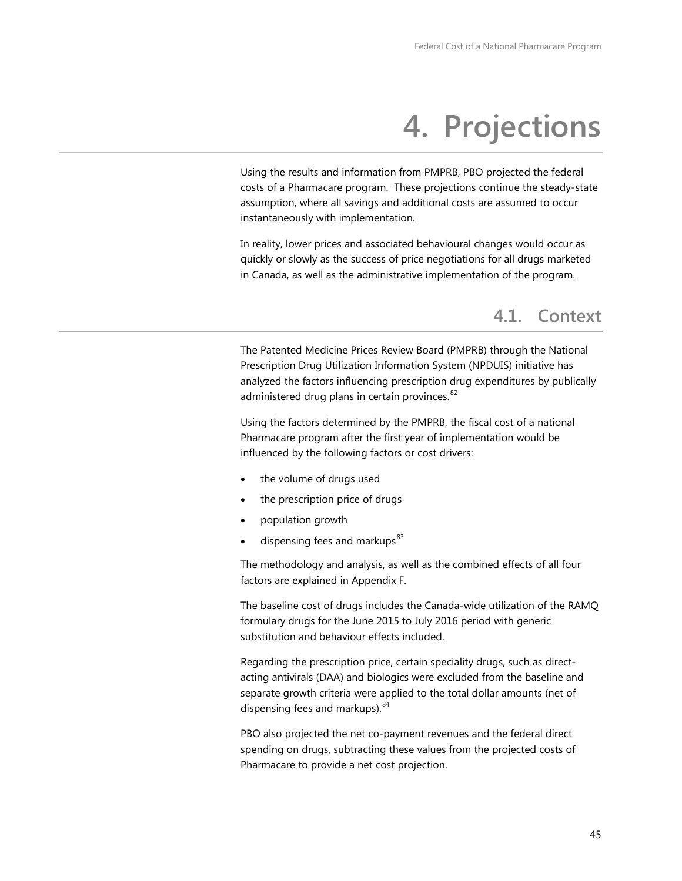# 4. Projections

Using the results and information from PMPRB, PBO projected the federal costs of a Pharmacare program. These projections continue the steady-state assumption, where all savings and additional costs are assumed to occur instantaneously with implementation.

In reality, lower prices and associated behavioural changes would occur as quickly or slowly as the success of price negotiations for all drugs marketed in Canada, as well as the administrative implementation of the program.

## 4.1. Context

The Patented Medicine Prices Review Board (PMPRB) through the National Prescription Drug Utilization Information System (NPDUIS) initiative has analyzed the factors influencing prescription drug expenditures by publically administered drug plans in certain provinces.[82]

Using the factors determined by the PMPRB, the fiscal cost of a national Pharmacare program after the first year of implementation would be influenced by the following factors or cost drivers:

- the volume of drugs used
- the prescription price of drugs
- population growth
- dispensing fees and markups[83]

The methodology and analysis, as well as the combined effects of all four factors are explained in Appendix F.

The baseline cost of drugs includes the Canada-wide utilization of the RAMQ formulary drugs for the June 2015 to July 2016 period with generic substitution and behaviour effects included.

Regarding the prescription price, certain speciality drugs, such as direct-acting antivirals (DAA) and biologics were excluded from the baseline and separate growth criteria were applied to the total dollar amounts (net of dispensing fees and markups).[84]

PBO also projected the net co-payment revenues and the federal direct spending on drugs, subtracting these values from the projected costs of Pharmacare to provide a net cost projection.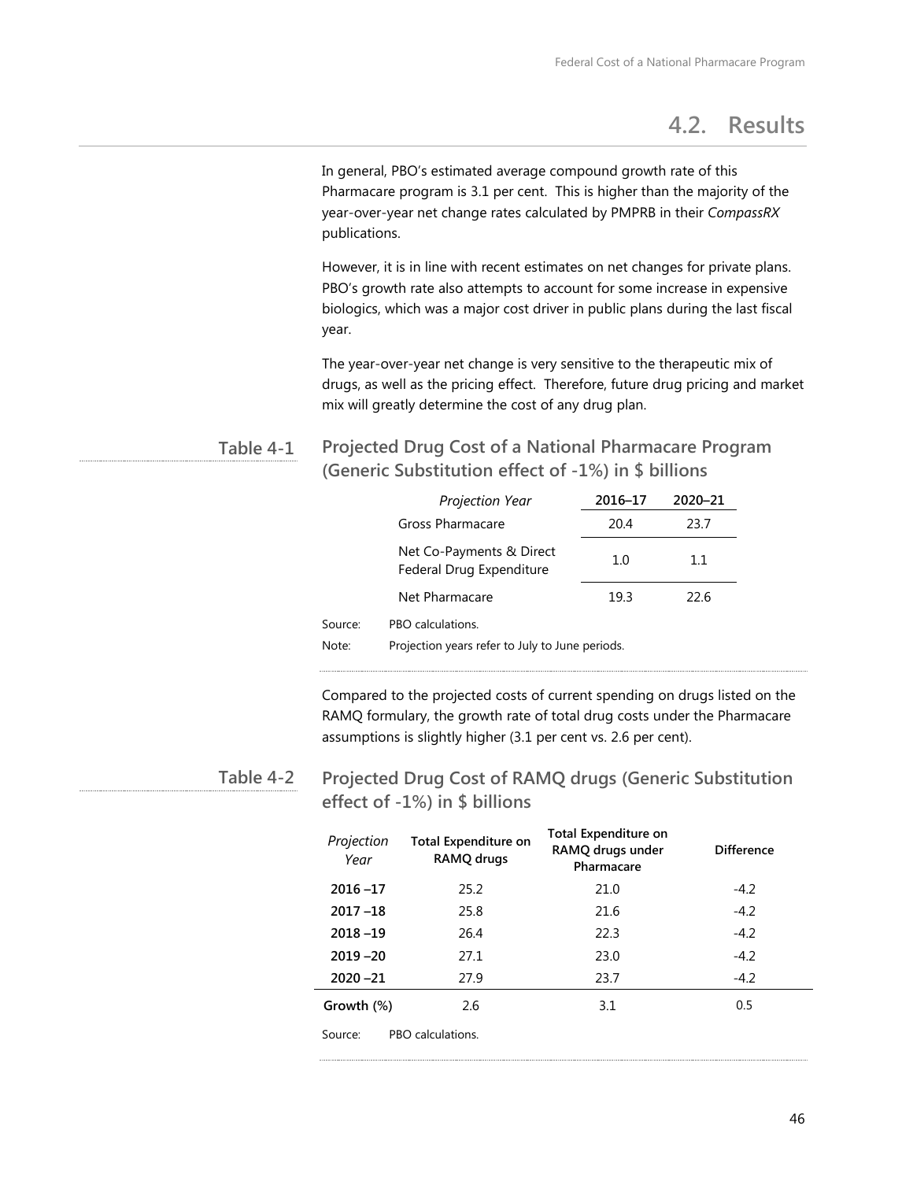## 4.2. Results

In general, PBO's estimated average compound growth rate of this Pharmacare program is 3.1 per cent. This is higher than the majority of the year-over-year net change rates calculated by PMPRB in their *CompassRX* publications.

However, it is in line with recent estimates on net changes for private plans. PBO's growth rate also attempts to account for some increase in expensive biologics, which was a major cost driver in public plans during the last fiscal year.

The year-over-year net change is very sensitive to the therapeutic mix of drugs, as well as the pricing effect. Therefore, future drug pricing and market mix will greatly determine the cost of any drug plan.

**Table 4-1 Projected Drug Cost of a National Pharmacare Program (Generic Substitution effect of -1%) in $ billions**

| *Projection Year* | 2016–17 | 2020–21 |
|---|---|---|
| Gross Pharmacare | 20.4 | 23.7 |
| Net Co-Payments & Direct Federal Drug Expenditure | 1.0 | 1.1 |
| Net Pharmacare | 19.3 | 22.6 |

Source: PBO calculations.

Note: Projection years refer to July to June periods.

Compared to the projected costs of current spending on drugs listed on the RAMQ formulary, the growth rate of total drug costs under the Pharmacare assumptions is slightly higher (3.1 per cent vs. 2.6 per cent).

**Table 4-2 Projected Drug Cost of RAMQ drugs (Generic Substitution effect of -1%) in $ billions**

| *Projection Year* | Total Expenditure on RAMQ drugs | Total Expenditure on RAMQ drugs under Pharmacare | Difference |
|---|---|---|---|
| **2016 –17** | 25.2 | 21.0 | -4.2 |
| **2017 –18** | 25.8 | 21.6 | -4.2 |
| **2018 –19** | 26.4 | 22.3 | -4.2 |
| **2019 –20** | 27.1 | 23.0 | -4.2 |
| **2020 –21** | 27.9 | 23.7 | -4.2 |
| **Growth (%)** | 2.6 | 3.1 | 0.5 |

Source: PBO calculations.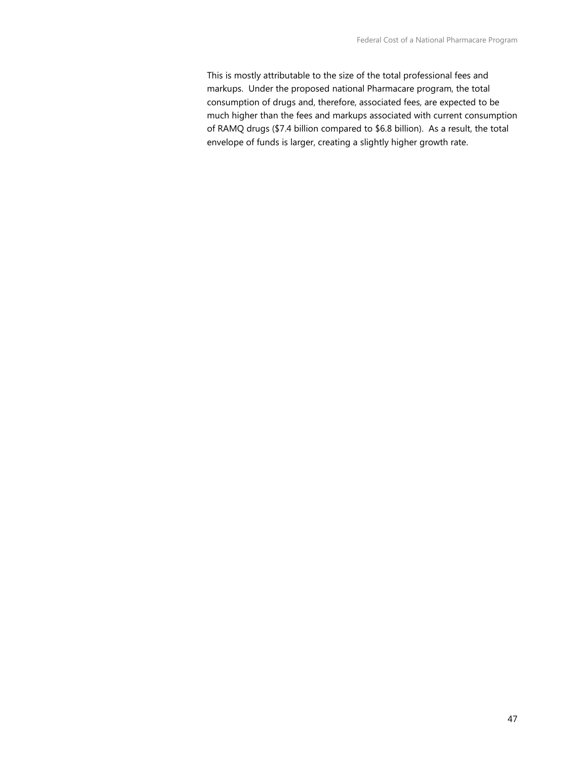This is mostly attributable to the size of the total professional fees and markups. Under the proposed national Pharmacare program, the total consumption of drugs and, therefore, associated fees, are expected to be much higher than the fees and markups associated with current consumption of RAMQ drugs ($7.4 billion compared to $6.8 billion). As a result, the total envelope of funds is larger, creating a slightly higher growth rate.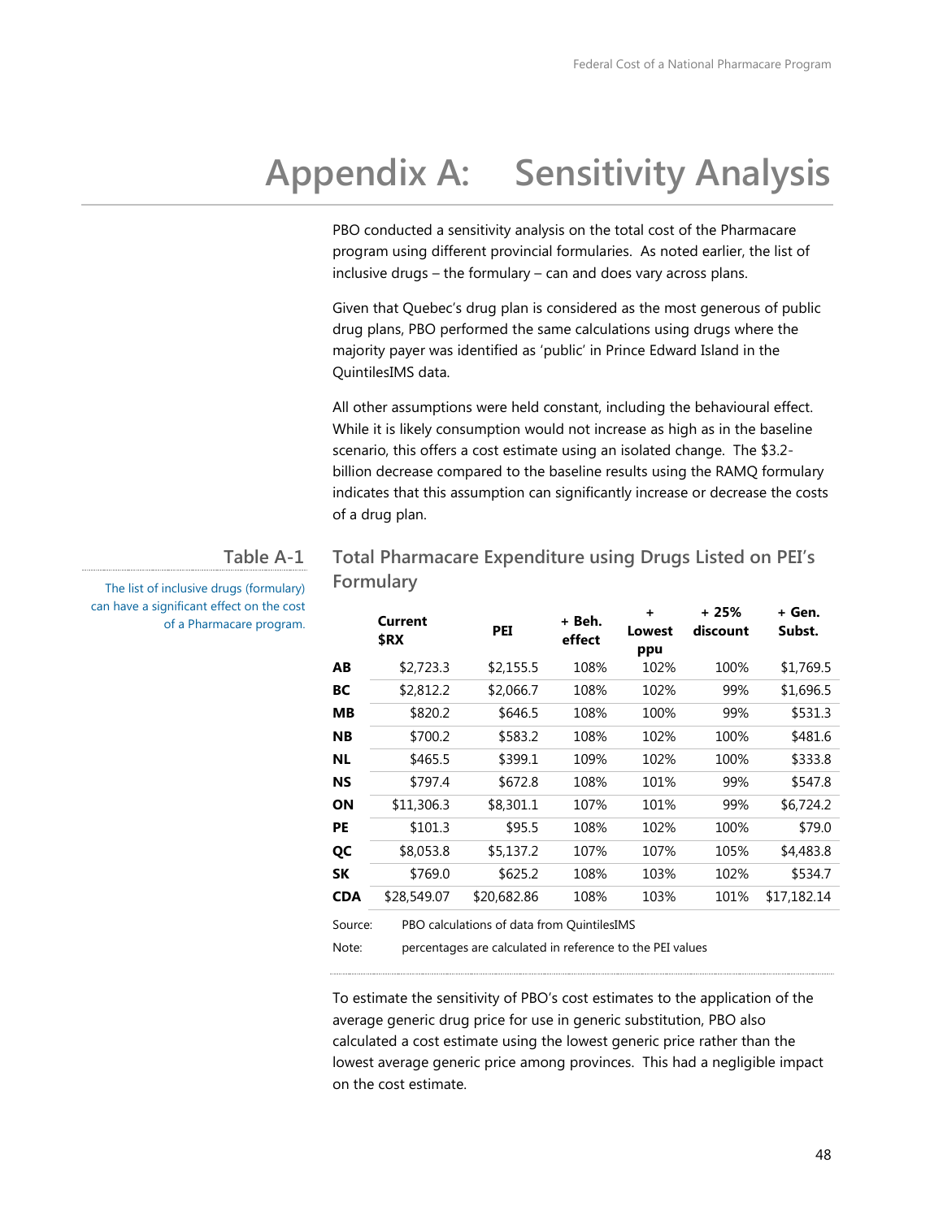# Appendix A: Sensitivity Analysis

PBO conducted a sensitivity analysis on the total cost of the Pharmacare program using different provincial formularies. As noted earlier, the list of inclusive drugs – the formulary – can and does vary across plans.

Given that Quebec's drug plan is considered as the most generous of public drug plans, PBO performed the same calculations using drugs where the majority payer was identified as 'public' in Prince Edward Island in the QuintilesIMS data.

All other assumptions were held constant, including the behavioural effect. While it is likely consumption would not increase as high as in the baseline scenario, this offers a cost estimate using an isolated change. The $3.2-billion decrease compared to the baseline results using the RAMQ formulary indicates that this assumption can significantly increase or decrease the costs of a drug plan.

**Table A-1**

The list of inclusive drugs (formulary) can have a significant effect on the cost of a Pharmacare program.

**Total Pharmacare Expenditure using Drugs Listed on PEI's Formulary**

| | Current $RX | PEI | + Beh. effect | + Lowest ppu | + 25% discount | + Gen. Subst. |
|---|---|---|---|---|---|---|
| **AB** | $2,723.3 | $2,155.5 | 108% | 102% | 100% | $1,769.5 |
| **BC** | $2,812.2 | $2,066.7 | 108% | 102% | 99% | $1,696.5 |
| **MB** | $820.2 | $646.5 | 108% | 100% | 99% | $531.3 |
| **NB** | $700.2 | $583.2 | 108% | 102% | 100% | $481.6 |
| **NL** | $465.5 | $399.1 | 109% | 102% | 100% | $333.8 |
| **NS** | $797.4 | $672.8 | 108% | 101% | 99% | $547.8 |
| **ON** | $11,306.3 | $8,301.1 | 107% | 101% | 99% | $6,724.2 |
| **PE** | $101.3 | $95.5 | 108% | 102% | 100% | $79.0 |
| **QC** | $8,053.8 | $5,137.2 | 107% | 107% | 105% | $4,483.8 |
| **SK** | $769.0 | $625.2 | 108% | 103% | 102% | $534.7 |
| **CDA** | $28,549.07 | $20,682.86 | 108% | 103% | 101% | $17,182.14 |

Source: PBO calculations of data from QuintilesIMS

Note: percentages are calculated in reference to the PEI values

To estimate the sensitivity of PBO's cost estimates to the application of the average generic drug price for use in generic substitution, PBO also calculated a cost estimate using the lowest generic price rather than the lowest average generic price among provinces. This had a negligible impact on the cost estimate.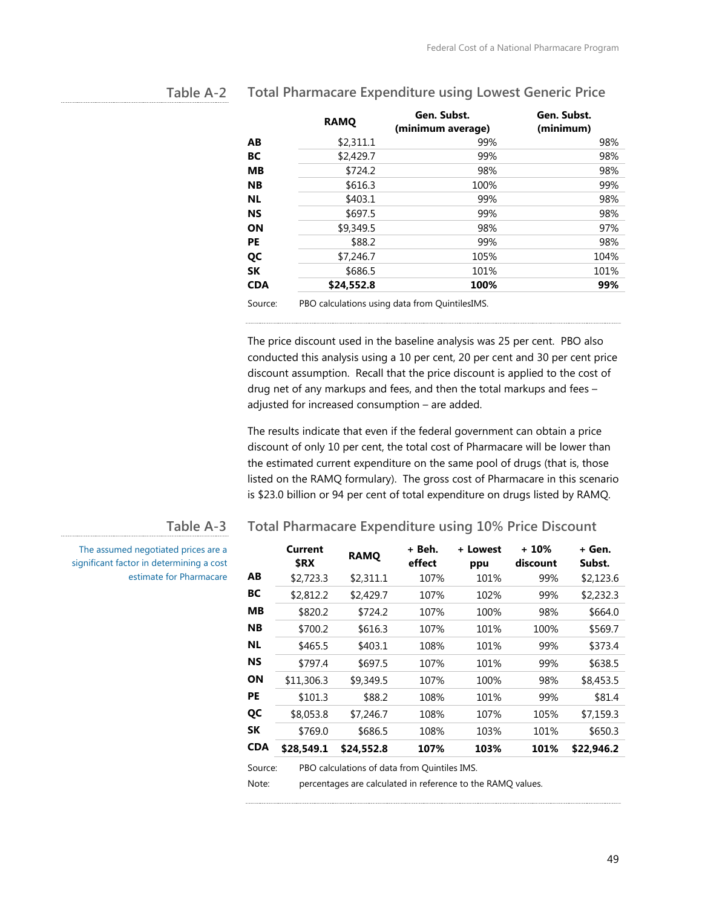### Table A-2 Total Pharmacare Expenditure using Lowest Generic Price

| | RAMQ | Gen. Subst. (minimum average) | Gen. Subst. (minimum) |
|---|---|---|---|
| **AB** | $2,311.1 | 99% | 98% |
| **BC** | $2,429.7 | 99% | 98% |
| **MB** | $724.2 | 98% | 98% |
| **NB** | $616.3 | 100% | 99% |
| **NL** | $403.1 | 99% | 98% |
| **NS** | $697.5 | 99% | 98% |
| **ON** | $9,349.5 | 98% | 97% |
| **PE** | $88.2 | 99% | 98% |
| **QC** | $7,246.7 | 105% | 104% |
| **SK** | $686.5 | 101% | 101% |
| **CDA** | **$24,552.8** | **100%** | **99%** |

Source: PBO calculations using data from QuintilesIMS.

The price discount used in the baseline analysis was 25 per cent. PBO also conducted this analysis using a 10 per cent, 20 per cent and 30 per cent price discount assumption. Recall that the price discount is applied to the cost of drug net of any markups and fees, and then the total markups and fees – adjusted for increased consumption – are added.

The results indicate that even if the federal government can obtain a price discount of only 10 per cent, the total cost of Pharmacare will be lower than the estimated current expenditure on the same pool of drugs (that is, those listed on the RAMQ formulary). The gross cost of Pharmacare in this scenario is $23.0 billion or 94 per cent of total expenditure on drugs listed by RAMQ.

### Table A-3 Total Pharmacare Expenditure using 10% Price Discount

The assumed negotiated prices are a significant factor in determining a cost estimate for Pharmacare

| | Current $RX | RAMQ | + Beh. effect | + Lowest ppu | + 10% discount | + Gen. Subst. |
|---|---|---|---|---|---|---|
| **AB** | $2,723.3 | $2,311.1 | 107% | 101% | 99% | $2,123.6 |
| **BC** | $2,812.2 | $2,429.7 | 107% | 102% | 99% | $2,232.3 |
| **MB** | $820.2 | $724.2 | 107% | 100% | 98% | $664.0 |
| **NB** | $700.2 | $616.3 | 107% | 101% | 100% | $569.7 |
| **NL** | $465.5 | $403.1 | 108% | 101% | 99% | $373.4 |
| **NS** | $797.4 | $697.5 | 107% | 101% | 99% | $638.5 |
| **ON** | $11,306.3 | $9,349.5 | 107% | 100% | 98% | $8,453.5 |
| **PE** | $101.3 | $88.2 | 108% | 101% | 99% | $81.4 |
| **QC** | $8,053.8 | $7,246.7 | 108% | 107% | 105% | $7,159.3 |
| **SK** | $769.0 | $686.5 | 108% | 103% | 101% | $650.3 |
| **CDA** | **$28,549.1** | **$24,552.8** | **107%** | **103%** | **101%** | **$22,946.2** |

Source: PBO calculations of data from Quintiles IMS.

Note: percentages are calculated in reference to the RAMQ values.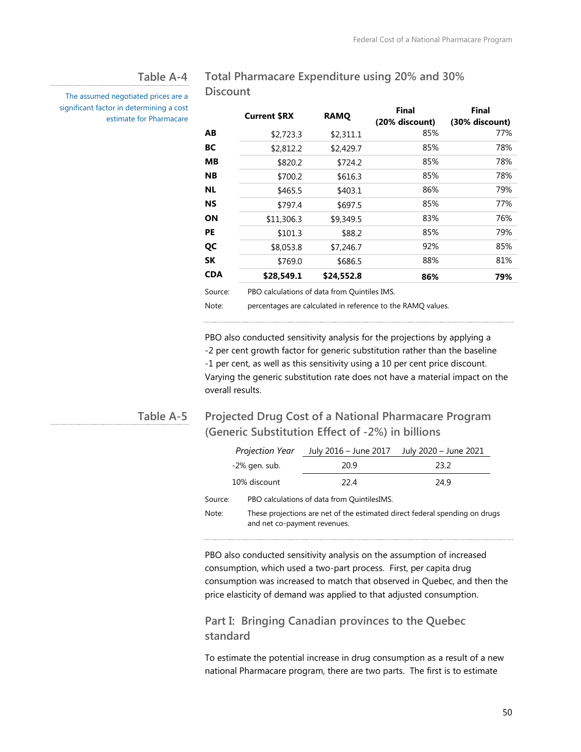### Table A-4

The assumed negotiated prices are a significant factor in determining a cost estimate for Pharmacare

**Total Pharmacare Expenditure using 20% and 30% Discount**

| | Current $RX | RAMQ | Final (20% discount) | Final (30% discount) |
|---|---|---|---|---|
| **AB** | $2,723.3 | $2,311.1 | 85% | 77% |
| **BC** | $2,812.2 | $2,429.7 | 85% | 78% |
| **MB** | $820.2 | $724.2 | 85% | 78% |
| **NB** | $700.2 | $616.3 | 85% | 78% |
| **NL** | $465.5 | $403.1 | 86% | 79% |
| **NS** | $797.4 | $697.5 | 85% | 77% |
| **ON** | $11,306.3 | $9,349.5 | 83% | 76% |
| **PE** | $101.3 | $88.2 | 85% | 79% |
| **QC** | $8,053.8 | $7,246.7 | 92% | 85% |
| **SK** | $769.0 | $686.5 | 88% | 81% |
| **CDA** | **$28,549.1** | **$24,552.8** | **86%** | **79%** |

Source: PBO calculations of data from Quintiles IMS.

Note: percentages are calculated in reference to the RAMQ values.

PBO also conducted sensitivity analysis for the projections by applying a -2 per cent growth factor for generic substitution rather than the baseline -1 per cent, as well as this sensitivity using a 10 per cent price discount. Varying the generic substitution rate does not have a material impact on the overall results.

### Table A-5

**Projected Drug Cost of a National Pharmacare Program (Generic Substitution Effect of -2%) in billions**

| *Projection Year* | July 2016 – June 2017 | July 2020 – June 2021 |
|---|---|---|
| -2% gen. sub. | 20.9 | 23.2 |
| 10% discount | 22.4 | 24.9 |

Source: PBO calculations of data from QuintilesIMS.

Note: These projections are net of the estimated direct federal spending on drugs and net co-payment revenues.

PBO also conducted sensitivity analysis on the assumption of increased consumption, which used a two-part process. First, per capita drug consumption was increased to match that observed in Quebec, and then the price elasticity of demand was applied to that adjusted consumption.

## Part I: Bringing Canadian provinces to the Quebec standard

To estimate the potential increase in drug consumption as a result of a new national Pharmacare program, there are two parts. The first is to estimate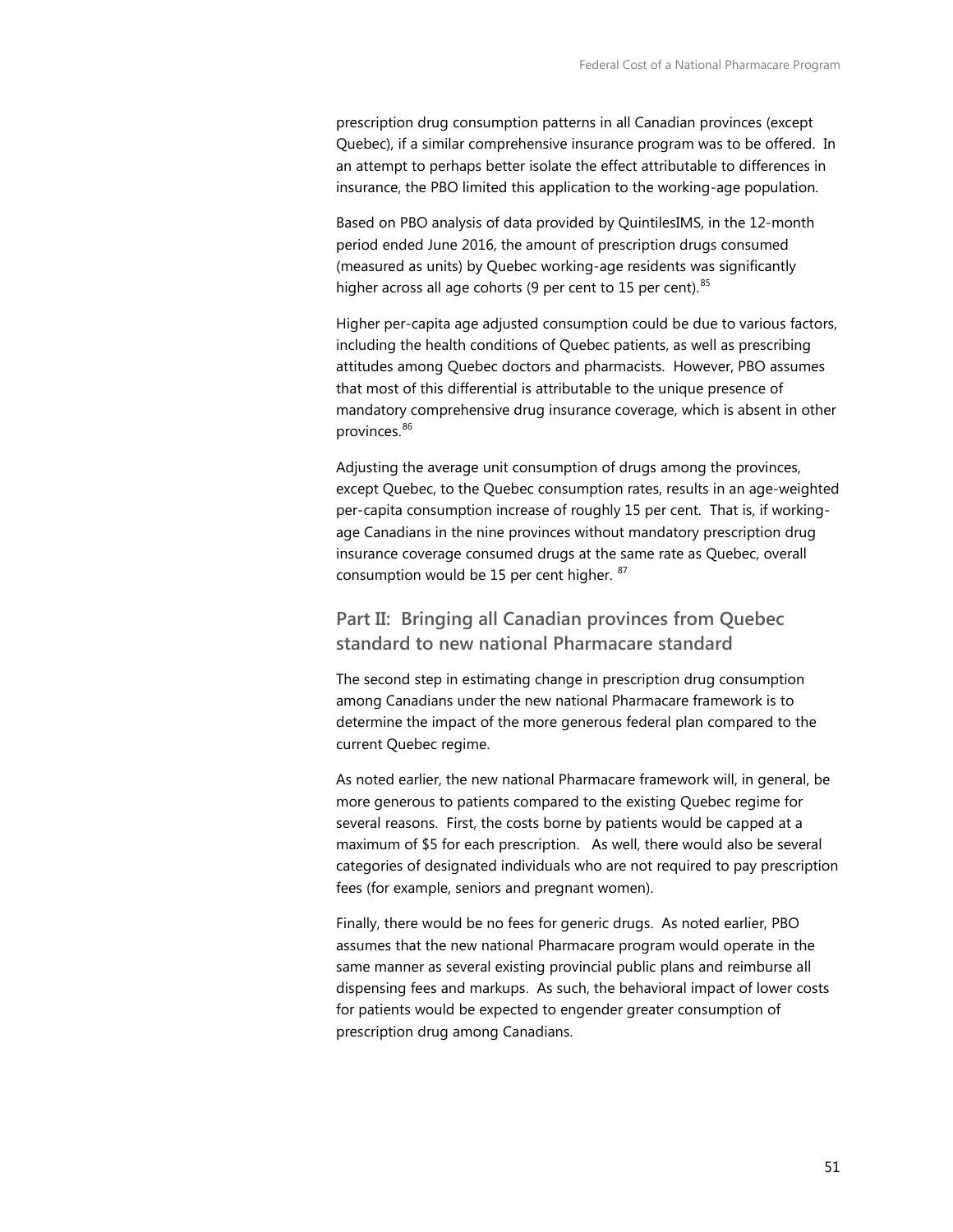prescription drug consumption patterns in all Canadian provinces (except Quebec), if a similar comprehensive insurance program was to be offered. In an attempt to perhaps better isolate the effect attributable to differences in insurance, the PBO limited this application to the working-age population.

Based on PBO analysis of data provided by QuintilesIMS, in the 12-month period ended June 2016, the amount of prescription drugs consumed (measured as units) by Quebec working-age residents was significantly higher across all age cohorts (9 per cent to 15 per cent).[85]

Higher per-capita age adjusted consumption could be due to various factors, including the health conditions of Quebec patients, as well as prescribing attitudes among Quebec doctors and pharmacists. However, PBO assumes that most of this differential is attributable to the unique presence of mandatory comprehensive drug insurance coverage, which is absent in other provinces.[86]

Adjusting the average unit consumption of drugs among the provinces, except Quebec, to the Quebec consumption rates, results in an age-weighted per-capita consumption increase of roughly 15 per cent. That is, if working-age Canadians in the nine provinces without mandatory prescription drug insurance coverage consumed drugs at the same rate as Quebec, overall consumption would be 15 per cent higher. [87]

## Part II: Bringing all Canadian provinces from Quebec standard to new national Pharmacare standard

The second step in estimating change in prescription drug consumption among Canadians under the new national Pharmacare framework is to determine the impact of the more generous federal plan compared to the current Quebec regime.

As noted earlier, the new national Pharmacare framework will, in general, be more generous to patients compared to the existing Quebec regime for several reasons. First, the costs borne by patients would be capped at a maximum of $5 for each prescription. As well, there would also be several categories of designated individuals who are not required to pay prescription fees (for example, seniors and pregnant women).

Finally, there would be no fees for generic drugs. As noted earlier, PBO assumes that the new national Pharmacare program would operate in the same manner as several existing provincial public plans and reimburse all dispensing fees and markups. As such, the behavioral impact of lower costs for patients would be expected to engender greater consumption of prescription drug among Canadians.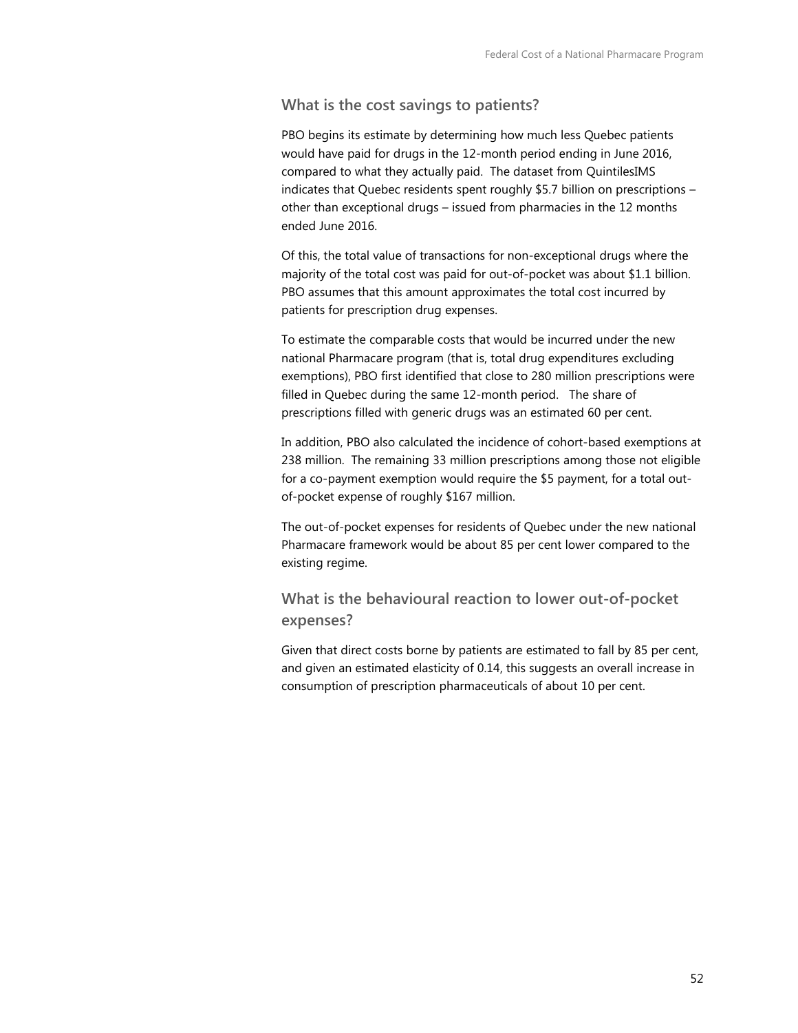### What is the cost savings to patients?

PBO begins its estimate by determining how much less Quebec patients would have paid for drugs in the 12-month period ending in June 2016, compared to what they actually paid. The dataset from QuintilesIMS indicates that Quebec residents spent roughly $5.7 billion on prescriptions – other than exceptional drugs – issued from pharmacies in the 12 months ended June 2016.

Of this, the total value of transactions for non-exceptional drugs where the majority of the total cost was paid for out-of-pocket was about $1.1 billion. PBO assumes that this amount approximates the total cost incurred by patients for prescription drug expenses.

To estimate the comparable costs that would be incurred under the new national Pharmacare program (that is, total drug expenditures excluding exemptions), PBO first identified that close to 280 million prescriptions were filled in Quebec during the same 12-month period. The share of prescriptions filled with generic drugs was an estimated 60 per cent.

In addition, PBO also calculated the incidence of cohort-based exemptions at 238 million. The remaining 33 million prescriptions among those not eligible for a co-payment exemption would require the $5 payment, for a total out-of-pocket expense of roughly $167 million.

The out-of-pocket expenses for residents of Quebec under the new national Pharmacare framework would be about 85 per cent lower compared to the existing regime.

### What is the behavioural reaction to lower out-of-pocket expenses?

Given that direct costs borne by patients are estimated to fall by 85 per cent, and given an estimated elasticity of 0.14, this suggests an overall increase in consumption of prescription pharmaceuticals of about 10 per cent.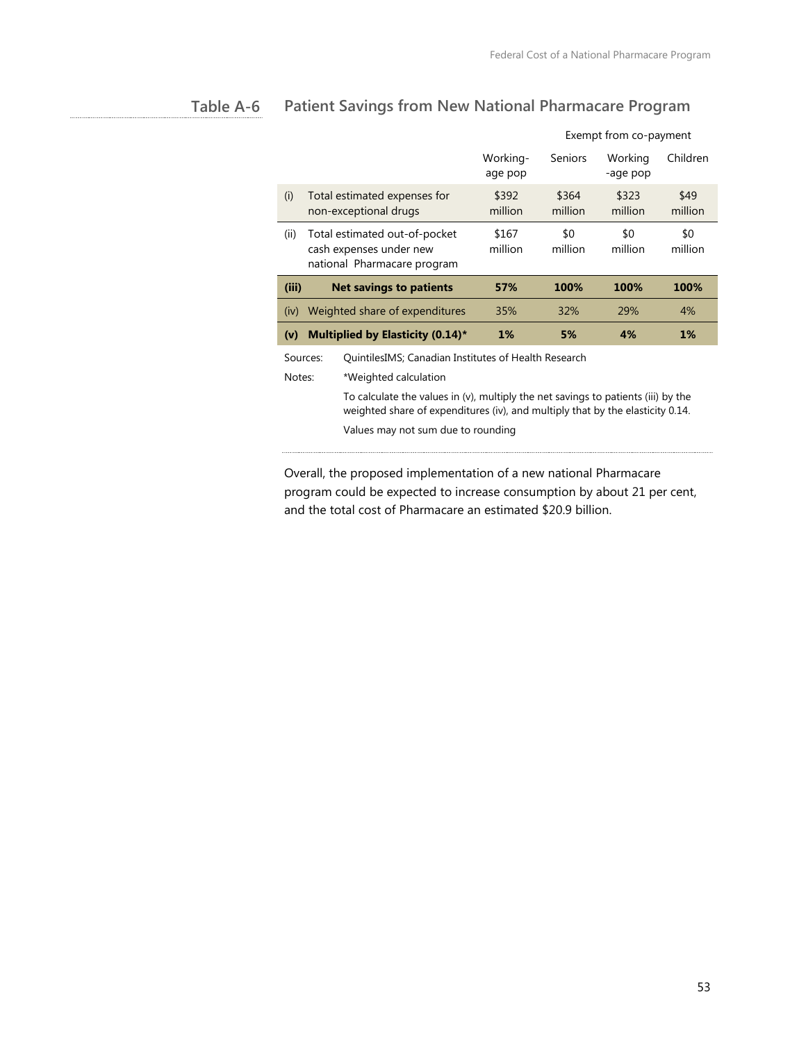## Table A-6 Patient Savings from New National Pharmacare Program

| | | | Exempt from co-payment | | |
|---|---|---|---|---|---|
| | | Working-age pop | Seniors | Working-age pop | Children |
| (i) | Total estimated expenses for non-exceptional drugs | $392 million | $364 million | $323 million | $49 million |
| (ii) | Total estimated out-of-pocket cash expenses under new national Pharmacare program | $167 million | $0 million | $0 million | $0 million |
| **(iii)** | **Net savings to patients** | **57%** | **100%** | **100%** | **100%** |
| (iv) | Weighted share of expenditures | 35% | 32% | 29% | 4% |
| **(v)** | **Multiplied by Elasticity (0.14)*** | **1%** | **5%** | **4%** | **1%** |

Sources: QuintilesIMS; Canadian Institutes of Health Research

Notes: *Weighted calculation

To calculate the values in (v), multiply the net savings to patients (iii) by the weighted share of expenditures (iv), and multiply that by the elasticity 0.14.

Values may not sum due to rounding

Overall, the proposed implementation of a new national Pharmacare program could be expected to increase consumption by about 21 per cent, and the total cost of Pharmacare an estimated $20.9 billion.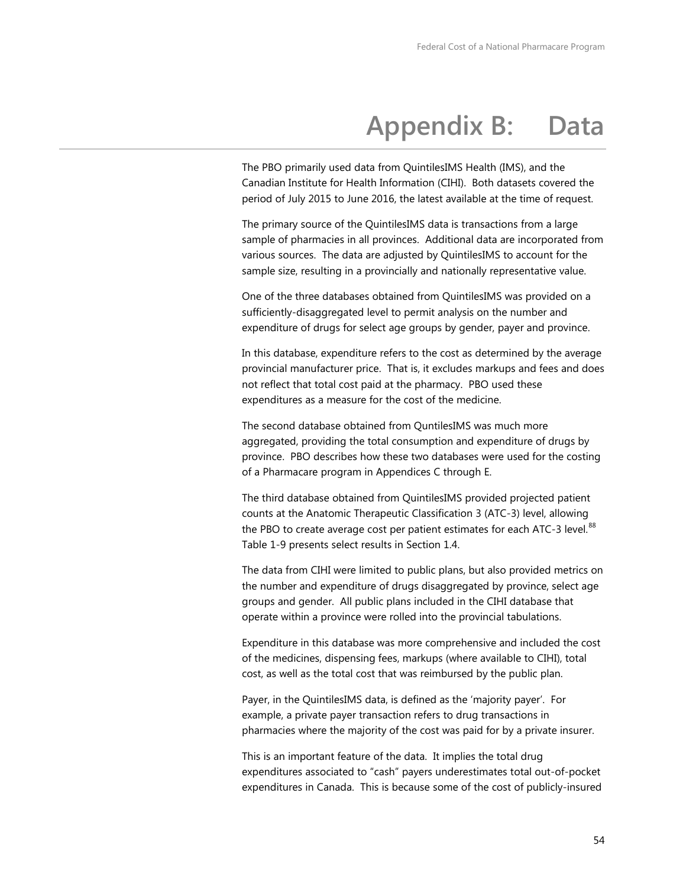# Appendix B: Data

The PBO primarily used data from QuintilesIMS Health (IMS), and the Canadian Institute for Health Information (CIHI). Both datasets covered the period of July 2015 to June 2016, the latest available at the time of request.

The primary source of the QuintilesIMS data is transactions from a large sample of pharmacies in all provinces. Additional data are incorporated from various sources. The data are adjusted by QuintilesIMS to account for the sample size, resulting in a provincially and nationally representative value.

One of the three databases obtained from QuintilesIMS was provided on a sufficiently-disaggregated level to permit analysis on the number and expenditure of drugs for select age groups by gender, payer and province.

In this database, expenditure refers to the cost as determined by the average provincial manufacturer price. That is, it excludes markups and fees and does not reflect that total cost paid at the pharmacy. PBO used these expenditures as a measure for the cost of the medicine.

The second database obtained from QuntilesIMS was much more aggregated, providing the total consumption and expenditure of drugs by province. PBO describes how these two databases were used for the costing of a Pharmacare program in Appendices C through E.

The third database obtained from QuintilesIMS provided projected patient counts at the Anatomic Therapeutic Classification 3 (ATC-3) level, allowing the PBO to create average cost per patient estimates for each ATC-3 level.[88] Table 1-9 presents select results in Section 1.4.

The data from CIHI were limited to public plans, but also provided metrics on the number and expenditure of drugs disaggregated by province, select age groups and gender. All public plans included in the CIHI database that operate within a province were rolled into the provincial tabulations.

Expenditure in this database was more comprehensive and included the cost of the medicines, dispensing fees, markups (where available to CIHI), total cost, as well as the total cost that was reimbursed by the public plan.

Payer, in the QuintilesIMS data, is defined as the 'majority payer'. For example, a private payer transaction refers to drug transactions in pharmacies where the majority of the cost was paid for by a private insurer.

This is an important feature of the data. It implies the total drug expenditures associated to "cash" payers underestimates total out-of-pocket expenditures in Canada. This is because some of the cost of publicly-insured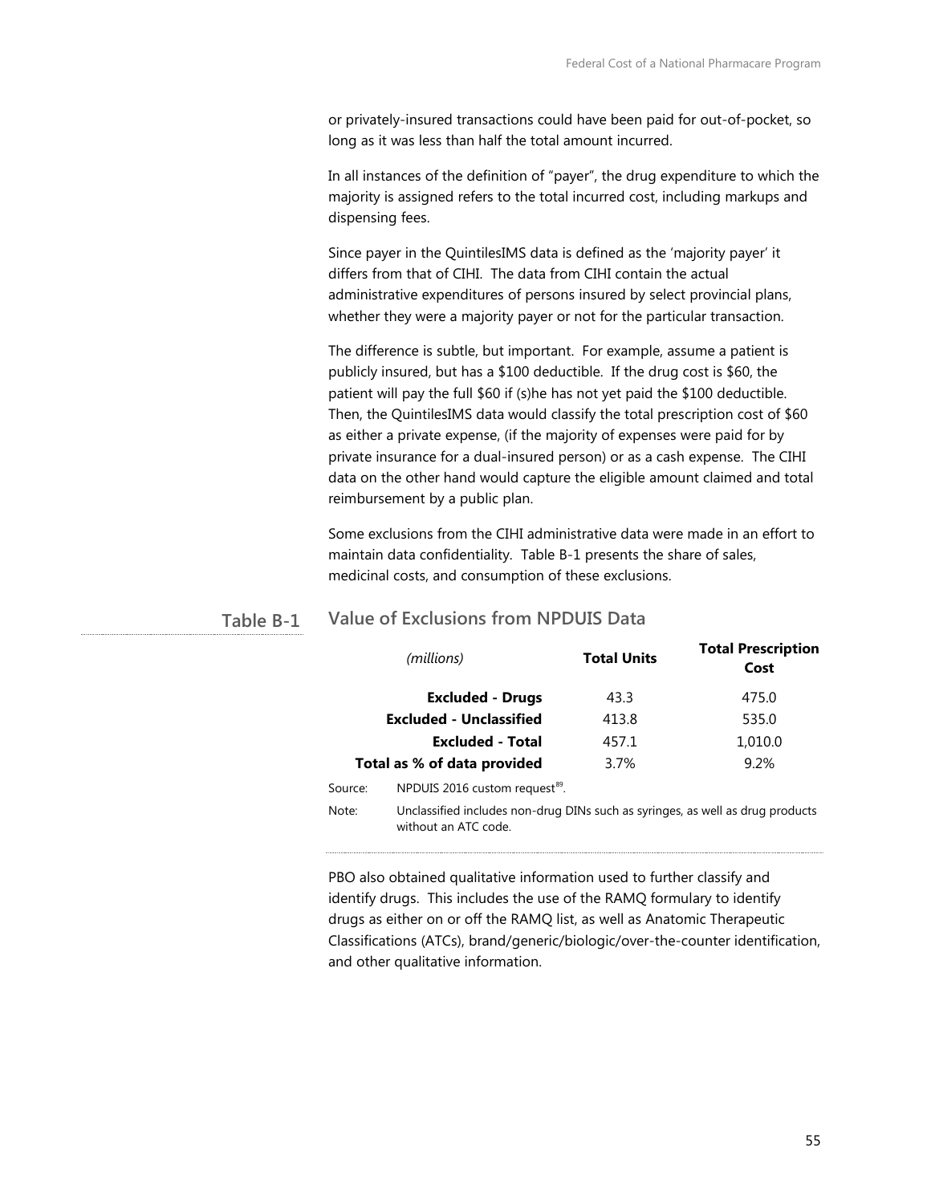or privately-insured transactions could have been paid for out-of-pocket, so long as it was less than half the total amount incurred.

In all instances of the definition of "payer", the drug expenditure to which the majority is assigned refers to the total incurred cost, including markups and dispensing fees.

Since payer in the QuintilesIMS data is defined as the 'majority payer' it differs from that of CIHI. The data from CIHI contain the actual administrative expenditures of persons insured by select provincial plans, whether they were a majority payer or not for the particular transaction.

The difference is subtle, but important. For example, assume a patient is publicly insured, but has a $100 deductible. If the drug cost is $60, the patient will pay the full $60 if (s)he has not yet paid the $100 deductible. Then, the QuintilesIMS data would classify the total prescription cost of $60 as either a private expense, (if the majority of expenses were paid for by private insurance for a dual-insured person) or as a cash expense. The CIHI data on the other hand would capture the eligible amount claimed and total reimbursement by a public plan.

Some exclusions from the CIHI administrative data were made in an effort to maintain data confidentiality. Table B-1 presents the share of sales, medicinal costs, and consumption of these exclusions.

**Table B-1** Value of Exclusions from NPDUIS Data

| *(millions)* | **Total Units** | **Total Prescription Cost** |
|---|---|---|
| **Excluded - Drugs** | 43.3 | 475.0 |
| **Excluded - Unclassified** | 413.8 | 535.0 |
| **Excluded - Total** | 457.1 | 1,010.0 |
| **Total as % of data provided** | 3.7% | 9.2% |

Source: NPDUIS 2016 custom request[89].

Note: Unclassified includes non-drug DINs such as syringes, as well as drug products without an ATC code.

PBO also obtained qualitative information used to further classify and identify drugs. This includes the use of the RAMQ formulary to identify drugs as either on or off the RAMQ list, as well as Anatomic Therapeutic Classifications (ATCs), brand/generic/biologic/over-the-counter identification, and other qualitative information.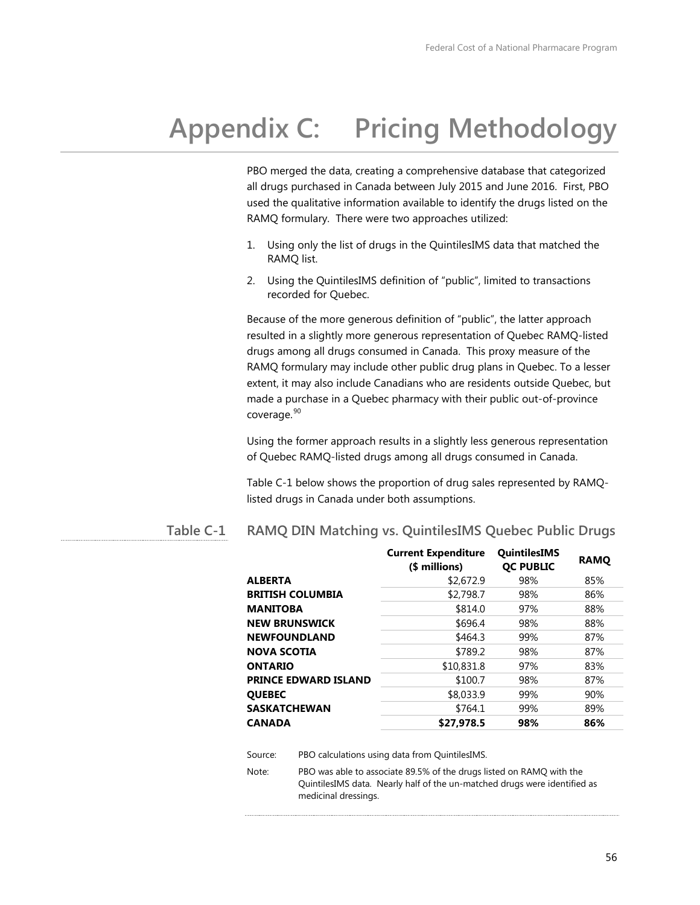# Appendix C: Pricing Methodology

PBO merged the data, creating a comprehensive database that categorized all drugs purchased in Canada between July 2015 and June 2016. First, PBO used the qualitative information available to identify the drugs listed on the RAMQ formulary. There were two approaches utilized:

1. Using only the list of drugs in the QuintilesIMS data that matched the RAMQ list.
2. Using the QuintilesIMS definition of "public", limited to transactions recorded for Quebec.

Because of the more generous definition of "public", the latter approach resulted in a slightly more generous representation of Quebec RAMQ-listed drugs among all drugs consumed in Canada. This proxy measure of the RAMQ formulary may include other public drug plans in Quebec. To a lesser extent, it may also include Canadians who are residents outside Quebec, but made a purchase in a Quebec pharmacy with their public out-of-province coverage.[90]

Using the former approach results in a slightly less generous representation of Quebec RAMQ-listed drugs among all drugs consumed in Canada.

Table C-1 below shows the proportion of drug sales represented by RAMQ-listed drugs in Canada under both assumptions.

**Table C-1 RAMQ DIN Matching vs. QuintilesIMS Quebec Public Drugs**

| | Current Expenditure ($ millions) | QuintilesIMS QC PUBLIC | RAMQ |
|---|---|---|---|
| **ALBERTA** | $2,672.9 | 98% | 85% |
| **BRITISH COLUMBIA** | $2,798.7 | 98% | 86% |
| **MANITOBA** | $814.0 | 97% | 88% |
| **NEW BRUNSWICK** | $696.4 | 98% | 88% |
| **NEWFOUNDLAND** | $464.3 | 99% | 87% |
| **NOVA SCOTIA** | $789.2 | 98% | 87% |
| **ONTARIO** | $10,831.8 | 97% | 83% |
| **PRINCE EDWARD ISLAND** | $100.7 | 98% | 87% |
| **QUEBEC** | $8,033.9 | 99% | 90% |
| **SASKATCHEWAN** | $764.1 | 99% | 89% |
| **CANADA** | **$27,978.5** | **98%** | **86%** |

Source: PBO calculations using data from QuintilesIMS.

Note: PBO was able to associate 89.5% of the drugs listed on RAMQ with the QuintilesIMS data. Nearly half of the un-matched drugs were identified as medicinal dressings.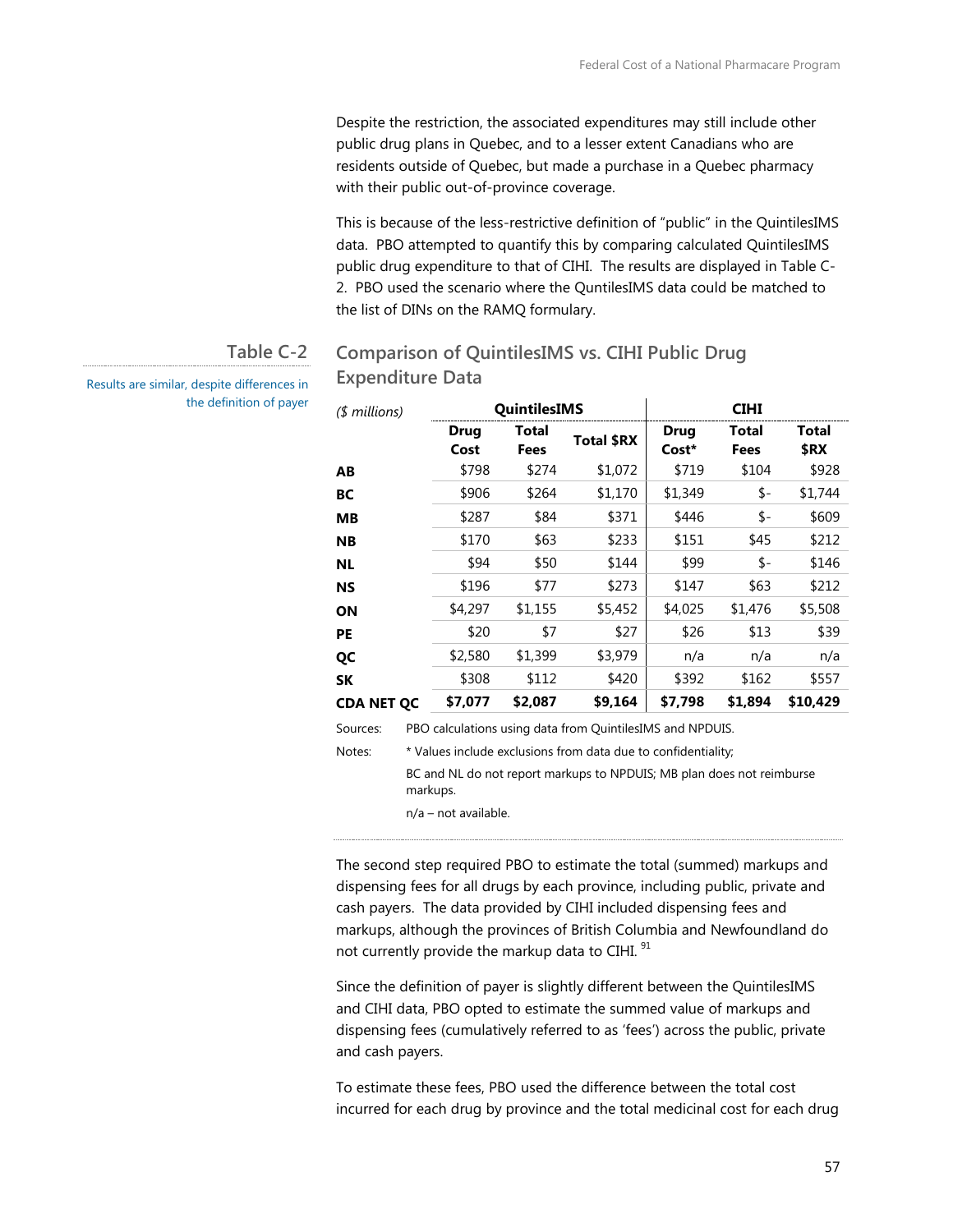Despite the restriction, the associated expenditures may still include other public drug plans in Quebec, and to a lesser extent Canadians who are residents outside of Quebec, but made a purchase in a Quebec pharmacy with their public out-of-province coverage.

This is because of the less-restrictive definition of “public” in the QuintilesIMS data. PBO attempted to quantify this by comparing calculated QuintilesIMS public drug expenditure to that of CIHI. The results are displayed in Table C-2. PBO used the scenario where the QuntilesIMS data could be matched to the list of DINs on the RAMQ formulary.

## Table C-2

Results are similar, despite differences in the definition of payer

### Comparison of QuintilesIMS vs. CIHI Public Drug Expenditure Data

| ($ millions) | QuintilesIMS | | | CIHI | | |
|---|---|---|---|---|---|---|
| | Drug Cost | Total Fees | Total $RX | Drug Cost* | Total Fees | Total $RX |
| **AB** | $798 | $274 | $1,072 | $719 | $104 | $928 |
| **BC** | $906 | $264 | $1,170 | $1,349 | $- | $1,744 |
| **MB** | $287 | $84 | $371 | $446 | $- | $609 |
| **NB** | $170 | $63 | $233 | $151 | $45 | $212 |
| **NL** | $94 | $50 | $144 | $99 | $- | $146 |
| **NS** | $196 | $77 | $273 | $147 | $63 | $212 |
| **ON** | $4,297 | $1,155 | $5,452 | $4,025 | $1,476 | $5,508 |
| **PE** | $20 | $7 | $27 | $26 | $13 | $39 |
| **QC** | $2,580 | $1,399 | $3,979 | n/a | n/a | n/a |
| **SK** | $308 | $112 | $420 | $392 | $162 | $557 |
| **CDA NET QC** | **$7,077** | **$2,087** | **$9,164** | **$7,798** | **$1,894** | **$10,429** |

Sources: PBO calculations using data from QuintilesIMS and NPDUIS.

Notes: * Values include exclusions from data due to confidentiality;

BC and NL do not report markups to NPDUIS; MB plan does not reimburse markups.

n/a – not available.

The second step required PBO to estimate the total (summed) markups and dispensing fees for all drugs by each province, including public, private and cash payers. The data provided by CIHI included dispensing fees and markups, although the provinces of British Columbia and Newfoundland do not currently provide the markup data to CIHI.[91]

Since the definition of payer is slightly different between the QuintilesIMS and CIHI data, PBO opted to estimate the summed value of markups and dispensing fees (cumulatively referred to as ‘fees’) across the public, private and cash payers.

To estimate these fees, PBO used the difference between the total cost incurred for each drug by province and the total medicinal cost for each drug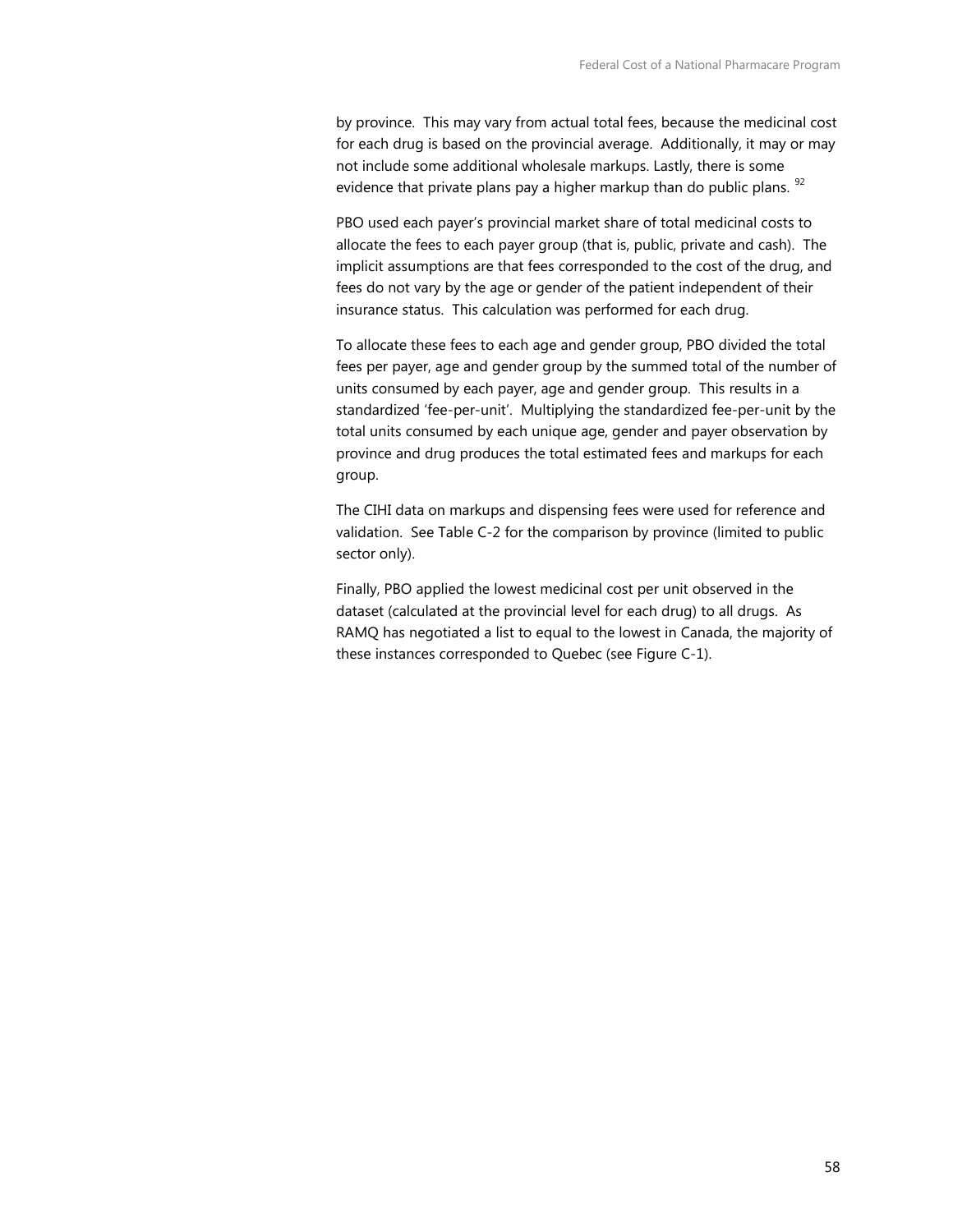by province. This may vary from actual total fees, because the medicinal cost for each drug is based on the provincial average. Additionally, it may or may not include some additional wholesale markups. Lastly, there is some evidence that private plans pay a higher markup than do public plans. [92]

PBO used each payer's provincial market share of total medicinal costs to allocate the fees to each payer group (that is, public, private and cash). The implicit assumptions are that fees corresponded to the cost of the drug, and fees do not vary by the age or gender of the patient independent of their insurance status. This calculation was performed for each drug.

To allocate these fees to each age and gender group, PBO divided the total fees per payer, age and gender group by the summed total of the number of units consumed by each payer, age and gender group. This results in a standardized 'fee-per-unit'. Multiplying the standardized fee-per-unit by the total units consumed by each unique age, gender and payer observation by province and drug produces the total estimated fees and markups for each group.

The CIHI data on markups and dispensing fees were used for reference and validation. See Table C-2 for the comparison by province (limited to public sector only).

Finally, PBO applied the lowest medicinal cost per unit observed in the dataset (calculated at the provincial level for each drug) to all drugs. As RAMQ has negotiated a list to equal to the lowest in Canada, the majority of these instances corresponded to Quebec (see Figure C-1).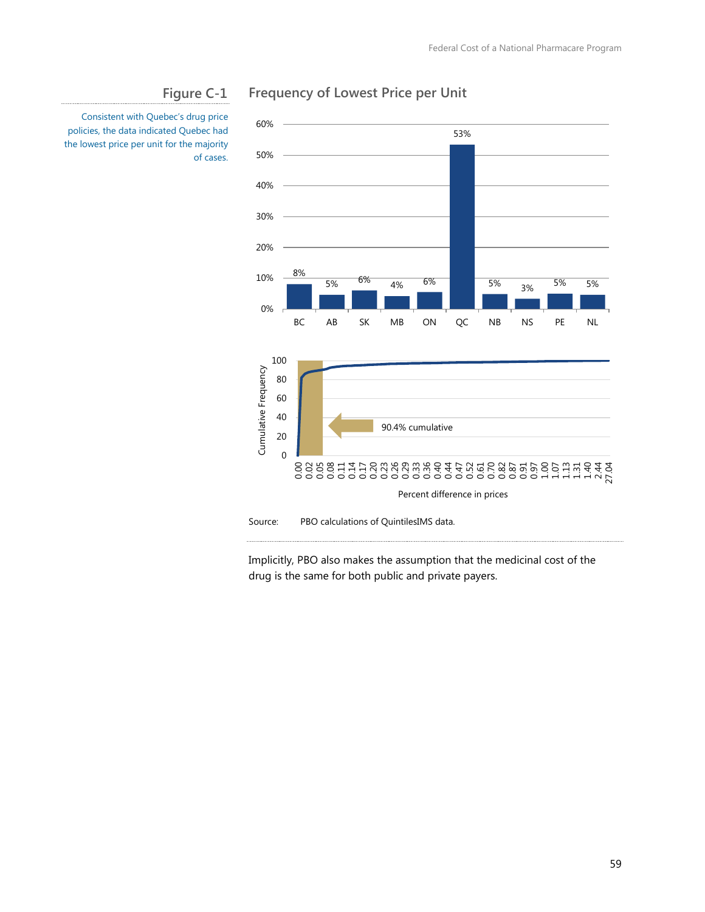## Figure C-1 Frequency of Lowest Price per Unit

Consistent with Quebec's drug price policies, the data indicated Quebec had the lowest price per unit for the majority of cases.

| BC | AB | SK | MB | ON | QC | NB | NS | PE | NL |
|---|---|---|---|---|---|---|---|---|---|
| 8% | 5% | 6% | 4% | 6% | 53% | 5% | 3% | 5% | 5% |

Cumulative Frequency vs. Percent difference in prices: 90.4% cumulative

Source: PBO calculations of QuintilesIMS data.

Implicitly, PBO also makes the assumption that the medicinal cost of the drug is the same for both public and private payers.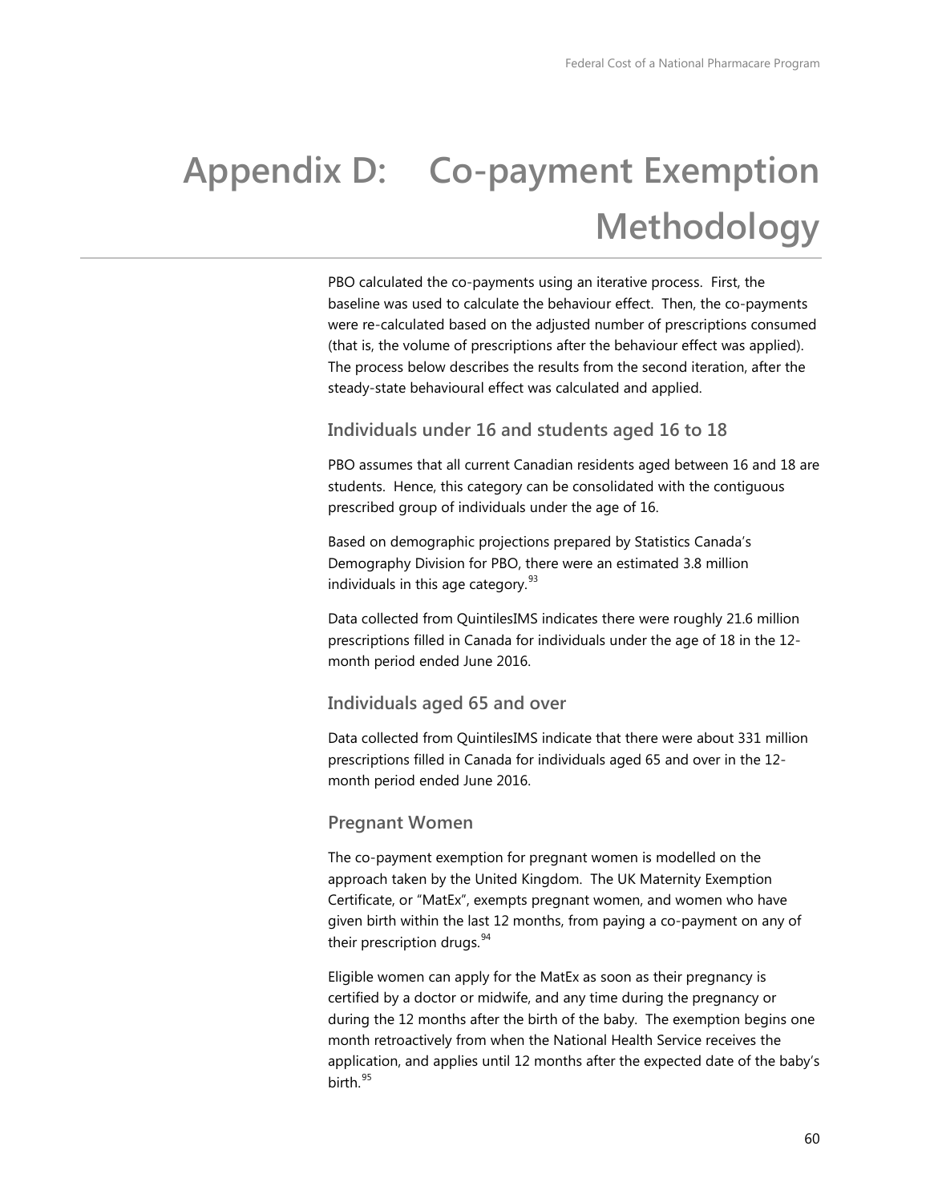# Appendix D: Co-payment Exemption Methodology

PBO calculated the co-payments using an iterative process. First, the baseline was used to calculate the behaviour effect. Then, the co-payments were re-calculated based on the adjusted number of prescriptions consumed (that is, the volume of prescriptions after the behaviour effect was applied). The process below describes the results from the second iteration, after the steady-state behavioural effect was calculated and applied.

### Individuals under 16 and students aged 16 to 18

PBO assumes that all current Canadian residents aged between 16 and 18 are students. Hence, this category can be consolidated with the contiguous prescribed group of individuals under the age of 16.

Based on demographic projections prepared by Statistics Canada's Demography Division for PBO, there were an estimated 3.8 million individuals in this age category.[93]

Data collected from QuintilesIMS indicates there were roughly 21.6 million prescriptions filled in Canada for individuals under the age of 18 in the 12-month period ended June 2016.

### Individuals aged 65 and over

Data collected from QuintilesIMS indicate that there were about 331 million prescriptions filled in Canada for individuals aged 65 and over in the 12-month period ended June 2016.

### Pregnant Women

The co-payment exemption for pregnant women is modelled on the approach taken by the United Kingdom. The UK Maternity Exemption Certificate, or "MatEx", exempts pregnant women, and women who have given birth within the last 12 months, from paying a co-payment on any of their prescription drugs.[94]

Eligible women can apply for the MatEx as soon as their pregnancy is certified by a doctor or midwife, and any time during the pregnancy or during the 12 months after the birth of the baby. The exemption begins one month retroactively from when the National Health Service receives the application, and applies until 12 months after the expected date of the baby's birth.[95]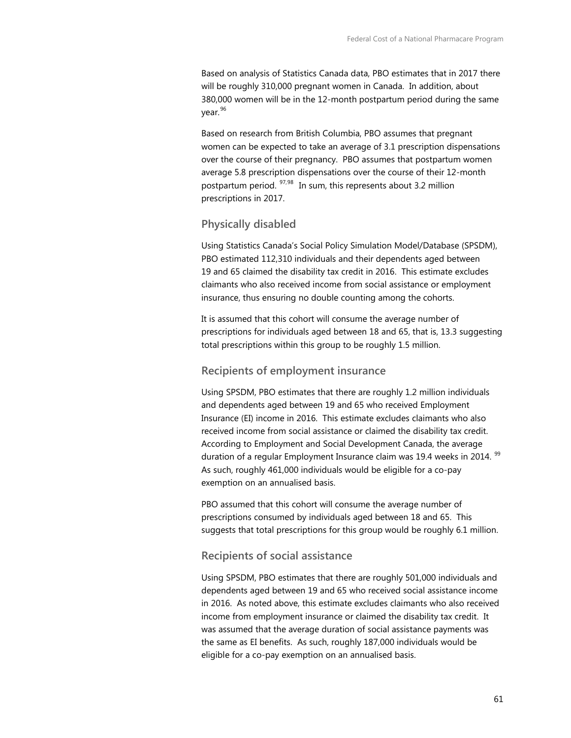Based on analysis of Statistics Canada data, PBO estimates that in 2017 there will be roughly 310,000 pregnant women in Canada. In addition, about 380,000 women will be in the 12-month postpartum period during the same year.[96]

Based on research from British Columbia, PBO assumes that pregnant women can be expected to take an average of 3.1 prescription dispensations over the course of their pregnancy. PBO assumes that postpartum women average 5.8 prescription dispensations over the course of their 12-month postpartum period.[97,98] In sum, this represents about 3.2 million prescriptions in 2017.

### Physically disabled

Using Statistics Canada's Social Policy Simulation Model/Database (SPSDM), PBO estimated 112,310 individuals and their dependents aged between 19 and 65 claimed the disability tax credit in 2016. This estimate excludes claimants who also received income from social assistance or employment insurance, thus ensuring no double counting among the cohorts.

It is assumed that this cohort will consume the average number of prescriptions for individuals aged between 18 and 65, that is, 13.3 suggesting total prescriptions within this group to be roughly 1.5 million.

### Recipients of employment insurance

Using SPSDM, PBO estimates that there are roughly 1.2 million individuals and dependents aged between 19 and 65 who received Employment Insurance (EI) income in 2016. This estimate excludes claimants who also received income from social assistance or claimed the disability tax credit. According to Employment and Social Development Canada, the average duration of a regular Employment Insurance claim was 19.4 weeks in 2014.[99] As such, roughly 461,000 individuals would be eligible for a co-pay exemption on an annualised basis.

PBO assumed that this cohort will consume the average number of prescriptions consumed by individuals aged between 18 and 65. This suggests that total prescriptions for this group would be roughly 6.1 million.

### Recipients of social assistance

Using SPSDM, PBO estimates that there are roughly 501,000 individuals and dependents aged between 19 and 65 who received social assistance income in 2016. As noted above, this estimate excludes claimants who also received income from employment insurance or claimed the disability tax credit. It was assumed that the average duration of social assistance payments was the same as EI benefits. As such, roughly 187,000 individuals would be eligible for a co-pay exemption on an annualised basis.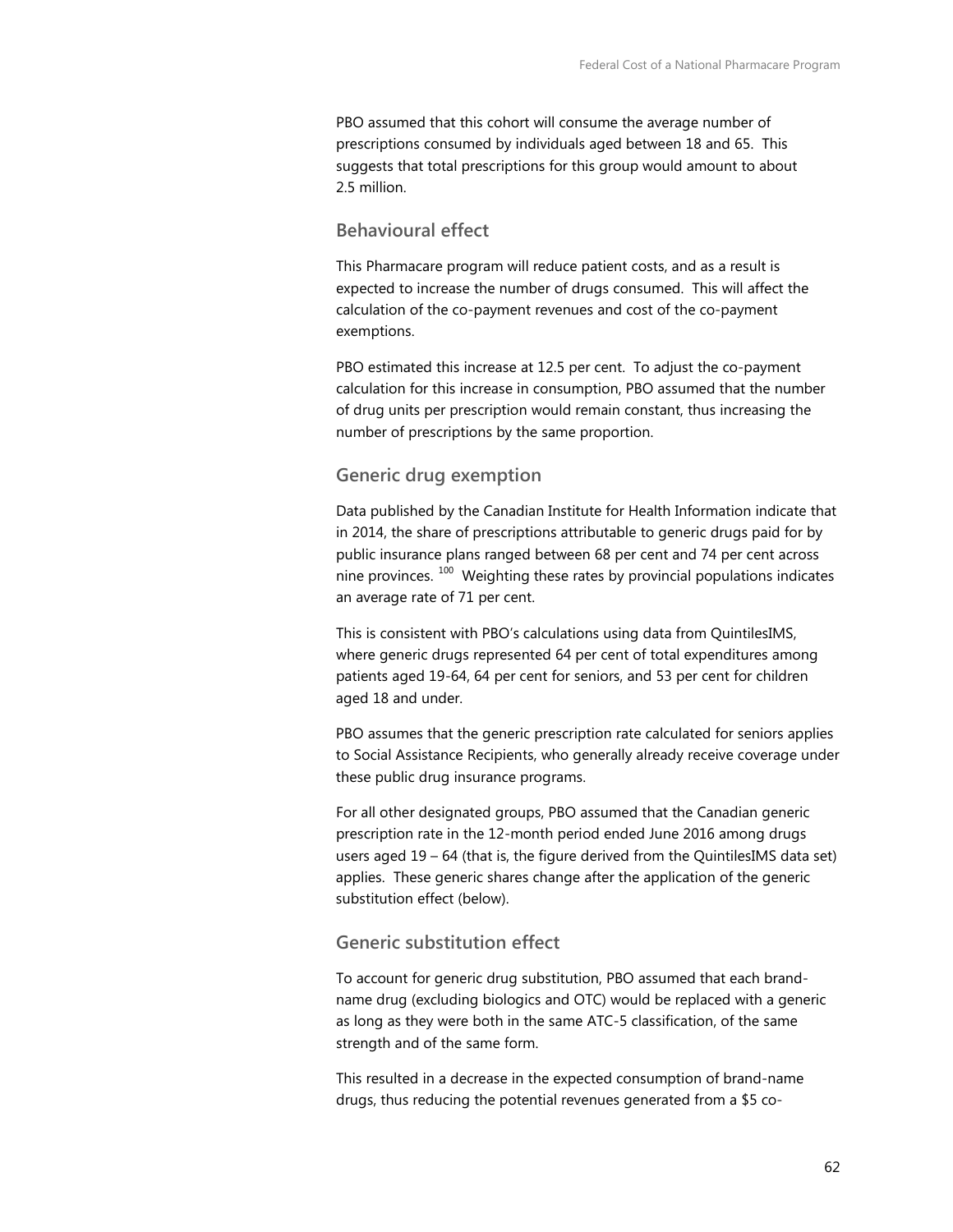PBO assumed that this cohort will consume the average number of prescriptions consumed by individuals aged between 18 and 65. This suggests that total prescriptions for this group would amount to about 2.5 million.

### Behavioural effect

This Pharmacare program will reduce patient costs, and as a result is expected to increase the number of drugs consumed. This will affect the calculation of the co-payment revenues and cost of the co-payment exemptions.

PBO estimated this increase at 12.5 per cent. To adjust the co-payment calculation for this increase in consumption, PBO assumed that the number of drug units per prescription would remain constant, thus increasing the number of prescriptions by the same proportion.

### Generic drug exemption

Data published by the Canadian Institute for Health Information indicate that in 2014, the share of prescriptions attributable to generic drugs paid for by public insurance plans ranged between 68 per cent and 74 per cent across nine provinces. [100] Weighting these rates by provincial populations indicates an average rate of 71 per cent.

This is consistent with PBO's calculations using data from QuintilesIMS, where generic drugs represented 64 per cent of total expenditures among patients aged 19-64, 64 per cent for seniors, and 53 per cent for children aged 18 and under.

PBO assumes that the generic prescription rate calculated for seniors applies to Social Assistance Recipients, who generally already receive coverage under these public drug insurance programs.

For all other designated groups, PBO assumed that the Canadian generic prescription rate in the 12-month period ended June 2016 among drugs users aged 19 – 64 (that is, the figure derived from the QuintilesIMS data set) applies. These generic shares change after the application of the generic substitution effect (below).

### Generic substitution effect

To account for generic drug substitution, PBO assumed that each brand-name drug (excluding biologics and OTC) would be replaced with a generic as long as they were both in the same ATC-5 classification, of the same strength and of the same form.

This resulted in a decrease in the expected consumption of brand-name drugs, thus reducing the potential revenues generated from a $5 co-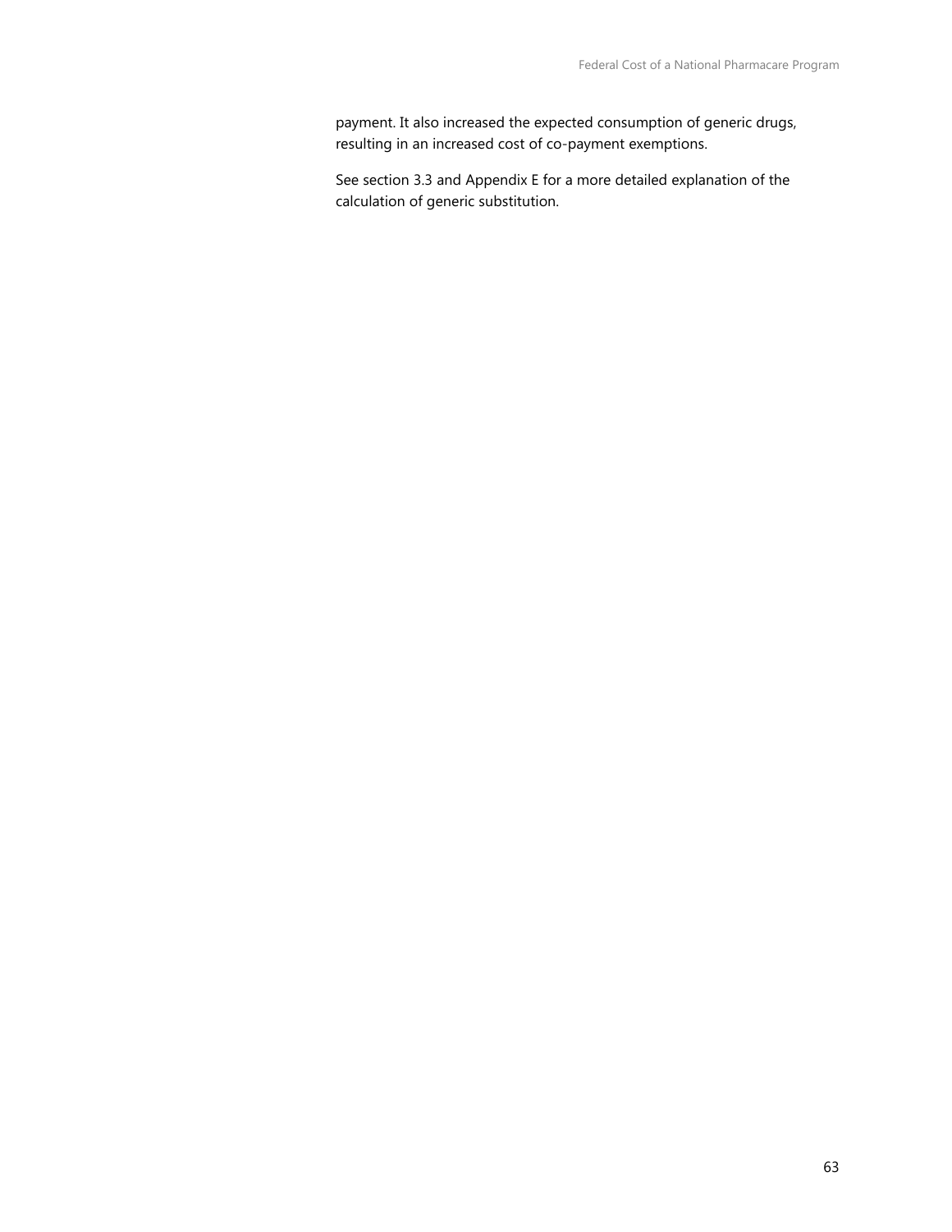payment. It also increased the expected consumption of generic drugs, resulting in an increased cost of co-payment exemptions.

See section 3.3 and Appendix E for a more detailed explanation of the calculation of generic substitution.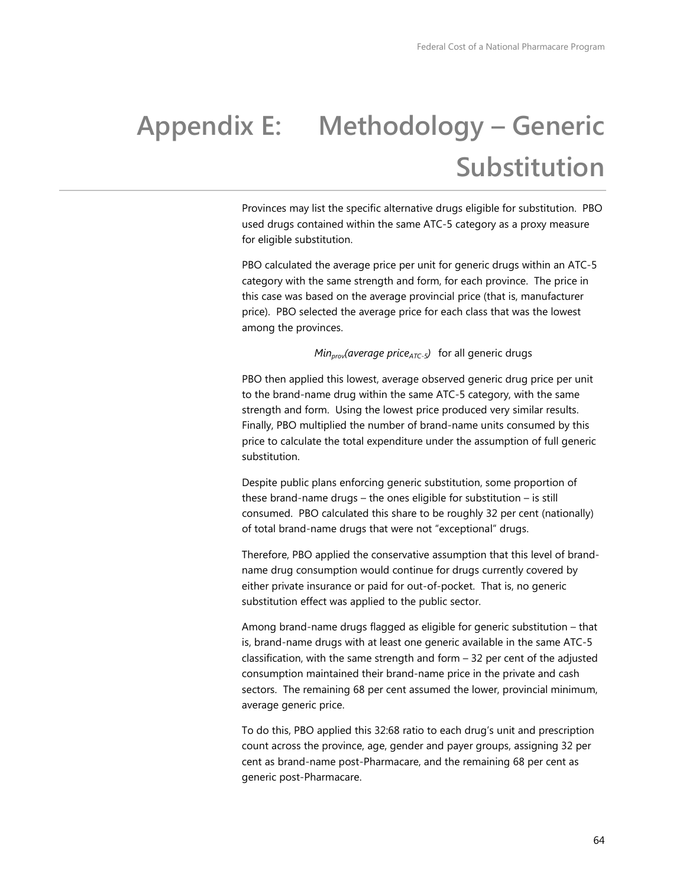# Appendix E: Methodology – Generic Substitution

Provinces may list the specific alternative drugs eligible for substitution. PBO used drugs contained within the same ATC-5 category as a proxy measure for eligible substitution.

PBO calculated the average price per unit for generic drugs within an ATC-5 category with the same strength and form, for each province. The price in this case was based on the average provincial price (that is, manufacturer price). PBO selected the average price for each class that was the lowest among the provinces.

$$Min_{prov}(average\ price_{ATC\text{-}5}) \quad \text{for all generic drugs}$$

PBO then applied this lowest, average observed generic drug price per unit to the brand-name drug within the same ATC-5 category, with the same strength and form. Using the lowest price produced very similar results. Finally, PBO multiplied the number of brand-name units consumed by this price to calculate the total expenditure under the assumption of full generic substitution.

Despite public plans enforcing generic substitution, some proportion of these brand-name drugs – the ones eligible for substitution – is still consumed. PBO calculated this share to be roughly 32 per cent (nationally) of total brand-name drugs that were not "exceptional" drugs.

Therefore, PBO applied the conservative assumption that this level of brand-name drug consumption would continue for drugs currently covered by either private insurance or paid for out-of-pocket. That is, no generic substitution effect was applied to the public sector.

Among brand-name drugs flagged as eligible for generic substitution – that is, brand-name drugs with at least one generic available in the same ATC-5 classification, with the same strength and form – 32 per cent of the adjusted consumption maintained their brand-name price in the private and cash sectors. The remaining 68 per cent assumed the lower, provincial minimum, average generic price.

To do this, PBO applied this 32:68 ratio to each drug's unit and prescription count across the province, age, gender and payer groups, assigning 32 per cent as brand-name post-Pharmacare, and the remaining 68 per cent as generic post-Pharmacare.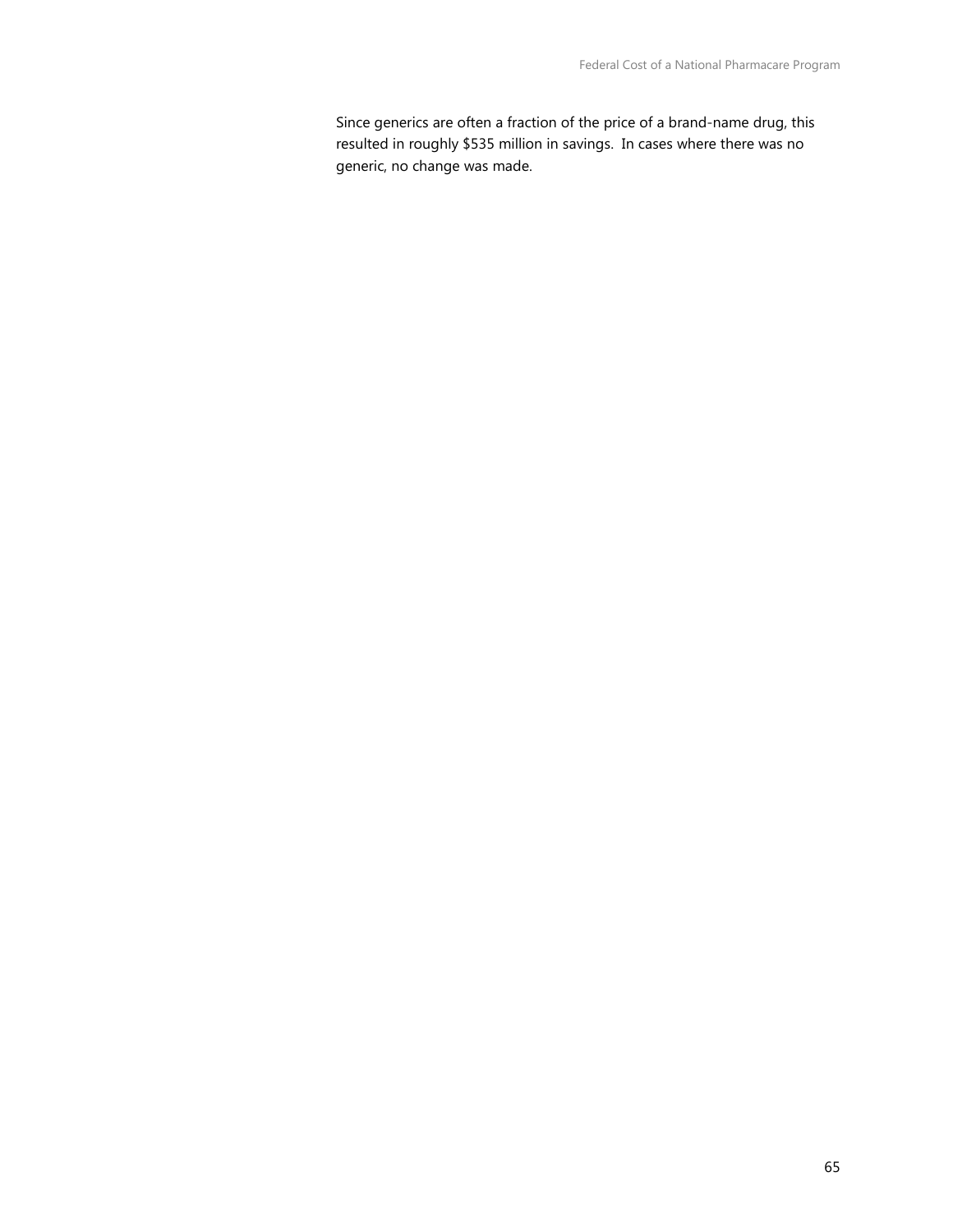Since generics are often a fraction of the price of a brand-name drug, this resulted in roughly $535 million in savings.  In cases where there was no generic, no change was made.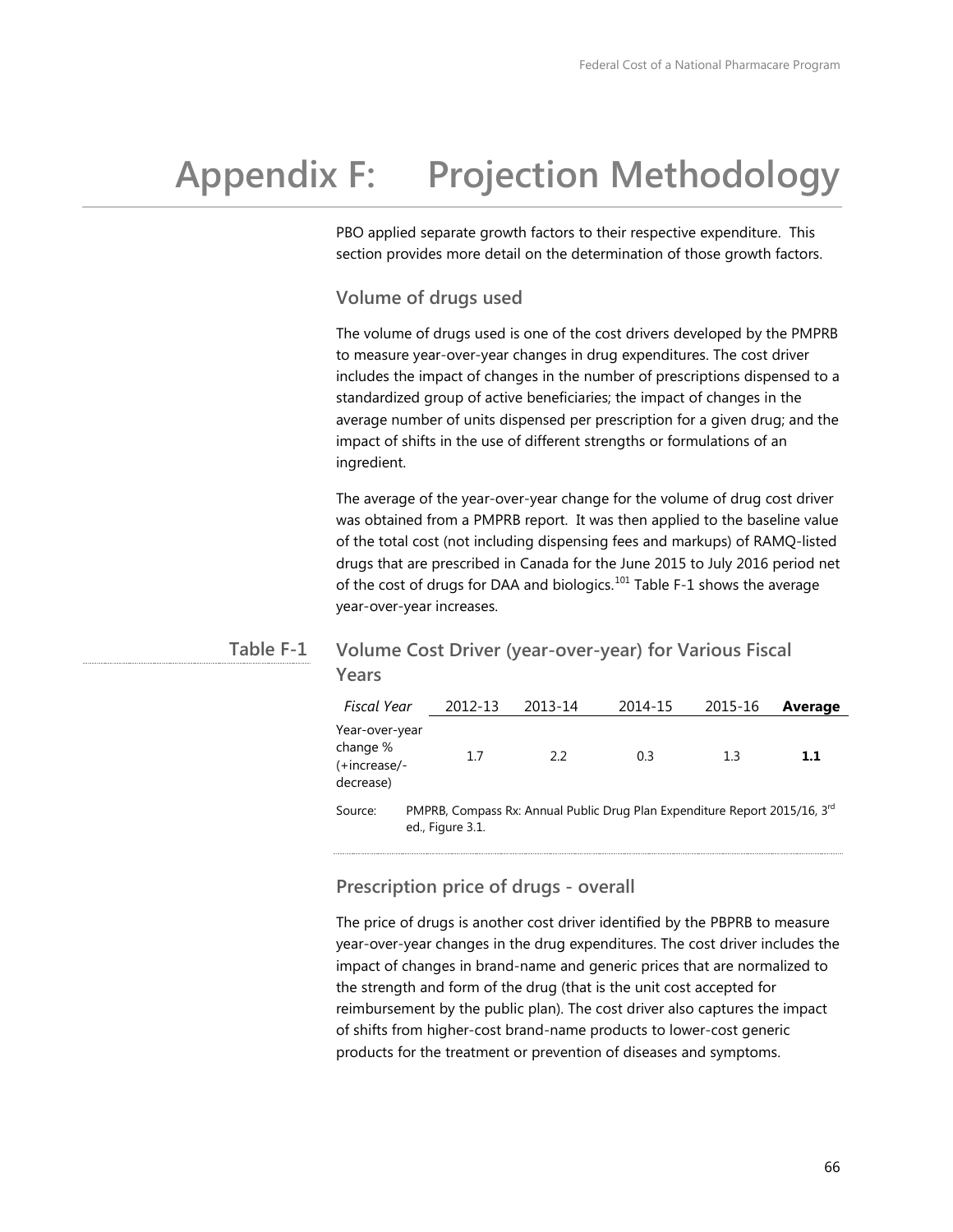# Appendix F: Projection Methodology

PBO applied separate growth factors to their respective expenditure. This section provides more detail on the determination of those growth factors.

## Volume of drugs used

The volume of drugs used is one of the cost drivers developed by the PMPRB to measure year-over-year changes in drug expenditures. The cost driver includes the impact of changes in the number of prescriptions dispensed to a standardized group of active beneficiaries; the impact of changes in the average number of units dispensed per prescription for a given drug; and the impact of shifts in the use of different strengths or formulations of an ingredient.

The average of the year-over-year change for the volume of drug cost driver was obtained from a PMPRB report. It was then applied to the baseline value of the total cost (not including dispensing fees and markups) of RAMQ-listed drugs that are prescribed in Canada for the June 2015 to July 2016 period net of the cost of drugs for DAA and biologics.[101] Table F-1 shows the average year-over-year increases.

**Table F-1** Volume Cost Driver (year-over-year) for Various Fiscal Years

| *Fiscal Year* | 2012-13 | 2013-14 | 2014-15 | 2015-16 | **Average** |
|---|---|---|---|---|---|
| Year-over-year change % (+increase/-decrease) | 1.7 | 2.2 | 0.3 | 1.3 | **1.1** |

Source: PMPRB, Compass Rx: Annual Public Drug Plan Expenditure Report 2015/16, 3rd ed., Figure 3.1.

## Prescription price of drugs - overall

The price of drugs is another cost driver identified by the PBPRB to measure year-over-year changes in the drug expenditures. The cost driver includes the impact of changes in brand-name and generic prices that are normalized to the strength and form of the drug (that is the unit cost accepted for reimbursement by the public plan). The cost driver also captures the impact of shifts from higher-cost brand-name products to lower-cost generic products for the treatment or prevention of diseases and symptoms.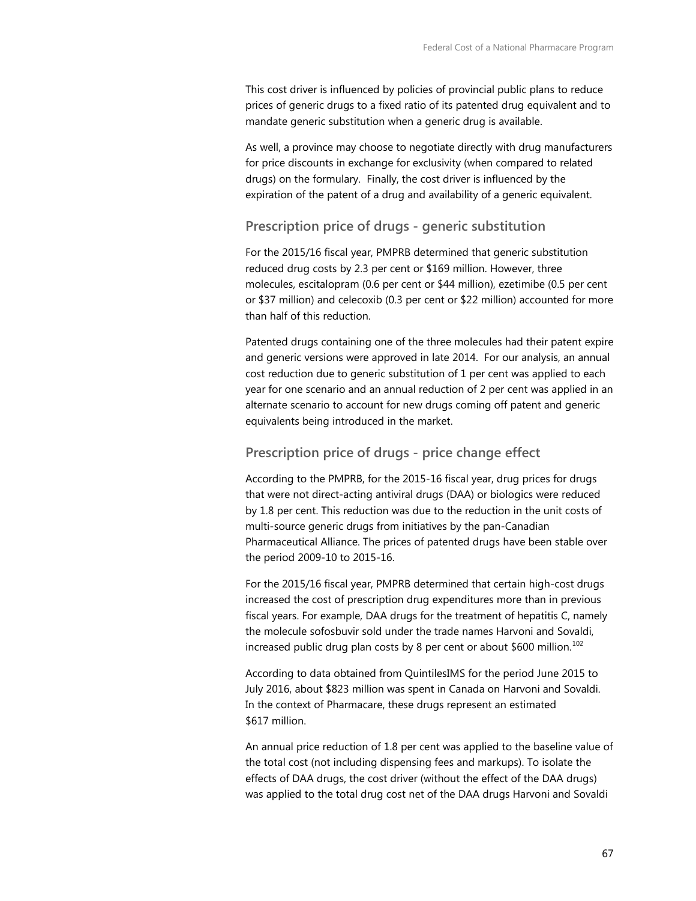This cost driver is influenced by policies of provincial public plans to reduce prices of generic drugs to a fixed ratio of its patented drug equivalent and to mandate generic substitution when a generic drug is available.

As well, a province may choose to negotiate directly with drug manufacturers for price discounts in exchange for exclusivity (when compared to related drugs) on the formulary. Finally, the cost driver is influenced by the expiration of the patent of a drug and availability of a generic equivalent.

### Prescription price of drugs - generic substitution

For the 2015/16 fiscal year, PMPRB determined that generic substitution reduced drug costs by 2.3 per cent or $169 million. However, three molecules, escitalopram (0.6 per cent or $44 million), ezetimibe (0.5 per cent or $37 million) and celecoxib (0.3 per cent or $22 million) accounted for more than half of this reduction.

Patented drugs containing one of the three molecules had their patent expire and generic versions were approved in late 2014. For our analysis, an annual cost reduction due to generic substitution of 1 per cent was applied to each year for one scenario and an annual reduction of 2 per cent was applied in an alternate scenario to account for new drugs coming off patent and generic equivalents being introduced in the market.

### Prescription price of drugs - price change effect

According to the PMPRB, for the 2015-16 fiscal year, drug prices for drugs that were not direct-acting antiviral drugs (DAA) or biologics were reduced by 1.8 per cent. This reduction was due to the reduction in the unit costs of multi-source generic drugs from initiatives by the pan-Canadian Pharmaceutical Alliance. The prices of patented drugs have been stable over the period 2009-10 to 2015-16.

For the 2015/16 fiscal year, PMPRB determined that certain high-cost drugs increased the cost of prescription drug expenditures more than in previous fiscal years. For example, DAA drugs for the treatment of hepatitis C, namely the molecule sofosbuvir sold under the trade names Harvoni and Sovaldi, increased public drug plan costs by 8 per cent or about $600 million.[102]

According to data obtained from QuintilesIMS for the period June 2015 to July 2016, about $823 million was spent in Canada on Harvoni and Sovaldi. In the context of Pharmacare, these drugs represent an estimated $617 million.

An annual price reduction of 1.8 per cent was applied to the baseline value of the total cost (not including dispensing fees and markups). To isolate the effects of DAA drugs, the cost driver (without the effect of the DAA drugs) was applied to the total drug cost net of the DAA drugs Harvoni and Sovaldi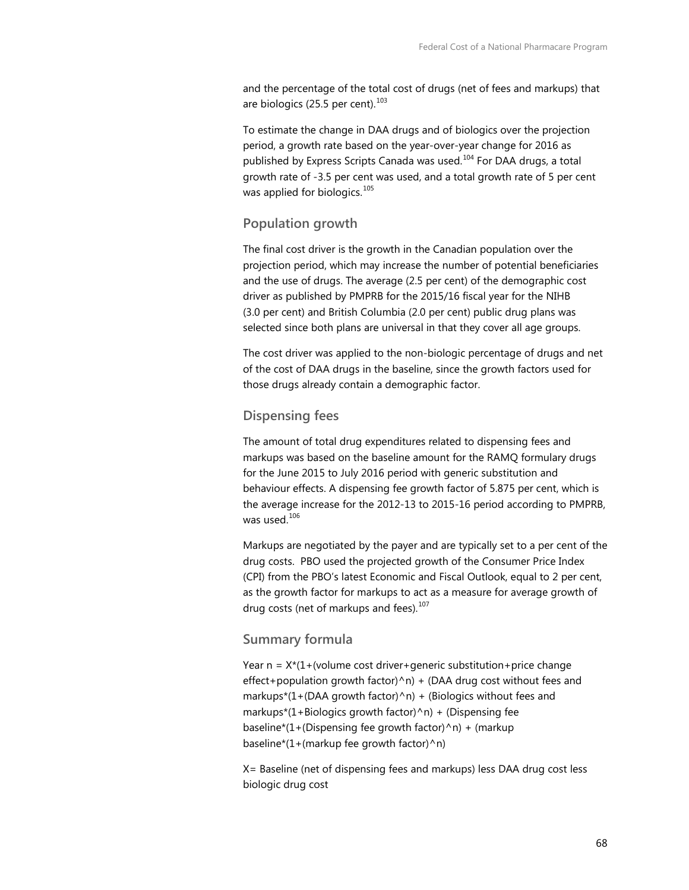and the percentage of the total cost of drugs (net of fees and markups) that are biologics (25.5 per cent).[103]

To estimate the change in DAA drugs and of biologics over the projection period, a growth rate based on the year-over-year change for 2016 as published by Express Scripts Canada was used.[104] For DAA drugs, a total growth rate of -3.5 per cent was used, and a total growth rate of 5 per cent was applied for biologics.[105]

## Population growth

The final cost driver is the growth in the Canadian population over the projection period, which may increase the number of potential beneficiaries and the use of drugs. The average (2.5 per cent) of the demographic cost driver as published by PMPRB for the 2015/16 fiscal year for the NIHB (3.0 per cent) and British Columbia (2.0 per cent) public drug plans was selected since both plans are universal in that they cover all age groups.

The cost driver was applied to the non-biologic percentage of drugs and net of the cost of DAA drugs in the baseline, since the growth factors used for those drugs already contain a demographic factor.

## Dispensing fees

The amount of total drug expenditures related to dispensing fees and markups was based on the baseline amount for the RAMQ formulary drugs for the June 2015 to July 2016 period with generic substitution and behaviour effects. A dispensing fee growth factor of 5.875 per cent, which is the average increase for the 2012-13 to 2015-16 period according to PMPRB, was used.[106]

Markups are negotiated by the payer and are typically set to a per cent of the drug costs. PBO used the projected growth of the Consumer Price Index (CPI) from the PBO's latest Economic and Fiscal Outlook, equal to 2 per cent, as the growth factor for markups to act as a measure for average growth of drug costs (net of markups and fees).[107]

## Summary formula

Year n = X*(1+(volume cost driver+generic substitution+price change effect+population growth factor)^n) + (DAA drug cost without fees and markups*(1+(DAA growth factor)^n) + (Biologics without fees and markups*(1+Biologics growth factor)^n) + (Dispensing fee baseline*(1+(Dispensing fee growth factor)^n) + (markup baseline*(1+(markup fee growth factor)^n)

X= Baseline (net of dispensing fees and markups) less DAA drug cost less biologic drug cost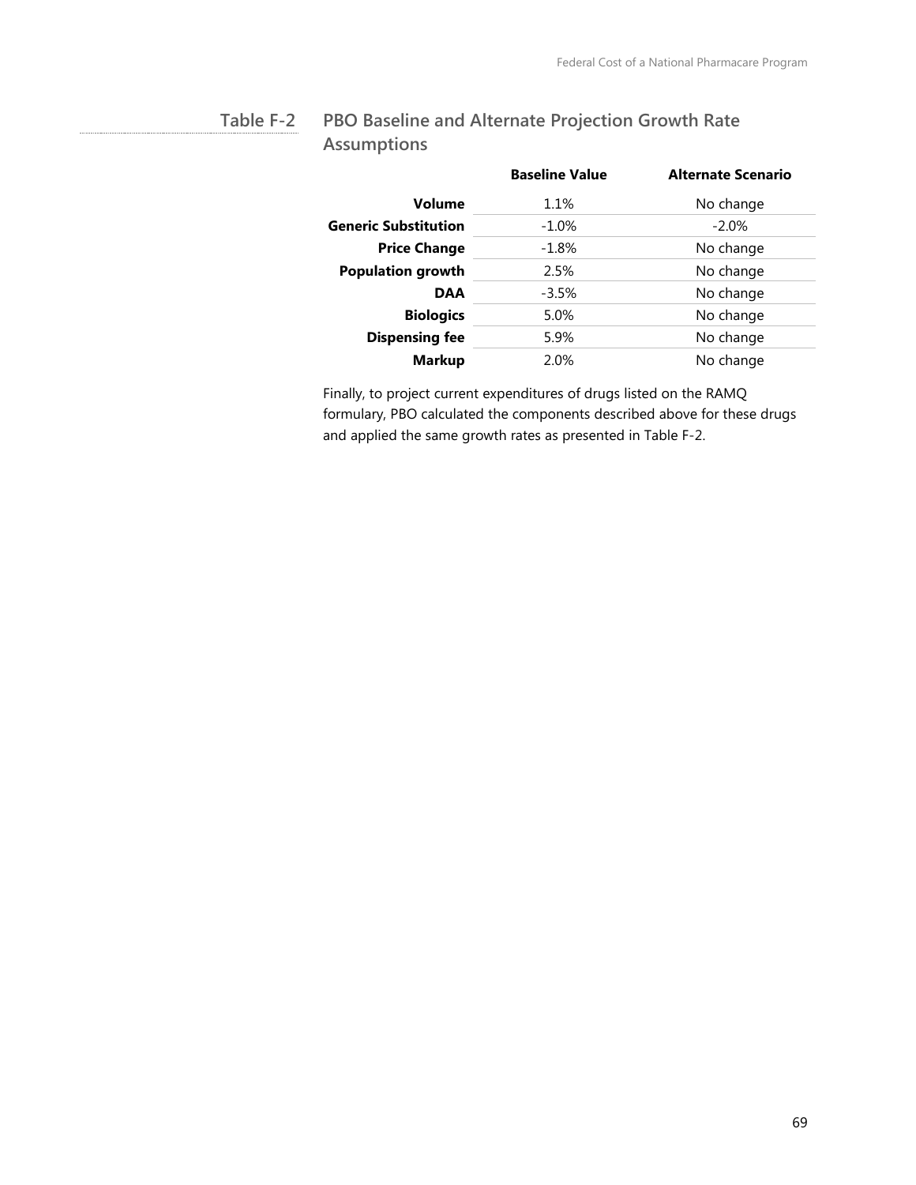### Table F-2 PBO Baseline and Alternate Projection Growth Rate Assumptions

| | Baseline Value | Alternate Scenario |
|---|---|---|
| **Volume** | 1.1% | No change |
| **Generic Substitution** | -1.0% | -2.0% |
| **Price Change** | -1.8% | No change |
| **Population growth** | 2.5% | No change |
| **DAA** | -3.5% | No change |
| **Biologics** | 5.0% | No change |
| **Dispensing fee** | 5.9% | No change |
| **Markup** | 2.0% | No change |

Finally, to project current expenditures of drugs listed on the RAMQ formulary, PBO calculated the components described above for these drugs and applied the same growth rates as presented in Table F-2.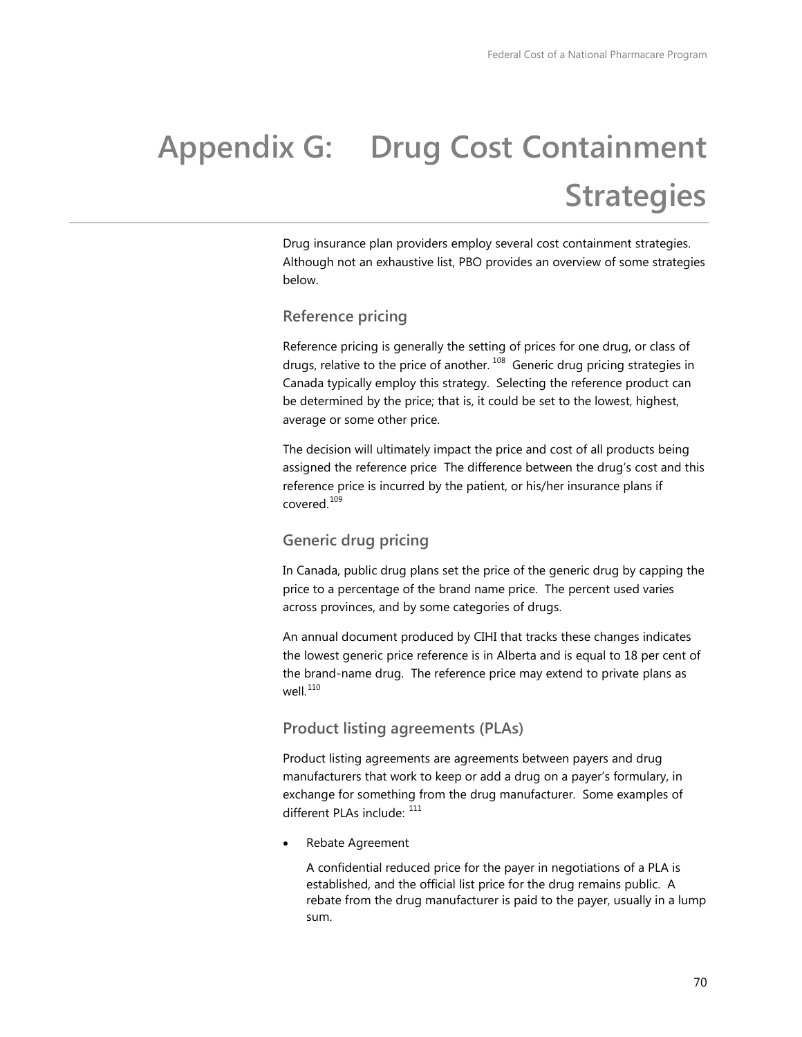# Appendix G: Drug Cost Containment Strategies

Drug insurance plan providers employ several cost containment strategies. Although not an exhaustive list, PBO provides an overview of some strategies below.

## Reference pricing

Reference pricing is generally the setting of prices for one drug, or class of drugs, relative to the price of another.[108] Generic drug pricing strategies in Canada typically employ this strategy. Selecting the reference product can be determined by the price; that is, it could be set to the lowest, highest, average or some other price.

The decision will ultimately impact the price and cost of all products being assigned the reference price The difference between the drug's cost and this reference price is incurred by the patient, or his/her insurance plans if covered.[109]

## Generic drug pricing

In Canada, public drug plans set the price of the generic drug by capping the price to a percentage of the brand name price. The percent used varies across provinces, and by some categories of drugs.

An annual document produced by CIHI that tracks these changes indicates the lowest generic price reference is in Alberta and is equal to 18 per cent of the brand-name drug. The reference price may extend to private plans as well.[110]

## Product listing agreements (PLAs)

Product listing agreements are agreements between payers and drug manufacturers that work to keep or add a drug on a payer's formulary, in exchange for something from the drug manufacturer. Some examples of different PLAs include: [111]

- Rebate Agreement

  A confidential reduced price for the payer in negotiations of a PLA is established, and the official list price for the drug remains public. A rebate from the drug manufacturer is paid to the payer, usually in a lump sum.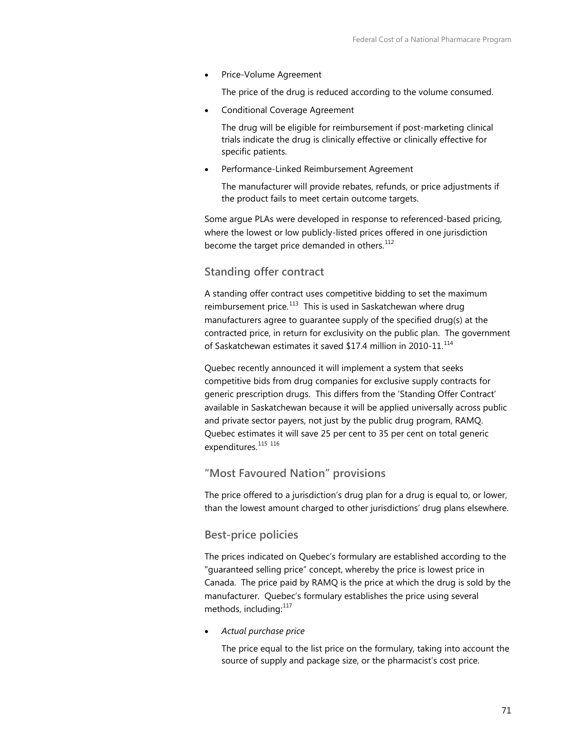- Price-Volume Agreement

  The price of the drug is reduced according to the volume consumed.

- Conditional Coverage Agreement

  The drug will be eligible for reimbursement if post-marketing clinical trials indicate the drug is clinically effective or clinically effective for specific patients.

- Performance-Linked Reimbursement Agreement

  The manufacturer will provide rebates, refunds, or price adjustments if the product fails to meet certain outcome targets.

Some argue PLAs were developed in response to referenced-based pricing, where the lowest or low publicly-listed prices offered in one jurisdiction become the target price demanded in others.[112]

### Standing offer contract

A standing offer contract uses competitive bidding to set the maximum reimbursement price.[113] This is used in Saskatchewan where drug manufacturers agree to guarantee supply of the specified drug(s) at the contracted price, in return for exclusivity on the public plan. The government of Saskatchewan estimates it saved $17.4 million in 2010-11.[114]

Quebec recently announced it will implement a system that seeks competitive bids from drug companies for exclusive supply contracts for generic prescription drugs. This differs from the 'Standing Offer Contract' available in Saskatchewan because it will be applied universally across public and private sector payers, not just by the public drug program, RAMQ. Quebec estimates it will save 25 per cent to 35 per cent on total generic expenditures.[115] [116]

### "Most Favoured Nation" provisions

The price offered to a jurisdiction's drug plan for a drug is equal to, or lower, than the lowest amount charged to other jurisdictions' drug plans elsewhere.

### Best-price policies

The prices indicated on Quebec's formulary are established according to the "guaranteed selling price" concept, whereby the price is lowest price in Canada. The price paid by RAMQ is the price at which the drug is sold by the manufacturer. Quebec's formulary establishes the price using several methods, including:[117]

- *Actual purchase price*

  The price equal to the list price on the formulary, taking into account the source of supply and package size, or the pharmacist's cost price.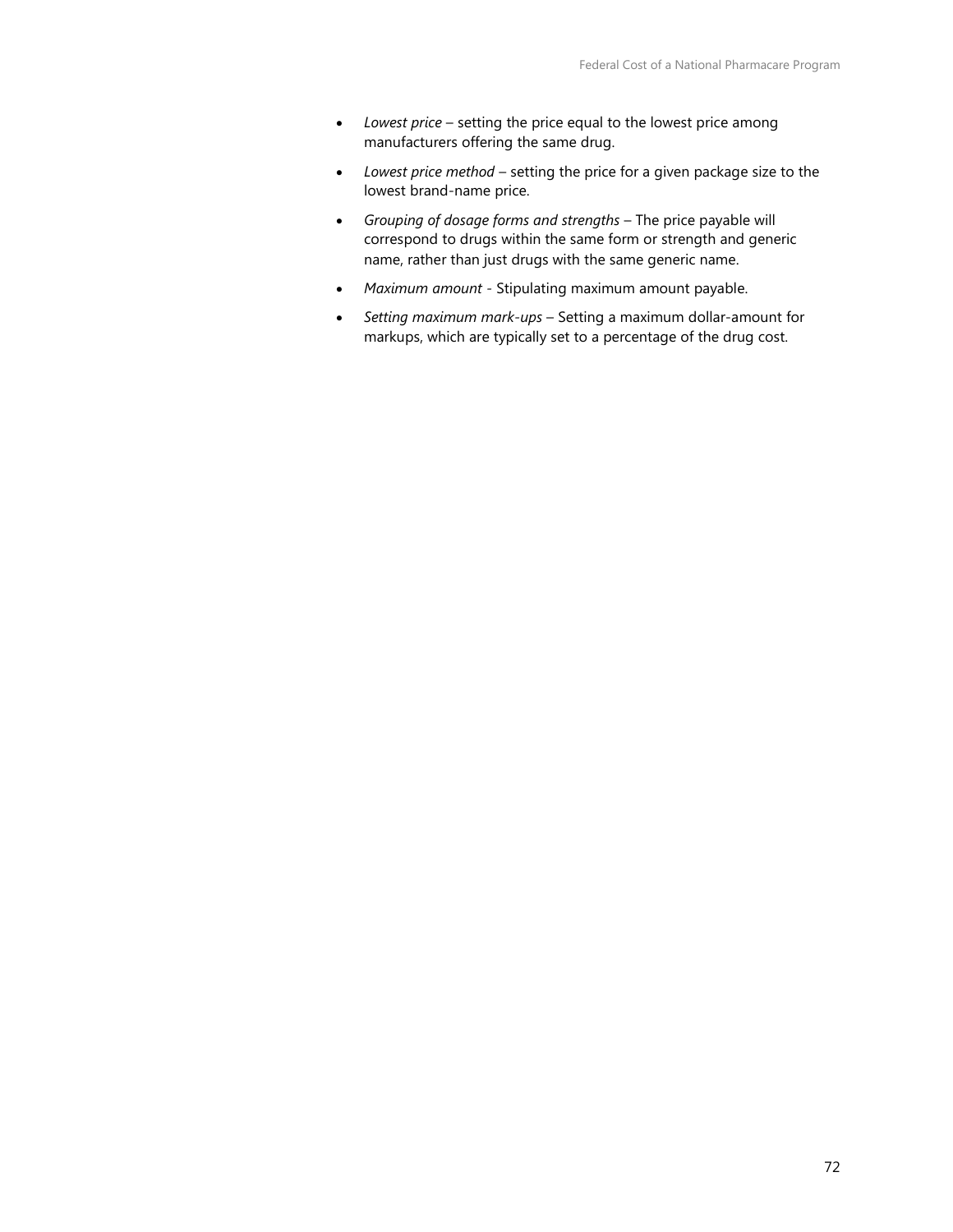- *Lowest price* – setting the price equal to the lowest price among manufacturers offering the same drug.
- *Lowest price method* – setting the price for a given package size to the lowest brand-name price.
- *Grouping of dosage forms and strengths* – The price payable will correspond to drugs within the same form or strength and generic name, rather than just drugs with the same generic name.
- *Maximum amount* - Stipulating maximum amount payable.
- *Setting maximum mark-ups* – Setting a maximum dollar-amount for markups, which are typically set to a percentage of the drug cost.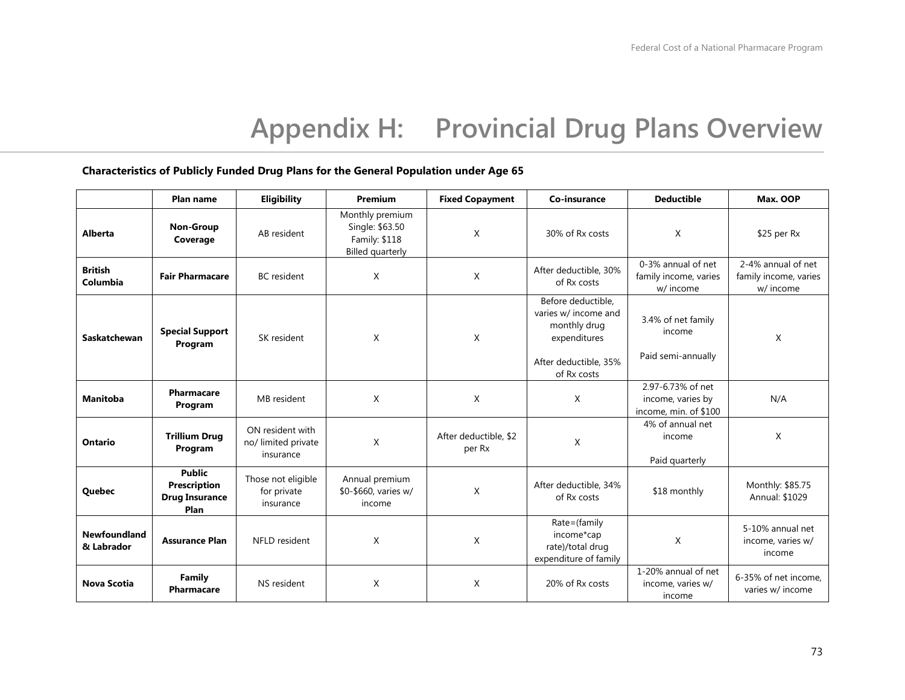# Appendix H: Provincial Drug Plans Overview

**Characteristics of Publicly Funded Drug Plans for the General Population under Age 65**

| | Plan name | Eligibility | Premium | Fixed Copayment | Co-insurance | Deductible | Max. OOP |
|---|---|---|---|---|---|---|---|
| **Alberta** | **Non-Group Coverage** | AB resident | Monthly premium Single: $63.50 Family: $118 Billed quarterly | X | 30% of Rx costs | X | $25 per Rx |
| **British Columbia** | **Fair Pharmacare** | BC resident | X | X | After deductible, 30% of Rx costs | 0-3% annual of net family income, varies w/ income | 2-4% annual of net family income, varies w/ income |
| **Saskatchewan** | **Special Support Program** | SK resident | X | X | Before deductible, varies w/ income and monthly drug expenditures<br><br>After deductible, 35% of Rx costs | 3.4% of net family income<br><br>Paid semi-annually | X |
| **Manitoba** | **Pharmacare Program** | MB resident | X | X | X | 2.97-6.73% of net income, varies by income, min. of $100 | N/A |
| **Ontario** | **Trillium Drug Program** | ON resident with no/ limited private insurance | X | After deductible, $2 per Rx | X | 4% of annual net income<br><br>Paid quarterly | X |
| **Quebec** | **Public Prescription Drug Insurance Plan** | Those not eligible for private insurance | Annual premium $0-$660, varies w/ income | X | After deductible, 34% of Rx costs | $18 monthly | Monthly: $85.75 Annual: $1029 |
| **Newfoundland & Labrador** | **Assurance Plan** | NFLD resident | X | X | Rate=(family income*cap rate)/total drug expenditure of family | X | 5-10% annual net income, varies w/ income |
| **Nova Scotia** | **Family Pharmacare** | NS resident | X | X | 20% of Rx costs | 1-20% annual of net income, varies w/ income | 6-35% of net income, varies w/ income |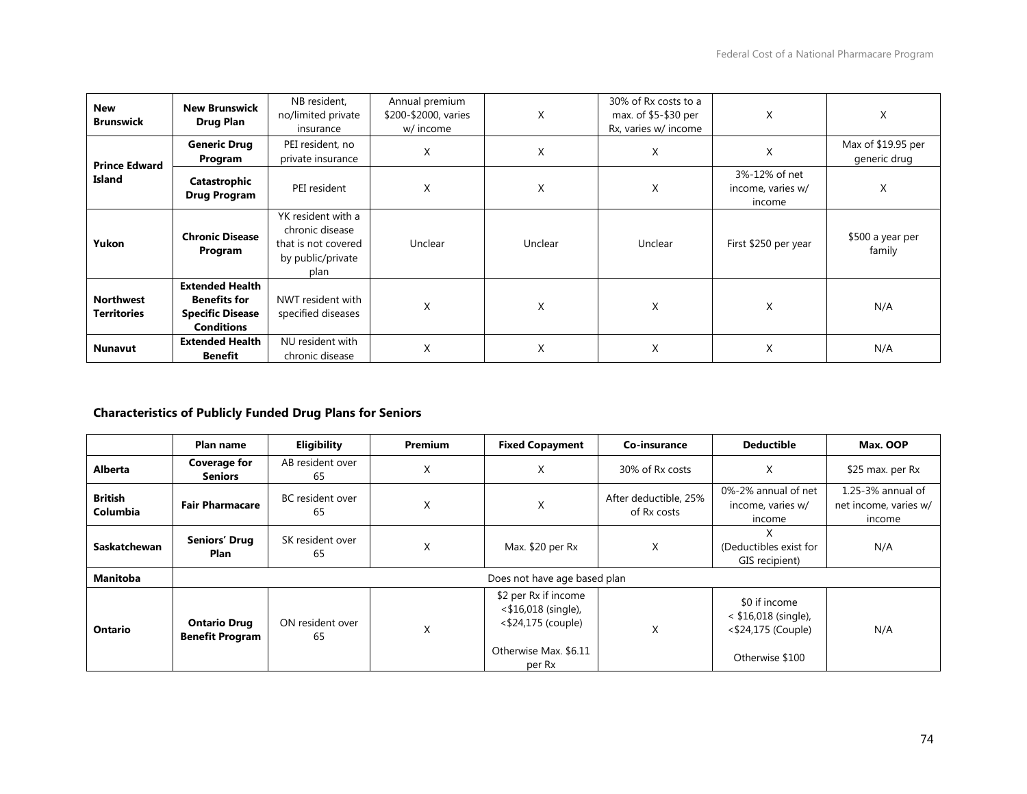| New Brunswick | New Brunswick Drug Plan | NB resident, no/limited private insurance | Annual premium $200-$2000, varies w/ income | X | 30% of Rx costs to a max. of $5-$30 per Rx, varies w/ income | X | X |
|---|---|---|---|---|---|---|---|
| Prince Edward Island | Generic Drug Program | PEI resident, no private insurance | X | X | X | X | Max of $19.95 per generic drug |
| | Catastrophic Drug Program | PEI resident | X | X | X | 3%-12% of net income, varies w/ income | X |
| Yukon | Chronic Disease Program | YK resident with a chronic disease that is not covered by public/private plan | Unclear | Unclear | Unclear | First $250 per year | $500 a year per family |
| Northwest Territories | Extended Health Benefits for Specific Disease Conditions | NWT resident with specified diseases | X | X | X | X | N/A |
| Nunavut | Extended Health Benefit | NU resident with chronic disease | X | X | X | X | N/A |

**Characteristics of Publicly Funded Drug Plans for Seniors**

| | Plan name | Eligibility | Premium | Fixed Copayment | Co-insurance | Deductible | Max. OOP |
|---|---|---|---|---|---|---|---|
| Alberta | Coverage for Seniors | AB resident over 65 | X | X | 30% of Rx costs | X | $25 max. per Rx |
| British Columbia | Fair Pharmacare | BC resident over 65 | X | X | After deductible, 25% of Rx costs | 0%-2% annual of net income, varies w/ income | 1.25-3% annual of net income, varies w/ income |
| Saskatchewan | Seniors' Drug Plan | SK resident over 65 | X | Max. $20 per Rx | X | X (Deductibles exist for GIS recipient) | N/A |
| Manitoba | Does not have age based plan | | | | | | |
| Ontario | Ontario Drug Benefit Program | ON resident over 65 | X | $2 per Rx if income <$16,018 (single), <$24,175 (couple)<br><br>Otherwise Max. $6.11 per Rx | X | $0 if income < $16,018 (single), <$24,175 (Couple)<br><br>Otherwise $100 | N/A |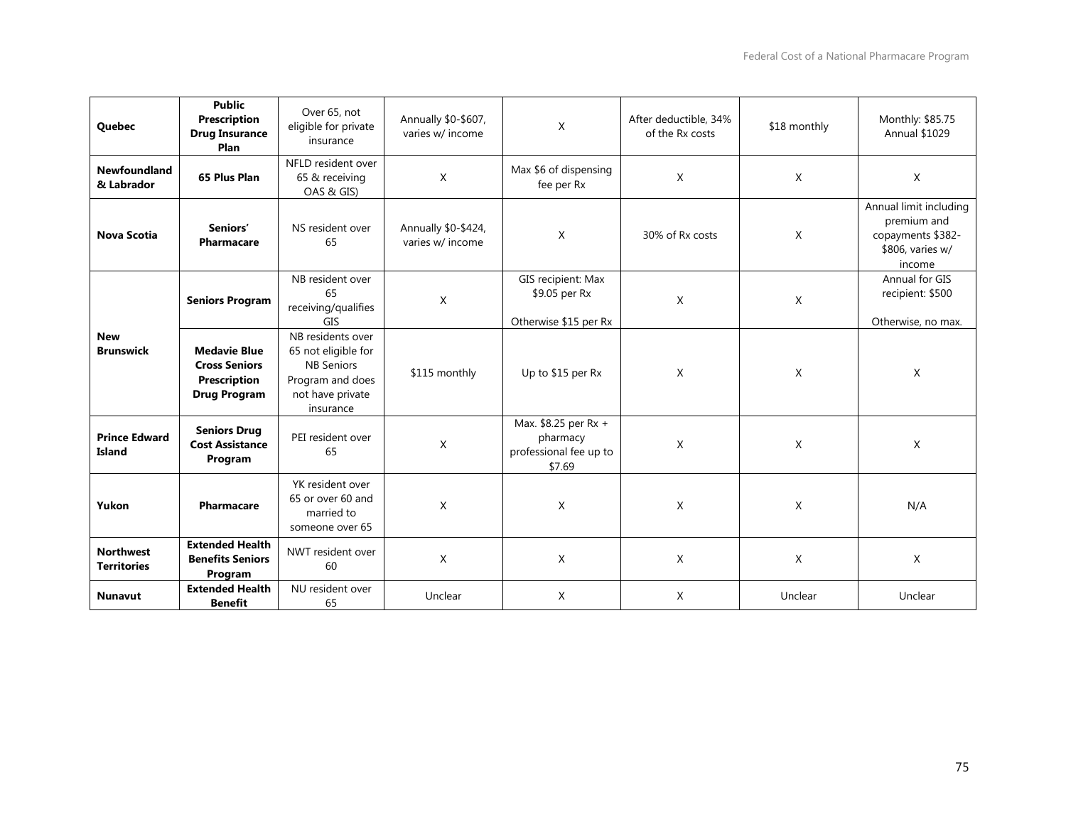| | | | | | | | |
|---|---|---|---|---|---|---|---|
| **Quebec** | **Public Prescription Drug Insurance Plan** | Over 65, not eligible for private insurance | Annually $0-$607, varies w/ income | X | After deductible, 34% of the Rx costs | $18 monthly | Monthly: $85.75 Annual $1029 |
| **Newfoundland & Labrador** | **65 Plus Plan** | NFLD resident over 65 & receiving OAS & GIS) | X | Max $6 of dispensing fee per Rx | X | X | X |
| **Nova Scotia** | **Seniors' Pharmacare** | NS resident over 65 | Annually $0-$424, varies w/ income | X | 30% of Rx costs | X | Annual limit including premium and copayments $382-$806, varies w/ income |
| **New Brunswick** | **Seniors Program** | NB resident over 65 receiving/qualifies GIS | X | GIS recipient: Max $9.05 per Rx<br><br>Otherwise $15 per Rx | X | X | Annual for GIS recipient: $500<br><br>Otherwise, no max. |
| | **Medavie Blue Cross Seniors Prescription Drug Program** | NB residents over 65 not eligible for NB Seniors Program and does not have private insurance | $115 monthly | Up to $15 per Rx | X | X | X |
| **Prince Edward Island** | **Seniors Drug Cost Assistance Program** | PEI resident over 65 | X | Max. $8.25 per Rx + pharmacy professional fee up to $7.69 | X | X | X |
| **Yukon** | **Pharmacare** | YK resident over 65 or over 60 and married to someone over 65 | X | X | X | X | N/A |
| **Northwest Territories** | **Extended Health Benefits Seniors Program** | NWT resident over 60 | X | X | X | X | X |
| **Nunavut** | **Extended Health Benefit** | NU resident over 65 | Unclear | X | X | Unclear | Unclear |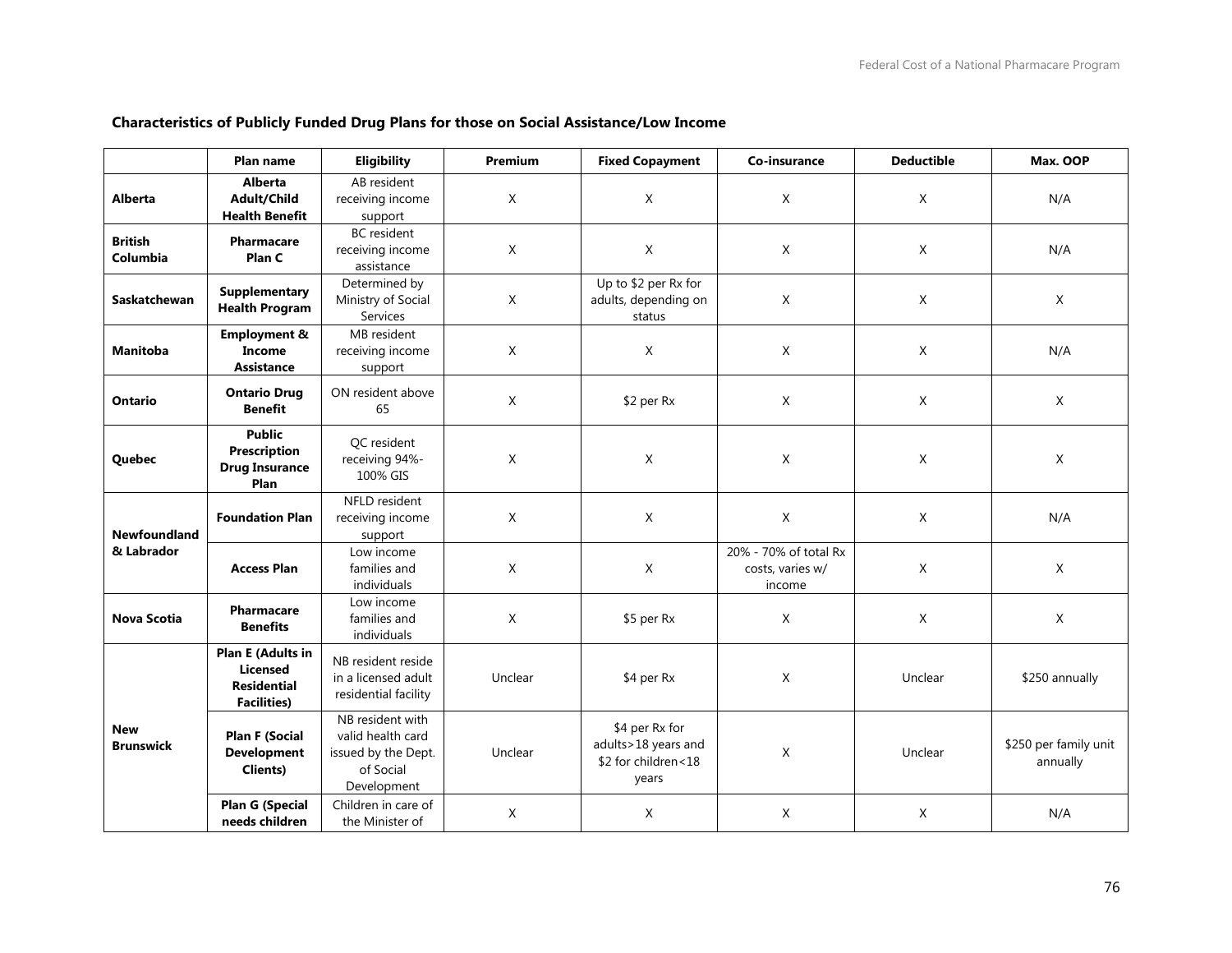**Characteristics of Publicly Funded Drug Plans for those on Social Assistance/Low Income**

| | Plan name | Eligibility | Premium | Fixed Copayment | Co-insurance | Deductible | Max. OOP |
|---|---|---|---|---|---|---|---|
| **Alberta** | **Alberta Adult/Child Health Benefit** | AB resident receiving income support | X | X | X | X | N/A |
| **British Columbia** | **Pharmacare Plan C** | BC resident receiving income assistance | X | X | X | X | N/A |
| **Saskatchewan** | **Supplementary Health Program** | Determined by Ministry of Social Services | X | Up to $2 per Rx for adults, depending on status | X | X | X |
| **Manitoba** | **Employment & Income Assistance** | MB resident receiving income support | X | X | X | X | N/A |
| **Ontario** | **Ontario Drug Benefit** | ON resident above 65 | X | $2 per Rx | X | X | X |
| **Quebec** | **Public Prescription Drug Insurance Plan** | QC resident receiving 94%-100% GIS | X | X | X | X | X |
| **Newfoundland & Labrador** | **Foundation Plan** | NFLD resident receiving income support | X | X | X | X | N/A |
| | **Access Plan** | Low income families and individuals | X | X | 20% - 70% of total Rx costs, varies w/ income | X | X |
| **Nova Scotia** | **Pharmacare Benefits** | Low income families and individuals | X | $5 per Rx | X | X | X |
| **New Brunswick** | **Plan E (Adults in Licensed Residential Facilities)** | NB resident reside in a licensed adult residential facility | Unclear | $4 per Rx | X | Unclear | $250 annually |
| | **Plan F (Social Development Clients)** | NB resident with valid health card issued by the Dept. of Social Development | Unclear | $4 per Rx for adults>18 years and $2 for children<18 years | X | Unclear | $250 per family unit annually |
| | **Plan G (Special needs children** | Children in care of the Minister of | X | X | X | X | N/A |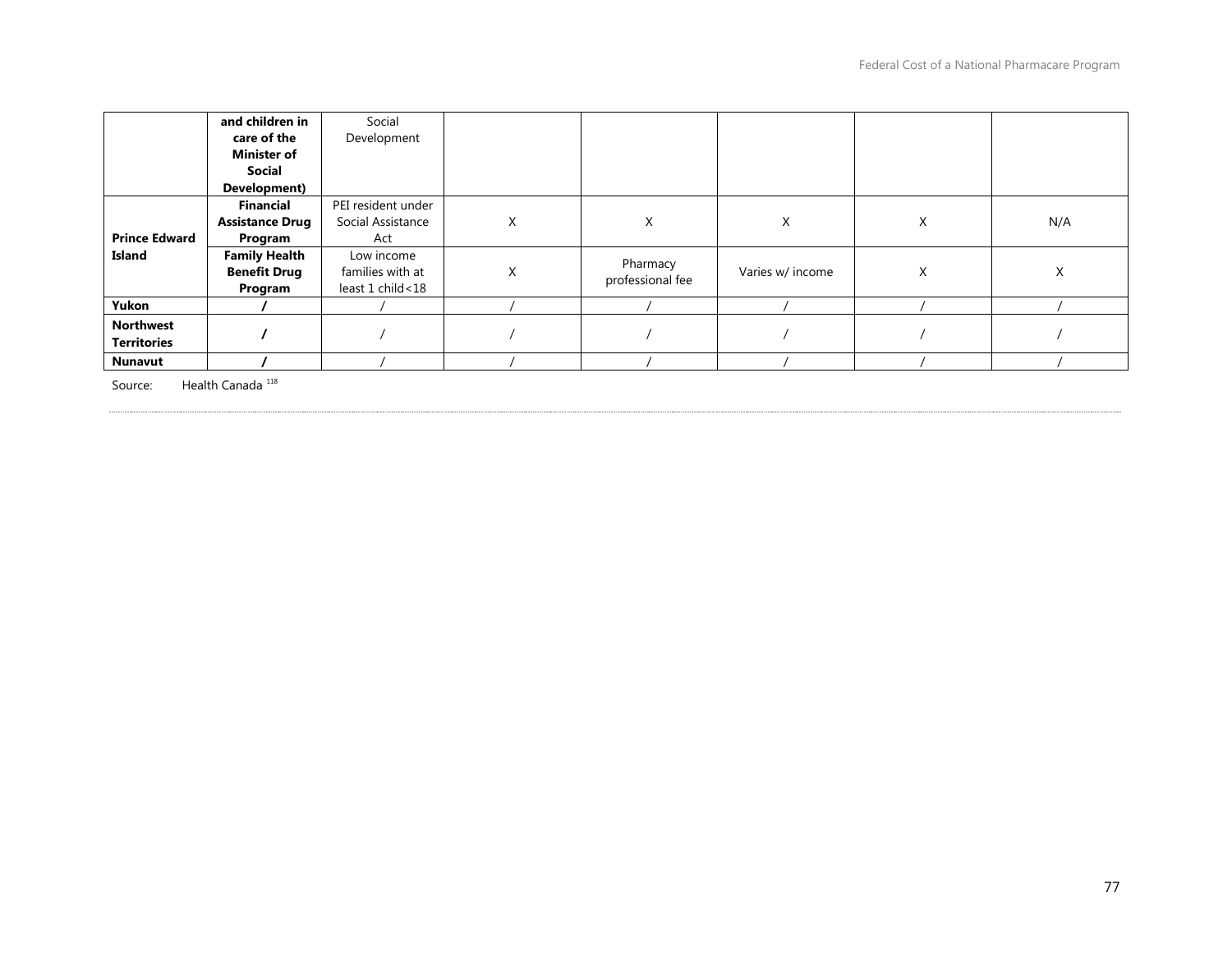| | | | | | | | |
|---|---|---|---|---|---|---|---|
| | **and children in care of the Minister of Social Development)** | Social Development | | | | | |
| **Prince Edward Island** | **Financial Assistance Drug Program** | PEI resident under Social Assistance Act | X | X | X | X | N/A |
| | **Family Health Benefit Drug Program** | Low income families with at least 1 child<18 | X | Pharmacy professional fee | Varies w/ income | X | X |
| **Yukon** | **/** | / | / | / | / | / | / |
| **Northwest Territories** | **/** | / | / | / | / | / | / |
| **Nunavut** | **/** | / | / | / | / | / | / |

Source: Health Canada [118]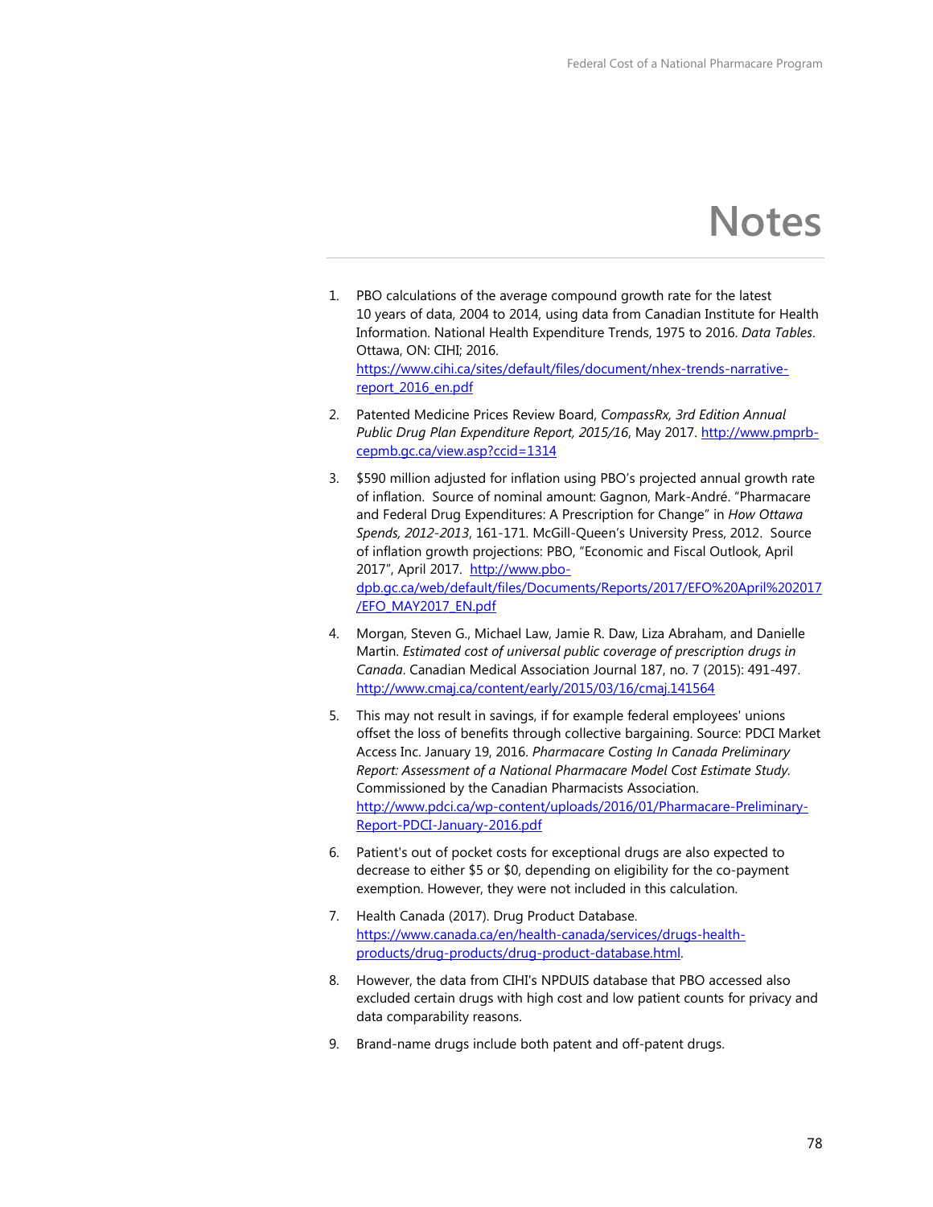# Notes

1. PBO calculations of the average compound growth rate for the latest 10 years of data, 2004 to 2014, using data from Canadian Institute for Health Information. National Health Expenditure Trends, 1975 to 2016. *Data Tables*. Ottawa, ON: CIHI; 2016. https://www.cihi.ca/sites/default/files/document/nhex-trends-narrative-report_2016_en.pdf

2. Patented Medicine Prices Review Board, *CompassRx, 3rd Edition Annual Public Drug Plan Expenditure Report, 2015/16*, May 2017. http://www.pmprb-cepmb.gc.ca/view.asp?ccid=1314

3. $590 million adjusted for inflation using PBO's projected annual growth rate of inflation. Source of nominal amount: Gagnon, Mark-André. "Pharmacare and Federal Drug Expenditures: A Prescription for Change" in *How Ottawa Spends, 2012-2013*, 161-171. McGill-Queen's University Press, 2012. Source of inflation growth projections: PBO, "Economic and Fiscal Outlook, April 2017", April 2017. http://www.pbo-dpb.gc.ca/web/default/files/Documents/Reports/2017/EFO%20April%202017/EFO_MAY2017_EN.pdf

4. Morgan, Steven G., Michael Law, Jamie R. Daw, Liza Abraham, and Danielle Martin. *Estimated cost of universal public coverage of prescription drugs in Canada*. Canadian Medical Association Journal 187, no. 7 (2015): 491-497. http://www.cmaj.ca/content/early/2015/03/16/cmaj.141564

5. This may not result in savings, if for example federal employees' unions offset the loss of benefits through collective bargaining. Source: PDCI Market Access Inc. January 19, 2016. *Pharmacare Costing In Canada Preliminary Report: Assessment of a National Pharmacare Model Cost Estimate Study*. Commissioned by the Canadian Pharmacists Association. http://www.pdci.ca/wp-content/uploads/2016/01/Pharmacare-Preliminary-Report-PDCI-January-2016.pdf

6. Patient's out of pocket costs for exceptional drugs are also expected to decrease to either $5 or $0, depending on eligibility for the co-payment exemption. However, they were not included in this calculation.

7. Health Canada (2017). Drug Product Database. https://www.canada.ca/en/health-canada/services/drugs-health-products/drug-products/drug-product-database.html.

8. However, the data from CIHI's NPDUIS database that PBO accessed also excluded certain drugs with high cost and low patient counts for privacy and data comparability reasons.

9. Brand-name drugs include both patent and off-patent drugs.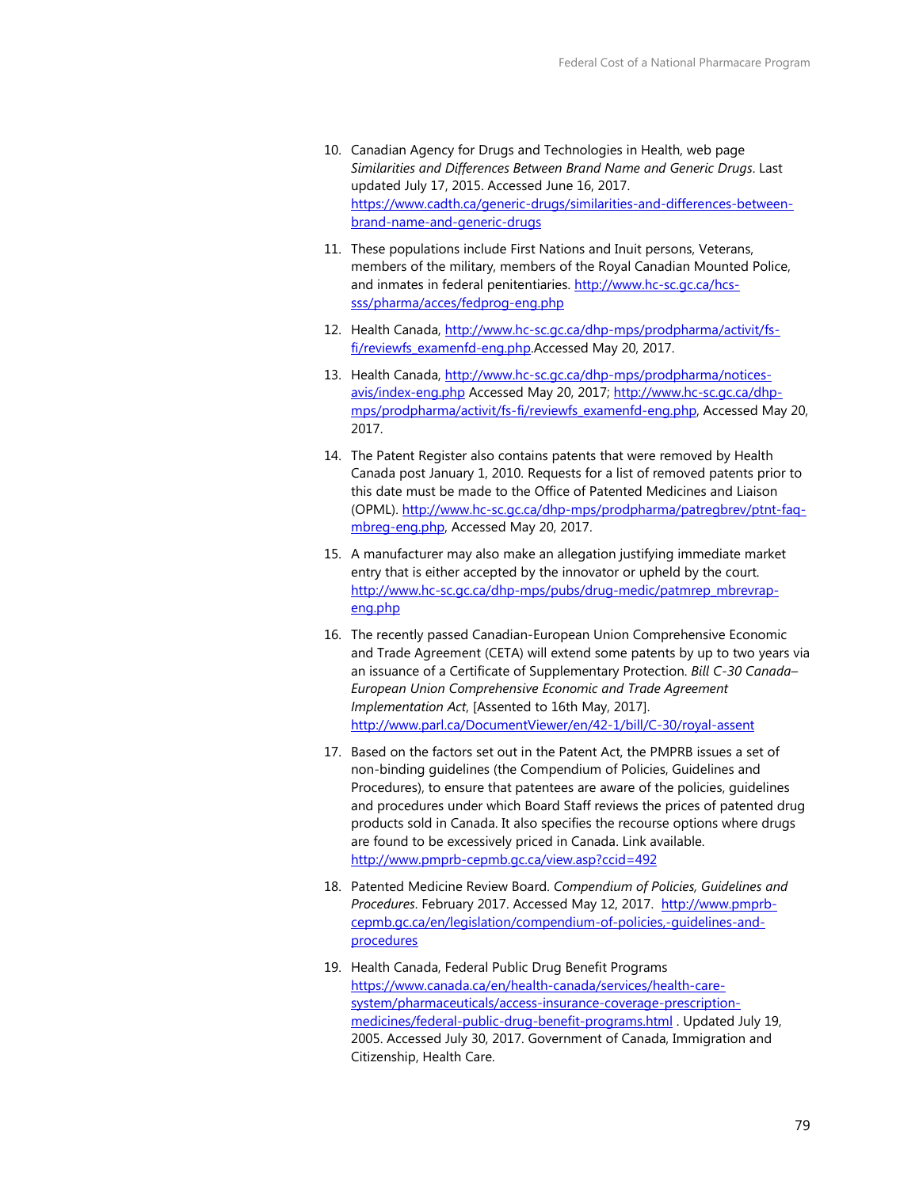10. Canadian Agency for Drugs and Technologies in Health, web page *Similarities and Differences Between Brand Name and Generic Drugs*. Last updated July 17, 2015. Accessed June 16, 2017. https://www.cadth.ca/generic-drugs/similarities-and-differences-between-brand-name-and-generic-drugs

11. These populations include First Nations and Inuit persons, Veterans, members of the military, members of the Royal Canadian Mounted Police, and inmates in federal penitentiaries. http://www.hc-sc.gc.ca/hcs-sss/pharma/acces/fedprog-eng.php

12. Health Canada, http://www.hc-sc.gc.ca/dhp-mps/prodpharma/activit/fs-fi/reviewfs_examenfd-eng.php.Accessed May 20, 2017.

13. Health Canada, http://www.hc-sc.gc.ca/dhp-mps/prodpharma/notices-avis/index-eng.php Accessed May 20, 2017; http://www.hc-sc.gc.ca/dhp-mps/prodpharma/activit/fs-fi/reviewfs_examenfd-eng.php, Accessed May 20, 2017.

14. The Patent Register also contains patents that were removed by Health Canada post January 1, 2010. Requests for a list of removed patents prior to this date must be made to the Office of Patented Medicines and Liaison (OPML). http://www.hc-sc.gc.ca/dhp-mps/prodpharma/patregbrev/ptnt-faq-mbreg-eng.php, Accessed May 20, 2017.

15. A manufacturer may also make an allegation justifying immediate market entry that is either accepted by the innovator or upheld by the court. http://www.hc-sc.gc.ca/dhp-mps/pubs/drug-medic/patmrep_mbrevrap-eng.php

16. The recently passed Canadian-European Union Comprehensive Economic and Trade Agreement (CETA) will extend some patents by up to two years via an issuance of a Certificate of Supplementary Protection. *Bill C-30 Canada–European Union Comprehensive Economic and Trade Agreement Implementation Act*, [Assented to 16th May, 2017]. http://www.parl.ca/DocumentViewer/en/42-1/bill/C-30/royal-assent

17. Based on the factors set out in the Patent Act, the PMPRB issues a set of non-binding guidelines (the Compendium of Policies, Guidelines and Procedures), to ensure that patentees are aware of the policies, guidelines and procedures under which Board Staff reviews the prices of patented drug products sold in Canada. It also specifies the recourse options where drugs are found to be excessively priced in Canada. Link available. http://www.pmprb-cepmb.gc.ca/view.asp?ccid=492

18. Patented Medicine Review Board. *Compendium of Policies, Guidelines and Procedures*. February 2017. Accessed May 12, 2017. http://www.pmprb-cepmb.gc.ca/en/legislation/compendium-of-policies,-guidelines-and-procedures

19. Health Canada, Federal Public Drug Benefit Programs https://www.canada.ca/en/health-canada/services/health-care-system/pharmaceuticals/access-insurance-coverage-prescription-medicines/federal-public-drug-benefit-programs.html . Updated July 19, 2005. Accessed July 30, 2017. Government of Canada, Immigration and Citizenship, Health Care.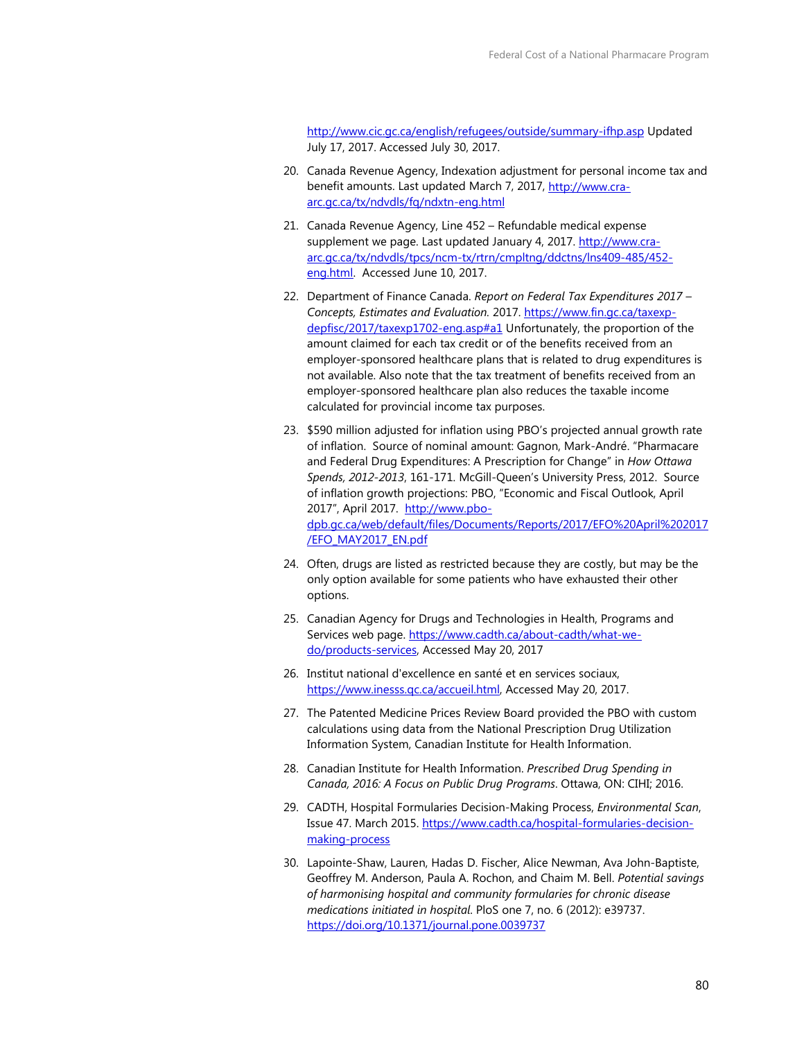http://www.cic.gc.ca/english/refugees/outside/summary-ifhp.asp Updated July 17, 2017. Accessed July 30, 2017.

20. Canada Revenue Agency, Indexation adjustment for personal income tax and benefit amounts. Last updated March 7, 2017, http://www.cra-arc.gc.ca/tx/ndvdls/fq/ndxtn-eng.html

21. Canada Revenue Agency, Line 452 – Refundable medical expense supplement we page. Last updated January 4, 2017. http://www.cra-arc.gc.ca/tx/ndvdls/tpcs/ncm-tx/rtrn/cmpltng/ddctns/lns409-485/452-eng.html. Accessed June 10, 2017.

22. Department of Finance Canada. *Report on Federal Tax Expenditures 2017 – Concepts, Estimates and Evaluation.* 2017. https://www.fin.gc.ca/taxexp-depfisc/2017/taxexp1702-eng.asp#a1 Unfortunately, the proportion of the amount claimed for each tax credit or of the benefits received from an employer-sponsored healthcare plans that is related to drug expenditures is not available. Also note that the tax treatment of benefits received from an employer-sponsored healthcare plan also reduces the taxable income calculated for provincial income tax purposes.

23. $590 million adjusted for inflation using PBO's projected annual growth rate of inflation. Source of nominal amount: Gagnon, Mark-André. "Pharmacare and Federal Drug Expenditures: A Prescription for Change" in *How Ottawa Spends, 2012-2013*, 161-171. McGill-Queen's University Press, 2012. Source of inflation growth projections: PBO, "Economic and Fiscal Outlook, April 2017", April 2017. http://www.pbo-dpb.gc.ca/web/default/files/Documents/Reports/2017/EFO%20April%202017/EFO_MAY2017_EN.pdf

24. Often, drugs are listed as restricted because they are costly, but may be the only option available for some patients who have exhausted their other options.

25. Canadian Agency for Drugs and Technologies in Health, Programs and Services web page. https://www.cadth.ca/about-cadth/what-we-do/products-services, Accessed May 20, 2017

26. Institut national d'excellence en santé et en services sociaux, https://www.inesss.qc.ca/accueil.html, Accessed May 20, 2017.

27. The Patented Medicine Prices Review Board provided the PBO with custom calculations using data from the National Prescription Drug Utilization Information System, Canadian Institute for Health Information.

28. Canadian Institute for Health Information. *Prescribed Drug Spending in Canada, 2016: A Focus on Public Drug Programs*. Ottawa, ON: CIHI; 2016.

29. CADTH, Hospital Formularies Decision-Making Process, *Environmental Scan*, Issue 47. March 2015. https://www.cadth.ca/hospital-formularies-decision-making-process

30. Lapointe-Shaw, Lauren, Hadas D. Fischer, Alice Newman, Ava John-Baptiste, Geoffrey M. Anderson, Paula A. Rochon, and Chaim M. Bell. *Potential savings of harmonising hospital and community formularies for chronic disease medications initiated in hospital*. PloS one 7, no. 6 (2012): e39737. https://doi.org/10.1371/journal.pone.0039737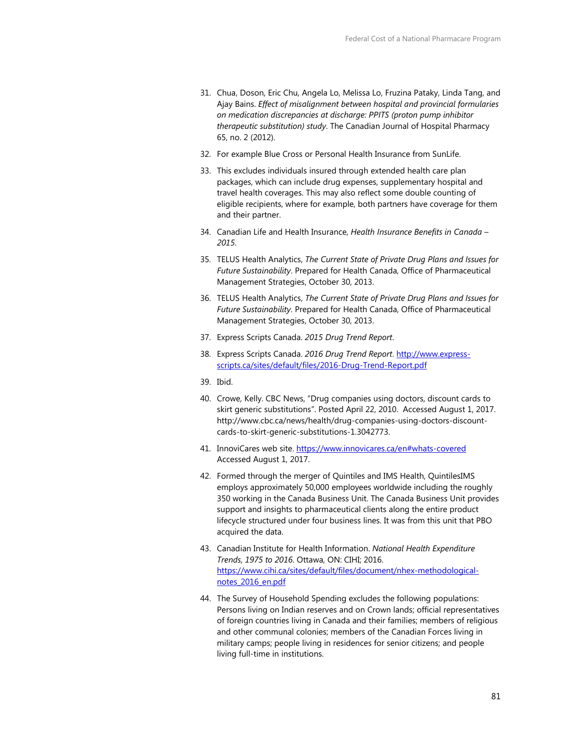31. Chua, Doson, Eric Chu, Angela Lo, Melissa Lo, Fruzina Pataky, Linda Tang, and Ajay Bains. *Effect of misalignment between hospital and provincial formularies on medication discrepancies at discharge: PPITS (proton pump inhibitor therapeutic substitution) study*. The Canadian Journal of Hospital Pharmacy 65, no. 2 (2012).

32. For example Blue Cross or Personal Health Insurance from SunLife.

33. This excludes individuals insured through extended health care plan packages, which can include drug expenses, supplementary hospital and travel health coverages. This may also reflect some double counting of eligible recipients, where for example, both partners have coverage for them and their partner.

34. Canadian Life and Health Insurance, *Health Insurance Benefits in Canada – 2015*.

35. TELUS Health Analytics, *The Current State of Private Drug Plans and Issues for Future Sustainability*. Prepared for Health Canada, Office of Pharmaceutical Management Strategies, October 30, 2013.

36. TELUS Health Analytics, *The Current State of Private Drug Plans and Issues for Future Sustainability*. Prepared for Health Canada, Office of Pharmaceutical Management Strategies, October 30, 2013.

37. Express Scripts Canada. *2015 Drug Trend Report*.

38. Express Scripts Canada. *2016 Drug Trend Report*. [http://www.express-scripts.ca/sites/default/files/2016-Drug-Trend-Report.pdf](http://www.express-scripts.ca/sites/default/files/2016-Drug-Trend-Report.pdf)

39. Ibid.

40. Crowe, Kelly. CBC News, "Drug companies using doctors, discount cards to skirt generic substitutions". Posted April 22, 2010. Accessed August 1, 2017. http://www.cbc.ca/news/health/drug-companies-using-doctors-discount-cards-to-skirt-generic-substitutions-1.3042773.

41. InnoviCares web site. [https://www.innovicares.ca/en#whats-covered](https://www.innovicares.ca/en#whats-covered) Accessed August 1, 2017.

42. Formed through the merger of Quintiles and IMS Health, QuintilesIMS employs approximately 50,000 employees worldwide including the roughly 350 working in the Canada Business Unit. The Canada Business Unit provides support and insights to pharmaceutical clients along the entire product lifecycle structured under four business lines. It was from this unit that PBO acquired the data.

43. Canadian Institute for Health Information. *National Health Expenditure Trends, 1975 to 2016*. Ottawa, ON: CIHI; 2016. [https://www.cihi.ca/sites/default/files/document/nhex-methodological-notes_2016_en.pdf](https://www.cihi.ca/sites/default/files/document/nhex-methodological-notes_2016_en.pdf)

44. The Survey of Household Spending excludes the following populations: Persons living on Indian reserves and on Crown lands; official representatives of foreign countries living in Canada and their families; members of religious and other communal colonies; members of the Canadian Forces living in military camps; people living in residences for senior citizens; and people living full-time in institutions.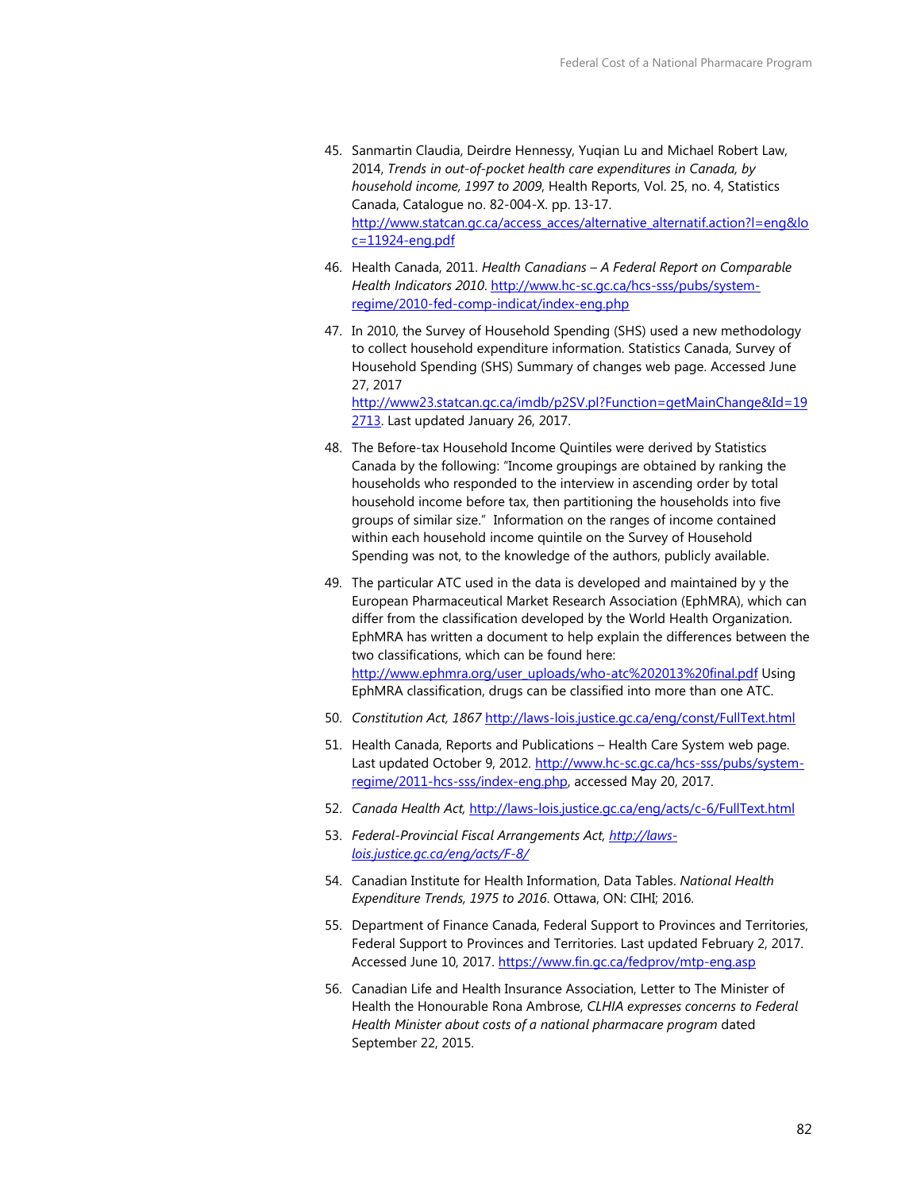45. Sanmartin Claudia, Deirdre Hennessy, Yuqian Lu and Michael Robert Law, 2014, *Trends in out-of-pocket health care expenditures in Canada, by household income, 1997 to 2009*, Health Reports, Vol. 25, no. 4, Statistics Canada, Catalogue no. 82-004-X. pp. 13-17. http://www.statcan.gc.ca/access_acces/alternative_alternatif.action?l=eng&loc=11924-eng.pdf

46. Health Canada, 2011. *Health Canadians – A Federal Report on Comparable Health Indicators 2010*. http://www.hc-sc.gc.ca/hcs-sss/pubs/system-regime/2010-fed-comp-indicat/index-eng.php

47. In 2010, the Survey of Household Spending (SHS) used a new methodology to collect household expenditure information. Statistics Canada, Survey of Household Spending (SHS) Summary of changes web page. Accessed June 27, 2017 http://www23.statcan.gc.ca/imdb/p2SV.pl?Function=getMainChange&Id=192713. Last updated January 26, 2017.

48. The Before-tax Household Income Quintiles were derived by Statistics Canada by the following: "Income groupings are obtained by ranking the households who responded to the interview in ascending order by total household income before tax, then partitioning the households into five groups of similar size." Information on the ranges of income contained within each household income quintile on the Survey of Household Spending was not, to the knowledge of the authors, publicly available.

49. The particular ATC used in the data is developed and maintained by y the European Pharmaceutical Market Research Association (EphMRA), which can differ from the classification developed by the World Health Organization. EphMRA has written a document to help explain the differences between the two classifications, which can be found here: http://www.ephmra.org/user_uploads/who-atc%202013%20final.pdf Using EphMRA classification, drugs can be classified into more than one ATC.

50. *Constitution Act, 1867* http://laws-lois.justice.gc.ca/eng/const/FullText.html

51. Health Canada, Reports and Publications – Health Care System web page. Last updated October 9, 2012. http://www.hc-sc.gc.ca/hcs-sss/pubs/system-regime/2011-hcs-sss/index-eng.php, accessed May 20, 2017.

52. *Canada Health Act,* http://laws-lois.justice.gc.ca/eng/acts/c-6/FullText.html

53. *Federal-Provincial Fiscal Arrangements Act, http://laws-lois.justice.gc.ca/eng/acts/F-8/*

54. Canadian Institute for Health Information, Data Tables. *National Health Expenditure Trends, 1975 to 2016*. Ottawa, ON: CIHI; 2016.

55. Department of Finance Canada, Federal Support to Provinces and Territories, Federal Support to Provinces and Territories. Last updated February 2, 2017. Accessed June 10, 2017. https://www.fin.gc.ca/fedprov/mtp-eng.asp

56. Canadian Life and Health Insurance Association, Letter to The Minister of Health the Honourable Rona Ambrose, *CLHIA expresses concerns to Federal Health Minister about costs of a national pharmacare program* dated September 22, 2015.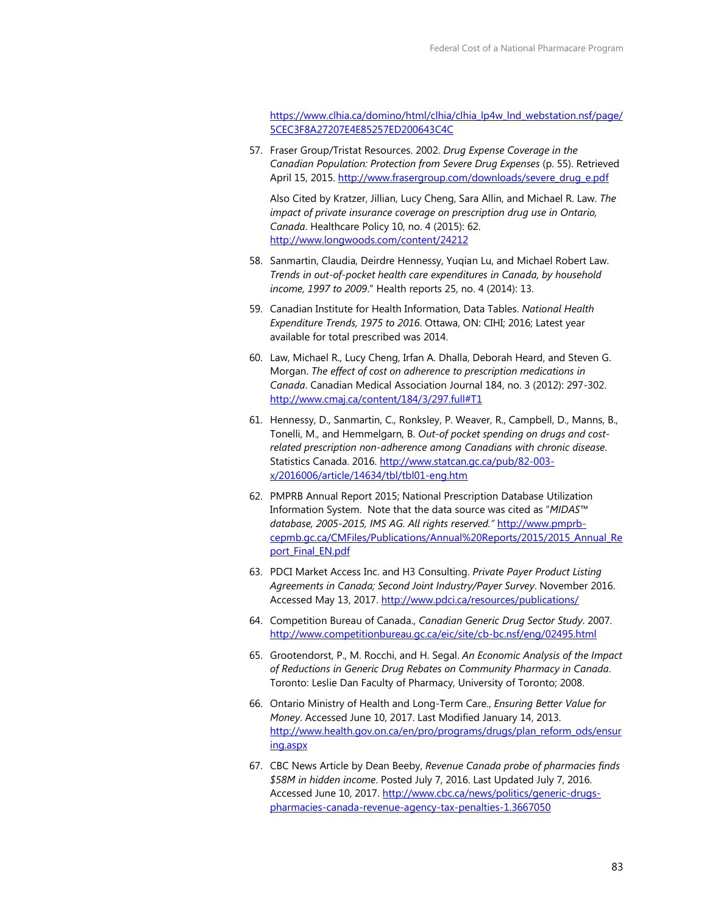https://www.clhia.ca/domino/html/clhia/clhia_lp4w_lnd_webstation.nsf/page/5CEC3F8A27207E4E85257ED200643C4C

57. Fraser Group/Tristat Resources. 2002. *Drug Expense Coverage in the Canadian Population: Protection from Severe Drug Expenses* (p. 55). Retrieved April 15, 2015. http://www.frasergroup.com/downloads/severe_drug_e.pdf

    Also Cited by Kratzer, Jillian, Lucy Cheng, Sara Allin, and Michael R. Law. *The impact of private insurance coverage on prescription drug use in Ontario, Canada*. Healthcare Policy 10, no. 4 (2015): 62. http://www.longwoods.com/content/24212

58. Sanmartin, Claudia, Deirdre Hennessy, Yuqian Lu, and Michael Robert Law. *Trends in out-of-pocket health care expenditures in Canada, by household income, 1997 to 2009*." Health reports 25, no. 4 (2014): 13.

59. Canadian Institute for Health Information, Data Tables. *National Health Expenditure Trends, 1975 to 2016*. Ottawa, ON: CIHI; 2016; Latest year available for total prescribed was 2014.

60. Law, Michael R., Lucy Cheng, Irfan A. Dhalla, Deborah Heard, and Steven G. Morgan. *The effect of cost on adherence to prescription medications in Canada*. Canadian Medical Association Journal 184, no. 3 (2012): 297-302. http://www.cmaj.ca/content/184/3/297.full#T1

61. Hennessy, D., Sanmartin, C., Ronksley, P. Weaver, R., Campbell, D., Manns, B., Tonelli, M., and Hemmelgarn, B. *Out-of pocket spending on drugs and cost-related prescription non-adherence among Canadians with chronic disease*. Statistics Canada. 2016. http://www.statcan.gc.ca/pub/82-003-x/2016006/article/14634/tbl/tbl01-eng.htm

62. PMPRB Annual Report 2015; National Prescription Database Utilization Information System. Note that the data source was cited as "*MIDAS™ database, 2005-2015, IMS AG. All rights reserved.*" http://www.pmprb-cepmb.gc.ca/CMFiles/Publications/Annual%20Reports/2015/2015_Annual_Report_Final_EN.pdf

63. PDCI Market Access Inc. and H3 Consulting. *Private Payer Product Listing Agreements in Canada; Second Joint Industry/Payer Survey*. November 2016. Accessed May 13, 2017. http://www.pdci.ca/resources/publications/

64. Competition Bureau of Canada., *Canadian Generic Drug Sector Study*. 2007. http://www.competitionbureau.gc.ca/eic/site/cb-bc.nsf/eng/02495.html

65. Grootendorst, P., M. Rocchi, and H. Segal. *An Economic Analysis of the Impact of Reductions in Generic Drug Rebates on Community Pharmacy in Canada*. Toronto: Leslie Dan Faculty of Pharmacy, University of Toronto; 2008.

66. Ontario Ministry of Health and Long-Term Care., *Ensuring Better Value for Money*. Accessed June 10, 2017. Last Modified January 14, 2013. http://www.health.gov.on.ca/en/pro/programs/drugs/plan_reform_ods/ensuring.aspx

67. CBC News Article by Dean Beeby, *Revenue Canada probe of pharmacies finds $58M in hidden income*. Posted July 7, 2016. Last Updated July 7, 2016. Accessed June 10, 2017. http://www.cbc.ca/news/politics/generic-drugs-pharmacies-canada-revenue-agency-tax-penalties-1.3667050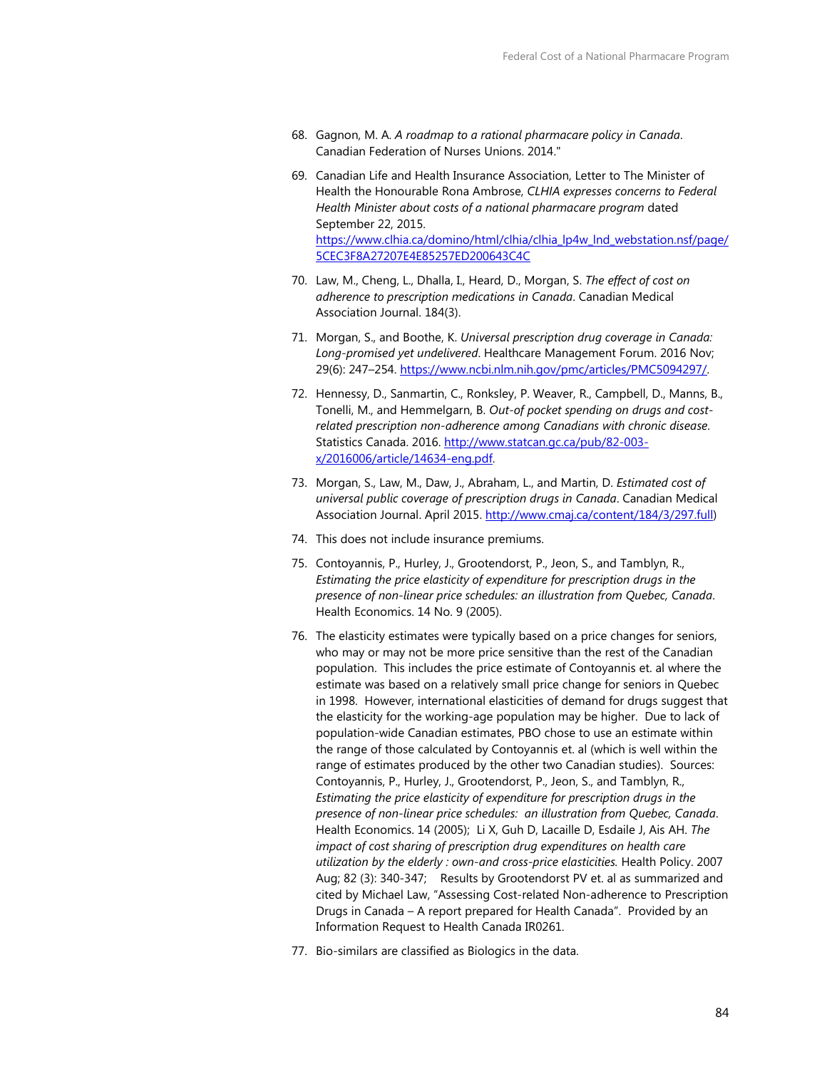68. Gagnon, M. A. *A roadmap to a rational pharmacare policy in Canada*. Canadian Federation of Nurses Unions. 2014."

69. Canadian Life and Health Insurance Association, Letter to The Minister of Health the Honourable Rona Ambrose, *CLHIA expresses concerns to Federal Health Minister about costs of a national pharmacare program* dated September 22, 2015. https://www.clhia.ca/domino/html/clhia/clhia_lp4w_lnd_webstation.nsf/page/5CEC3F8A27207E4E85257ED200643C4C

70. Law, M., Cheng, L., Dhalla, I., Heard, D., Morgan, S. *The effect of cost on adherence to prescription medications in Canada*. Canadian Medical Association Journal. 184(3).

71. Morgan, S., and Boothe, K. *Universal prescription drug coverage in Canada: Long-promised yet undelivered*. Healthcare Management Forum. 2016 Nov; 29(6): 247–254. https://www.ncbi.nlm.nih.gov/pmc/articles/PMC5094297/.

72. Hennessy, D., Sanmartin, C., Ronksley, P. Weaver, R., Campbell, D., Manns, B., Tonelli, M., and Hemmelgarn, B. *Out-of pocket spending on drugs and cost-related prescription non-adherence among Canadians with chronic disease*. Statistics Canada. 2016. http://www.statcan.gc.ca/pub/82-003-x/2016006/article/14634-eng.pdf.

73. Morgan, S., Law, M., Daw, J., Abraham, L., and Martin, D. *Estimated cost of universal public coverage of prescription drugs in Canada*. Canadian Medical Association Journal. April 2015. http://www.cmaj.ca/content/184/3/297.full)

74. This does not include insurance premiums.

75. Contoyannis, P., Hurley, J., Grootendorst, P., Jeon, S., and Tamblyn, R., *Estimating the price elasticity of expenditure for prescription drugs in the presence of non-linear price schedules: an illustration from Quebec, Canada*. Health Economics. 14 No. 9 (2005).

76. The elasticity estimates were typically based on a price changes for seniors, who may or may not be more price sensitive than the rest of the Canadian population. This includes the price estimate of Contoyannis et. al where the estimate was based on a relatively small price change for seniors in Quebec in 1998. However, international elasticities of demand for drugs suggest that the elasticity for the working-age population may be higher. Due to lack of population-wide Canadian estimates, PBO chose to use an estimate within the range of those calculated by Contoyannis et. al (which is well within the range of estimates produced by the other two Canadian studies). Sources: Contoyannis, P., Hurley, J., Grootendorst, P., Jeon, S., and Tamblyn, R., *Estimating the price elasticity of expenditure for prescription drugs in the presence of non-linear price schedules: an illustration from Quebec, Canada*. Health Economics. 14 (2005); Li X, Guh D, Lacaille D, Esdaile J, Ais AH. *The impact of cost sharing of prescription drug expenditures on health care utilization by the elderly : own-and cross-price elasticities.* Health Policy. 2007 Aug; 82 (3): 340-347; Results by Grootendorst PV et. al as summarized and cited by Michael Law, "Assessing Cost-related Non-adherence to Prescription Drugs in Canada – A report prepared for Health Canada". Provided by an Information Request to Health Canada IR0261.

77. Bio-similars are classified as Biologics in the data.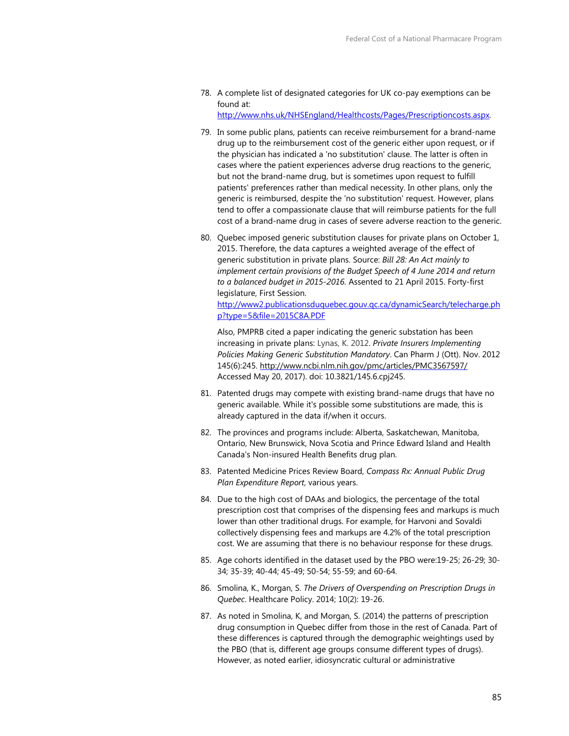78. A complete list of designated categories for UK co-pay exemptions can be found at: http://www.nhs.uk/NHSEngland/Healthcosts/Pages/Prescriptioncosts.aspx.

79. In some public plans, patients can receive reimbursement for a brand-name drug up to the reimbursement cost of the generic either upon request, or if the physician has indicated a 'no substitution' clause. The latter is often in cases where the patient experiences adverse drug reactions to the generic, but not the brand-name drug, but is sometimes upon request to fulfill patients' preferences rather than medical necessity. In other plans, only the generic is reimbursed, despite the 'no substitution' request. However, plans tend to offer a compassionate clause that will reimburse patients for the full cost of a brand-name drug in cases of severe adverse reaction to the generic.

80. Quebec imposed generic substitution clauses for private plans on October 1, 2015. Therefore, the data captures a weighted average of the effect of generic substitution in private plans. Source: *Bill 28: An Act mainly to implement certain provisions of the Budget Speech of 4 June 2014 and return to a balanced budget in 2015-2016.* Assented to 21 April 2015. Forty-first legislature, First Session. http://www2.publicationsduquebec.gouv.qc.ca/dynamicSearch/telecharge.php?type=5&file=2015C8A.PDF

    Also, PMPRB cited a paper indicating the generic substation has been increasing in private plans: Lynas, K. 2012. *Private Insurers Implementing Policies Making Generic Substitution Mandatory*. Can Pharm J (Ott). Nov. 2012 145(6):245. http://www.ncbi.nlm.nih.gov/pmc/articles/PMC3567597/ Accessed May 20, 2017). doi: 10.3821/145.6.cpj245.

81. Patented drugs may compete with existing brand-name drugs that have no generic available. While it's possible some substitutions are made, this is already captured in the data if/when it occurs.

82. The provinces and programs include: Alberta, Saskatchewan, Manitoba, Ontario, New Brunswick, Nova Scotia and Prince Edward Island and Health Canada's Non-insured Health Benefits drug plan.

83. Patented Medicine Prices Review Board, *Compass Rx: Annual Public Drug Plan Expenditure Report*, various years.

84. Due to the high cost of DAAs and biologics, the percentage of the total prescription cost that comprises of the dispensing fees and markups is much lower than other traditional drugs. For example, for Harvoni and Sovaldi collectively dispensing fees and markups are 4.2% of the total prescription cost. We are assuming that there is no behaviour response for these drugs.

85. Age cohorts identified in the dataset used by the PBO were:19-25; 26-29; 30-34; 35-39; 40-44; 45-49; 50-54; 55-59; and 60-64.

86. Smolina, K., Morgan, S. *The Drivers of Overspending on Prescription Drugs in Quebec*. Healthcare Policy. 2014; 10(2): 19-26.

87. As noted in Smolina, K, and Morgan, S. (2014) the patterns of prescription drug consumption in Quebec differ from those in the rest of Canada. Part of these differences is captured through the demographic weightings used by the PBO (that is, different age groups consume different types of drugs). However, as noted earlier, idiosyncratic cultural or administrative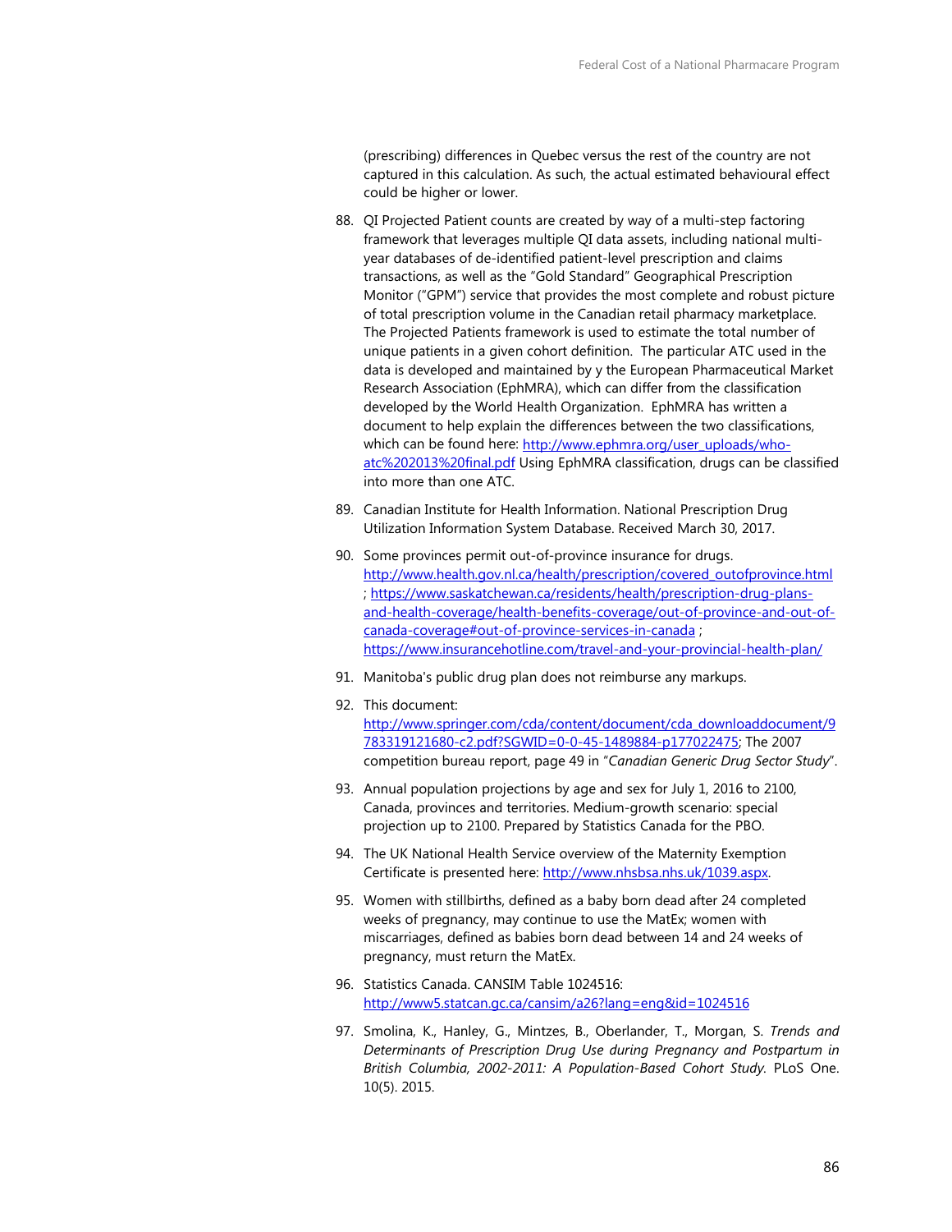(prescribing) differences in Quebec versus the rest of the country are not captured in this calculation. As such, the actual estimated behavioural effect could be higher or lower.

88. QI Projected Patient counts are created by way of a multi-step factoring framework that leverages multiple QI data assets, including national multi-year databases of de-identified patient-level prescription and claims transactions, as well as the "Gold Standard" Geographical Prescription Monitor ("GPM") service that provides the most complete and robust picture of total prescription volume in the Canadian retail pharmacy marketplace. The Projected Patients framework is used to estimate the total number of unique patients in a given cohort definition. The particular ATC used in the data is developed and maintained by y the European Pharmaceutical Market Research Association (EphMRA), which can differ from the classification developed by the World Health Organization. EphMRA has written a document to help explain the differences between the two classifications, which can be found here: http://www.ephmra.org/user_uploads/who-atc%202013%20final.pdf Using EphMRA classification, drugs can be classified into more than one ATC.

89. Canadian Institute for Health Information. National Prescription Drug Utilization Information System Database. Received March 30, 2017.

90. Some provinces permit out-of-province insurance for drugs. http://www.health.gov.nl.ca/health/prescription/covered_outofprovince.html ; https://www.saskatchewan.ca/residents/health/prescription-drug-plans-and-health-coverage/health-benefits-coverage/out-of-province-and-out-of-canada-coverage#out-of-province-services-in-canada ; https://www.insurancehotline.com/travel-and-your-provincial-health-plan/

91. Manitoba's public drug plan does not reimburse any markups.

92. This document: http://www.springer.com/cda/content/document/cda_downloaddocument/9783319121680-c2.pdf?SGWID=0-0-45-1489884-p177022475; The 2007 competition bureau report, page 49 in "*Canadian Generic Drug Sector Study*".

93. Annual population projections by age and sex for July 1, 2016 to 2100, Canada, provinces and territories. Medium-growth scenario: special projection up to 2100. Prepared by Statistics Canada for the PBO.

94. The UK National Health Service overview of the Maternity Exemption Certificate is presented here: http://www.nhsbsa.nhs.uk/1039.aspx.

95. Women with stillbirths, defined as a baby born dead after 24 completed weeks of pregnancy, may continue to use the MatEx; women with miscarriages, defined as babies born dead between 14 and 24 weeks of pregnancy, must return the MatEx.

96. Statistics Canada. CANSIM Table 1024516: http://www5.statcan.gc.ca/cansim/a26?lang=eng&id=1024516

97. Smolina, K., Hanley, G., Mintzes, B., Oberlander, T., Morgan, S. *Trends and Determinants of Prescription Drug Use during Pregnancy and Postpartum in British Columbia, 2002-2011: A Population-Based Cohort Study.* PLoS One. 10(5). 2015.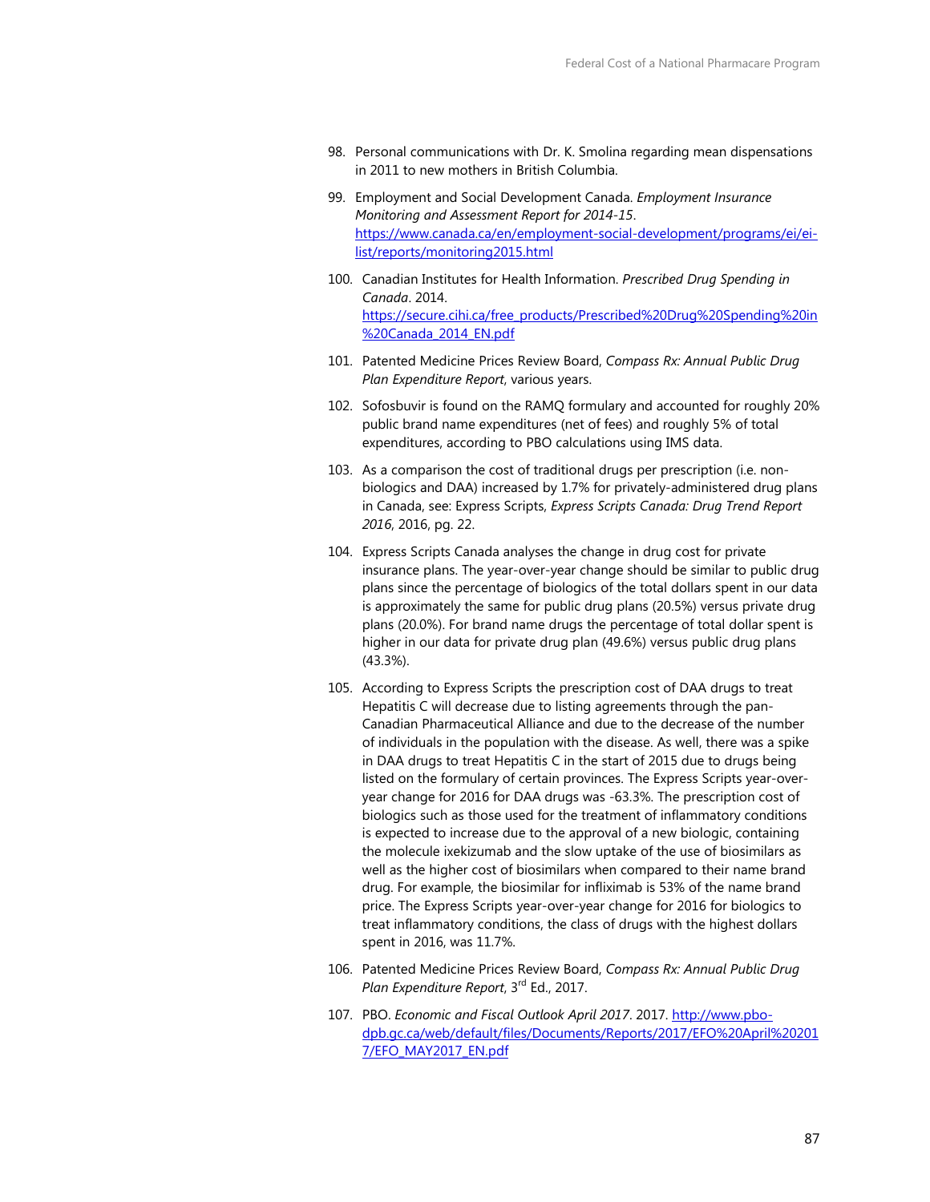98. Personal communications with Dr. K. Smolina regarding mean dispensations in 2011 to new mothers in British Columbia.

99. Employment and Social Development Canada. *Employment Insurance Monitoring and Assessment Report for 2014-15*. https://www.canada.ca/en/employment-social-development/programs/ei/ei-list/reports/monitoring2015.html

100. Canadian Institutes for Health Information. *Prescribed Drug Spending in Canada*. 2014. https://secure.cihi.ca/free_products/Prescribed%20Drug%20Spending%20in%20Canada_2014_EN.pdf

101. Patented Medicine Prices Review Board, *Compass Rx: Annual Public Drug Plan Expenditure Report*, various years.

102. Sofosbuvir is found on the RAMQ formulary and accounted for roughly 20% public brand name expenditures (net of fees) and roughly 5% of total expenditures, according to PBO calculations using IMS data.

103. As a comparison the cost of traditional drugs per prescription (i.e. non-biologics and DAA) increased by 1.7% for privately-administered drug plans in Canada, see: Express Scripts, *Express Scripts Canada: Drug Trend Report 2016*, 2016, pg. 22.

104. Express Scripts Canada analyses the change in drug cost for private insurance plans. The year-over-year change should be similar to public drug plans since the percentage of biologics of the total dollars spent in our data is approximately the same for public drug plans (20.5%) versus private drug plans (20.0%). For brand name drugs the percentage of total dollar spent is higher in our data for private drug plan (49.6%) versus public drug plans (43.3%).

105. According to Express Scripts the prescription cost of DAA drugs to treat Hepatitis C will decrease due to listing agreements through the pan-Canadian Pharmaceutical Alliance and due to the decrease of the number of individuals in the population with the disease. As well, there was a spike in DAA drugs to treat Hepatitis C in the start of 2015 due to drugs being listed on the formulary of certain provinces. The Express Scripts year-over-year change for 2016 for DAA drugs was -63.3%. The prescription cost of biologics such as those used for the treatment of inflammatory conditions is expected to increase due to the approval of a new biologic, containing the molecule ixekizumab and the slow uptake of the use of biosimilars as well as the higher cost of biosimilars when compared to their name brand drug. For example, the biosimilar for infliximab is 53% of the name brand price. The Express Scripts year-over-year change for 2016 for biologics to treat inflammatory conditions, the class of drugs with the highest dollars spent in 2016, was 11.7%.

106. Patented Medicine Prices Review Board, *Compass Rx: Annual Public Drug Plan Expenditure Report*, 3rd Ed., 2017.

107. PBO. *Economic and Fiscal Outlook April 2017*. 2017. http://www.pbo-dpb.gc.ca/web/default/files/Documents/Reports/2017/EFO%20April%202017/EFO_MAY2017_EN.pdf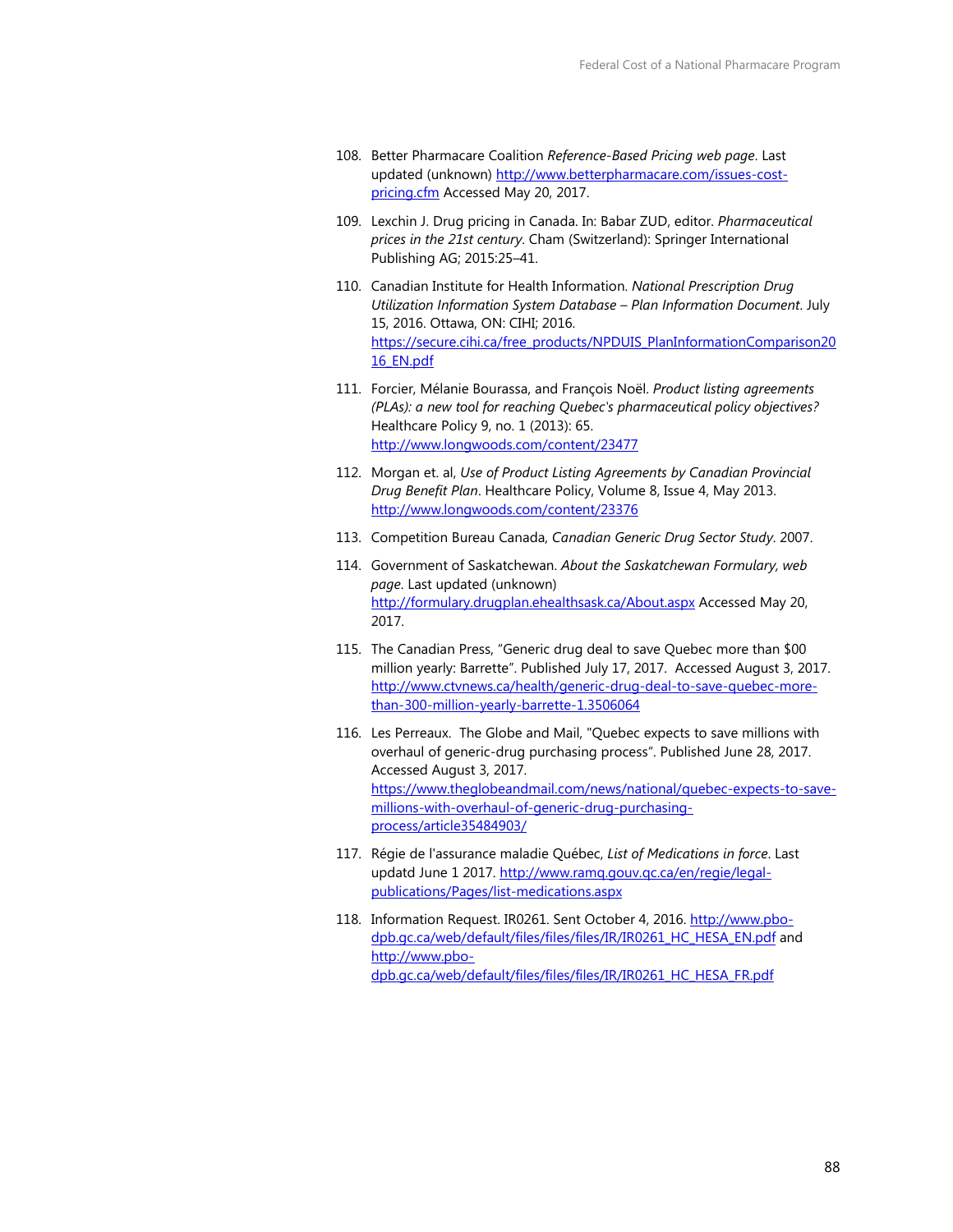108. Better Pharmacare Coalition *Reference-Based Pricing web page*. Last updated (unknown) http://www.betterpharmacare.com/issues-cost-pricing.cfm Accessed May 20, 2017.

109. Lexchin J. Drug pricing in Canada. In: Babar ZUD, editor. *Pharmaceutical prices in the 21st century*. Cham (Switzerland): Springer International Publishing AG; 2015:25–41.

110. Canadian Institute for Health Information. *National Prescription Drug Utilization Information System Database – Plan Information Document*. July 15, 2016. Ottawa, ON: CIHI; 2016. https://secure.cihi.ca/free_products/NPDUIS_PlanInformationComparison2016_EN.pdf

111. Forcier, Mélanie Bourassa, and François Noël. *Product listing agreements (PLAs): a new tool for reaching Quebec's pharmaceutical policy objectives?* Healthcare Policy 9, no. 1 (2013): 65. http://www.longwoods.com/content/23477

112. Morgan et. al, *Use of Product Listing Agreements by Canadian Provincial Drug Benefit Plan*. Healthcare Policy, Volume 8, Issue 4, May 2013. http://www.longwoods.com/content/23376

113. Competition Bureau Canada, *Canadian Generic Drug Sector Study*. 2007.

114. Government of Saskatchewan. *About the Saskatchewan Formulary, web page*. Last updated (unknown) http://formulary.drugplan.ehealthsask.ca/About.aspx Accessed May 20, 2017.

115. The Canadian Press, "Generic drug deal to save Quebec more than $00 million yearly: Barrette". Published July 17, 2017. Accessed August 3, 2017. http://www.ctvnews.ca/health/generic-drug-deal-to-save-quebec-more-than-300-million-yearly-barrette-1.3506064

116. Les Perreaux. The Globe and Mail, "Quebec expects to save millions with overhaul of generic-drug purchasing process". Published June 28, 2017. Accessed August 3, 2017. https://www.theglobeandmail.com/news/national/quebec-expects-to-save-millions-with-overhaul-of-generic-drug-purchasing-process/article35484903/

117. Régie de l'assurance maladie Québec, *List of Medications in force*. Last updatd June 1 2017. http://www.ramq.gouv.qc.ca/en/regie/legal-publications/Pages/list-medications.aspx

118. Information Request. IR0261. Sent October 4, 2016. http://www.pbo-dpb.gc.ca/web/default/files/files/files/IR/IR0261_HC_HESA_EN.pdf and http://www.pbo-dpb.gc.ca/web/default/files/files/files/IR/IR0261_HC_HESA_FR.pdf